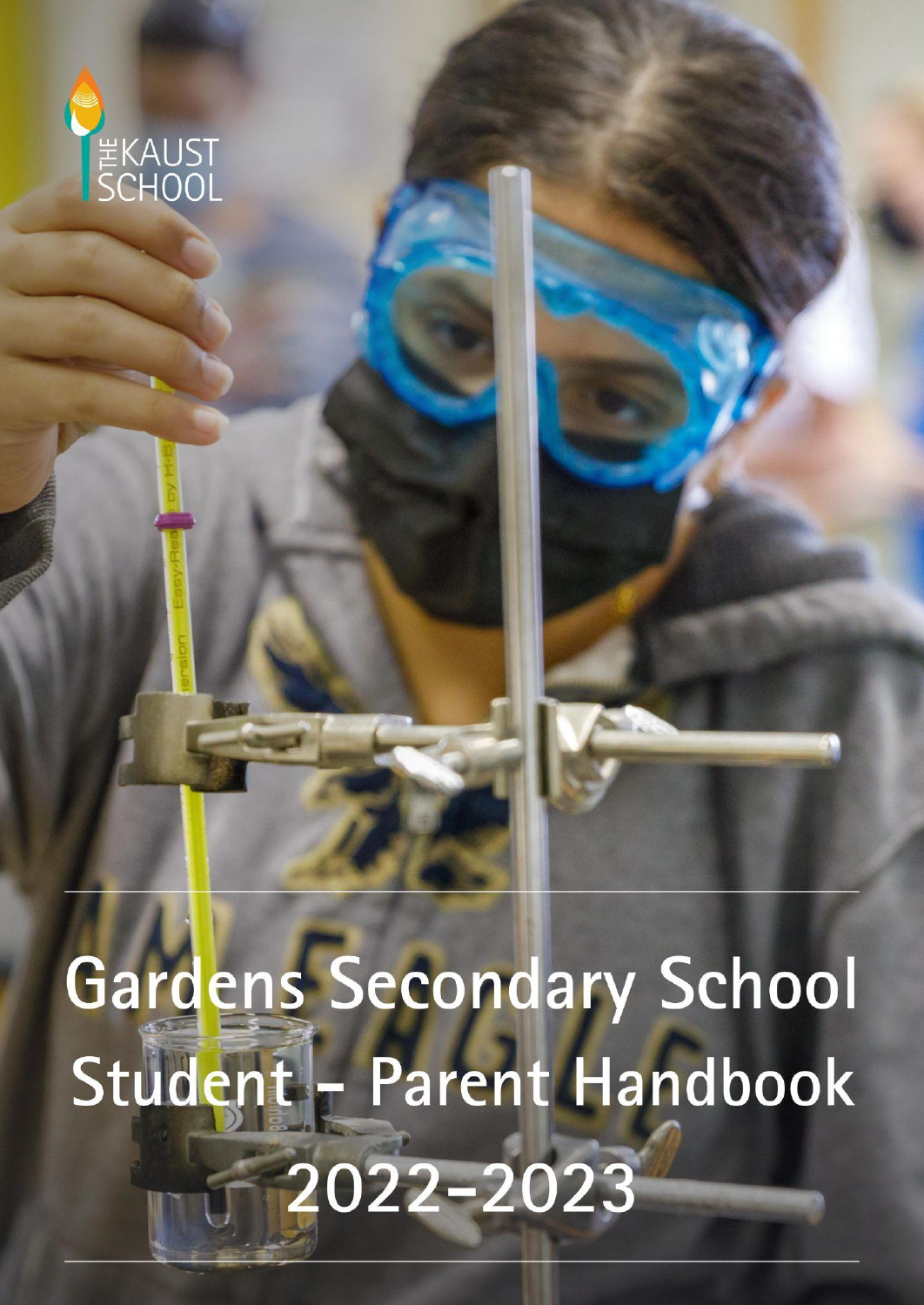THE KAUST SCHOOL

# Gardens Secondary School Student – Parent Handbook 2022–2023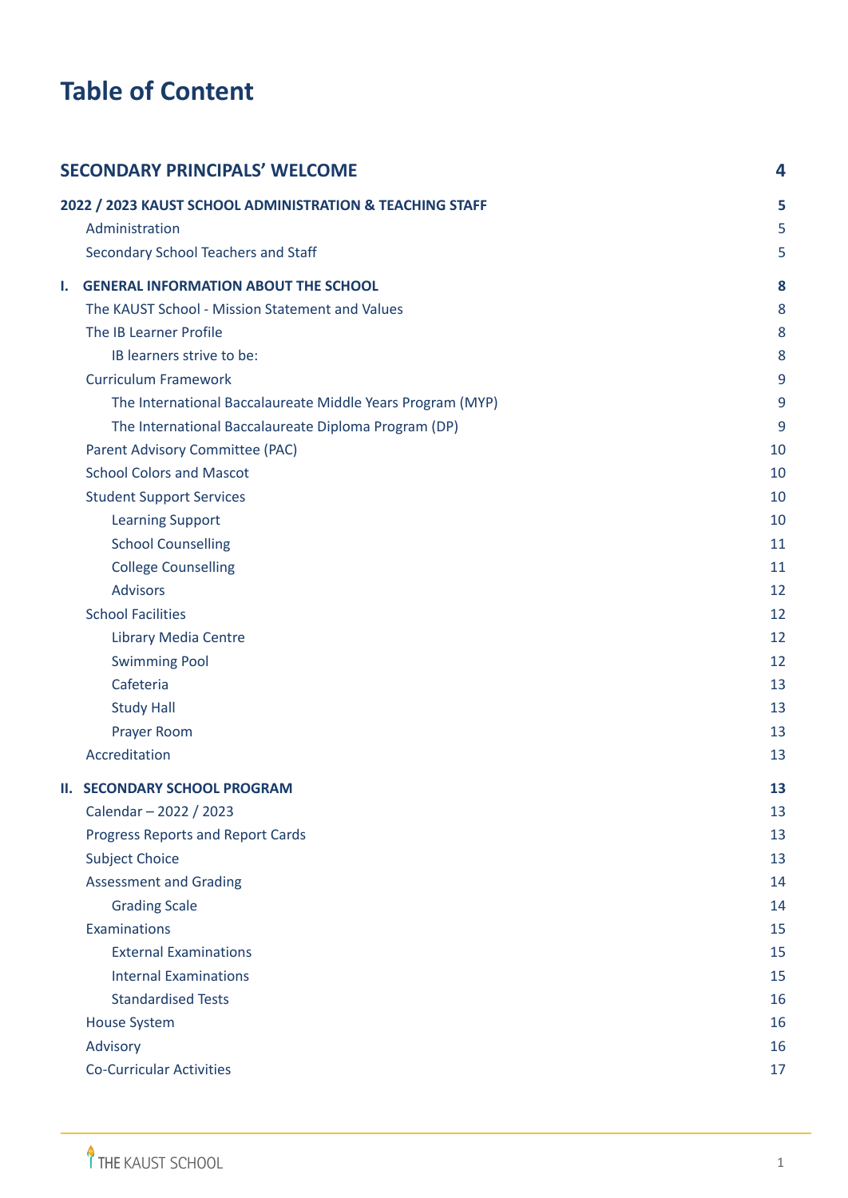# Table of Content

| | |
|---|---|
| **SECONDARY PRINCIPALS' WELCOME** | **4** |
| **2022 / 2023 KAUST SCHOOL ADMINISTRATION & TEACHING STAFF** | **5** |
| Administration | 5 |
| Secondary School Teachers and Staff | 5 |
| **I. GENERAL INFORMATION ABOUT THE SCHOOL** | **8** |
| The KAUST School - Mission Statement and Values | 8 |
| The IB Learner Profile | 8 |
| IB learners strive to be: | 8 |
| Curriculum Framework | 9 |
| The International Baccalaureate Middle Years Program (MYP) | 9 |
| The International Baccalaureate Diploma Program (DP) | 9 |
| Parent Advisory Committee (PAC) | 10 |
| School Colors and Mascot | 10 |
| Student Support Services | 10 |
| Learning Support | 10 |
| School Counselling | 11 |
| College Counselling | 11 |
| Advisors | 12 |
| School Facilities | 12 |
| Library Media Centre | 12 |
| Swimming Pool | 12 |
| Cafeteria | 13 |
| Study Hall | 13 |
| Prayer Room | 13 |
| Accreditation | 13 |
| **II. SECONDARY SCHOOL PROGRAM** | **13** |
| Calendar – 2022 / 2023 | 13 |
| Progress Reports and Report Cards | 13 |
| Subject Choice | 13 |
| Assessment and Grading | 14 |
| Grading Scale | 14 |
| Examinations | 15 |
| External Examinations | 15 |
| Internal Examinations | 15 |
| Standardised Tests | 16 |
| House System | 16 |
| Advisory | 16 |
| Co-Curricular Activities | 17 |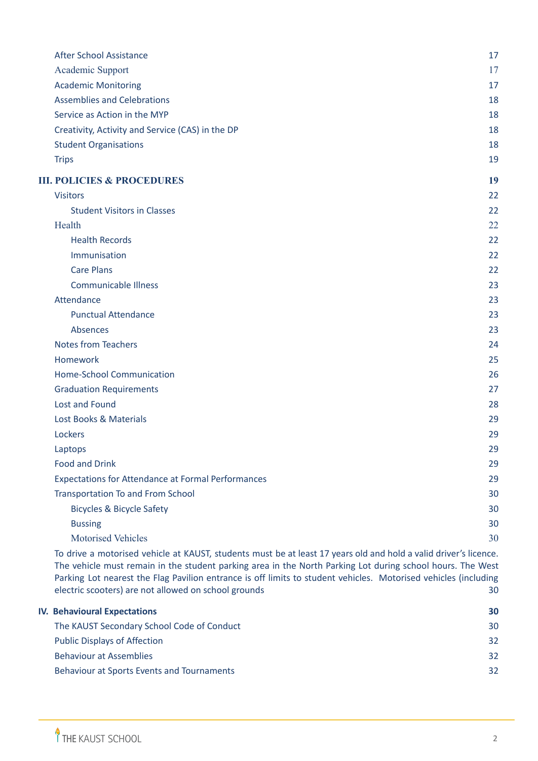- After School Assistance 17
- Academic Support 17
- Academic Monitoring 17
- Assemblies and Celebrations 18
- Service as Action in the MYP 18
- Creativity, Activity and Service (CAS) in the DP 18
- Student Organisations 18
- Trips 19

**III. POLICIES & PROCEDURES 19**

- Visitors 22
  - Student Visitors in Classes 22
- Health 22
  - Health Records 22
  - Immunisation 22
  - Care Plans 22
  - Communicable Illness 23
- Attendance 23
  - Punctual Attendance 23
  - Absences 23
- Notes from Teachers 24
- Homework 25
- Home-School Communication 26
- Graduation Requirements 27
- Lost and Found 28
- Lost Books & Materials 29
- Lockers 29
- Laptops 29
- Food and Drink 29
- Expectations for Attendance at Formal Performances 29
- Transportation To and From School 30
  - Bicycles & Bicycle Safety 30
  - Bussing 30
  - Motorised Vehicles 30
- To drive a motorised vehicle at KAUST, students must be at least 17 years old and hold a valid driver's licence. The vehicle must remain in the student parking area in the North Parking Lot during school hours. The West Parking Lot nearest the Flag Pavilion entrance is off limits to student vehicles. Motorised vehicles (including electric scooters) are not allowed on school grounds 30

**IV. Behavioural Expectations 30**

- The KAUST Secondary School Code of Conduct 30
- Public Displays of Affection 32
- Behaviour at Assemblies 32
- Behaviour at Sports Events and Tournaments 32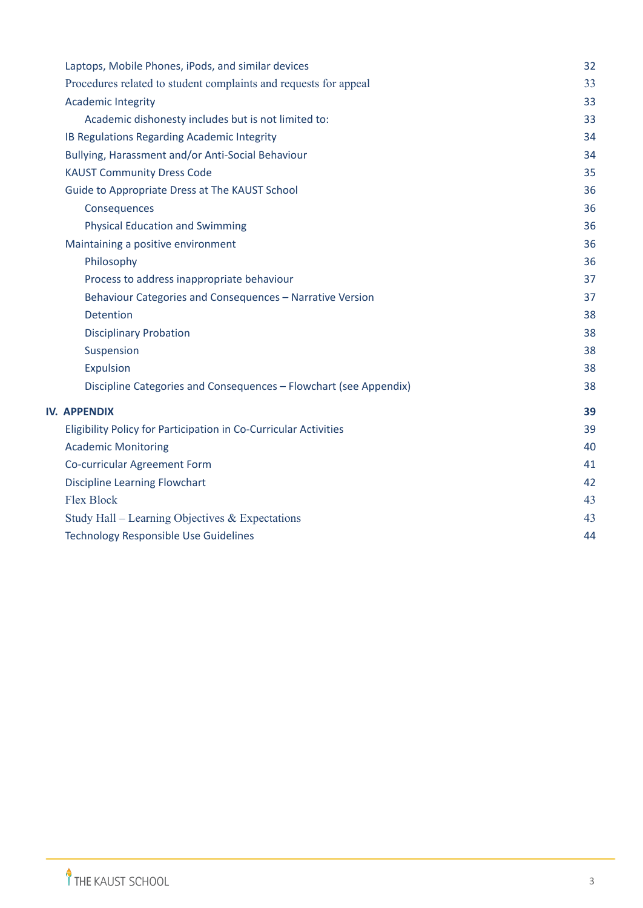| | |
|---|---|
| Laptops, Mobile Phones, iPods, and similar devices | 32 |
| Procedures related to student complaints and requests for appeal | 33 |
| Academic Integrity | 33 |
| &nbsp;&nbsp;&nbsp;&nbsp;Academic dishonesty includes but is not limited to: | 33 |
| IB Regulations Regarding Academic Integrity | 34 |
| Bullying, Harassment and/or Anti-Social Behaviour | 34 |
| KAUST Community Dress Code | 35 |
| Guide to Appropriate Dress at The KAUST School | 36 |
| &nbsp;&nbsp;&nbsp;&nbsp;Consequences | 36 |
| &nbsp;&nbsp;&nbsp;&nbsp;Physical Education and Swimming | 36 |
| Maintaining a positive environment | 36 |
| &nbsp;&nbsp;&nbsp;&nbsp;Philosophy | 36 |
| &nbsp;&nbsp;&nbsp;&nbsp;Process to address inappropriate behaviour | 37 |
| &nbsp;&nbsp;&nbsp;&nbsp;Behaviour Categories and Consequences – Narrative Version | 37 |
| &nbsp;&nbsp;&nbsp;&nbsp;Detention | 38 |
| &nbsp;&nbsp;&nbsp;&nbsp;Disciplinary Probation | 38 |
| &nbsp;&nbsp;&nbsp;&nbsp;Suspension | 38 |
| &nbsp;&nbsp;&nbsp;&nbsp;Expulsion | 38 |
| &nbsp;&nbsp;&nbsp;&nbsp;Discipline Categories and Consequences – Flowchart (see Appendix) | 38 |
| **IV. APPENDIX** | **39** |
| Eligibility Policy for Participation in Co-Curricular Activities | 39 |
| Academic Monitoring | 40 |
| Co-curricular Agreement Form | 41 |
| Discipline Learning Flowchart | 42 |
| Flex Block | 43 |
| Study Hall – Learning Objectives & Expectations | 43 |
| Technology Responsible Use Guidelines | 44 |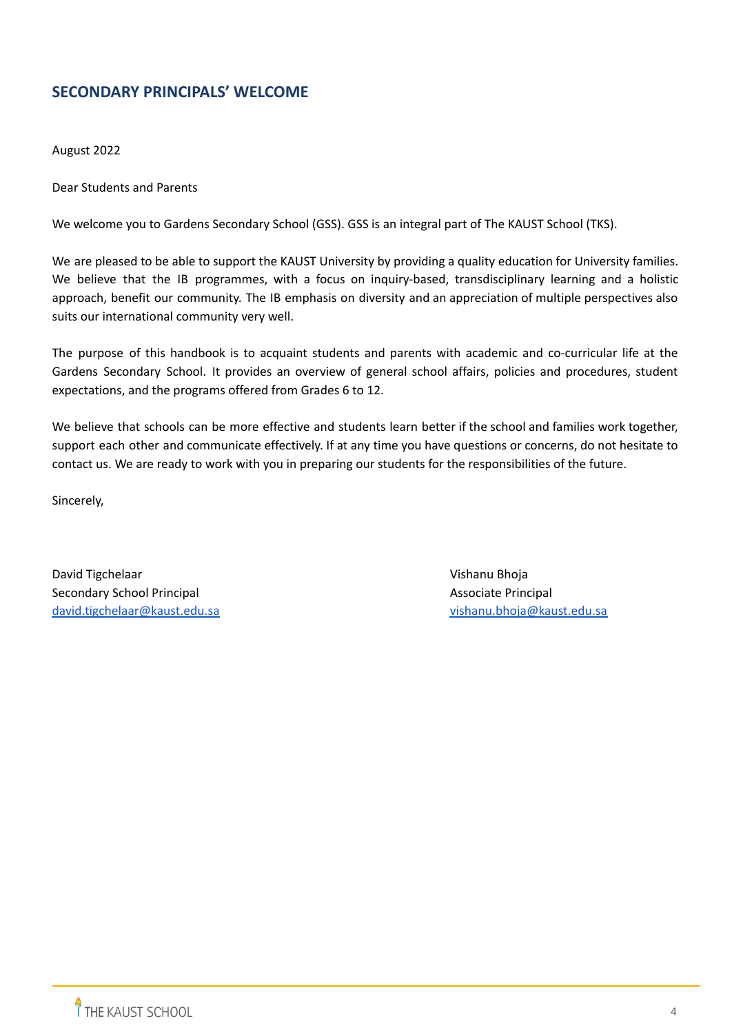## SECONDARY PRINCIPALS' WELCOME

August 2022

Dear Students and Parents

We welcome you to Gardens Secondary School (GSS). GSS is an integral part of The KAUST School (TKS).

We are pleased to be able to support the KAUST University by providing a quality education for University families. We believe that the IB programmes, with a focus on inquiry-based, transdisciplinary learning and a holistic approach, benefit our community. The IB emphasis on diversity and an appreciation of multiple perspectives also suits our international community very well.

The purpose of this handbook is to acquaint students and parents with academic and co-curricular life at the Gardens Secondary School. It provides an overview of general school affairs, policies and procedures, student expectations, and the programs offered from Grades 6 to 12.

We believe that schools can be more effective and students learn better if the school and families work together, support each other and communicate effectively. If at any time you have questions or concerns, do not hesitate to contact us. We are ready to work with you in preparing our students for the responsibilities of the future.

Sincerely,

David Tigchelaar
Secondary School Principal
david.tigchelaar@kaust.edu.sa

Vishanu Bhoja
Associate Principal
vishanu.bhoja@kaust.edu.sa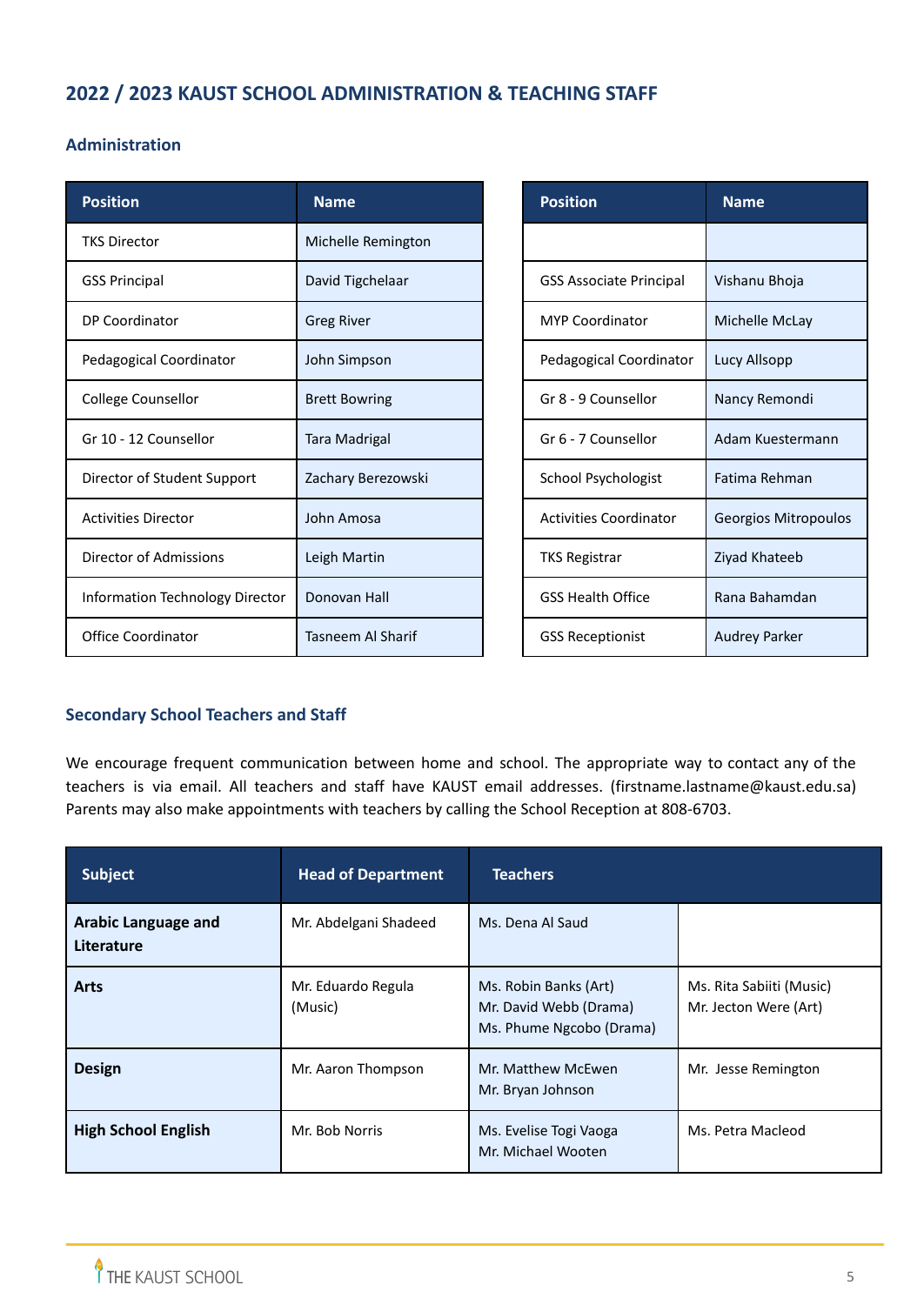## 2022 / 2023 KAUST SCHOOL ADMINISTRATION & TEACHING STAFF

### Administration

| Position | Name |
|---|---|
| TKS Director | Michelle Remington |
| GSS Principal | David Tigchelaar |
| DP Coordinator | Greg River |
| Pedagogical Coordinator | John Simpson |
| College Counsellor | Brett Bowring |
| Gr 10 - 12 Counsellor | Tara Madrigal |
| Director of Student Support | Zachary Berezowski |
| Activities Director | John Amosa |
| Director of Admissions | Leigh Martin |
| Information Technology Director | Donovan Hall |
| Office Coordinator | Tasneem Al Sharif |

| Position | Name |
|---|---|
| | |
| GSS Associate Principal | Vishanu Bhoja |
| MYP Coordinator | Michelle McLay |
| Pedagogical Coordinator | Lucy Allsopp |
| Gr 8 - 9 Counsellor | Nancy Remondi |
| Gr 6 - 7 Counsellor | Adam Kuestermann |
| School Psychologist | Fatima Rehman |
| Activities Coordinator | Georgios Mitropoulos |
| TKS Registrar | Ziyad Khateeb |
| GSS Health Office | Rana Bahamdan |
| GSS Receptionist | Audrey Parker |

### Secondary School Teachers and Staff

We encourage frequent communication between home and school. The appropriate way to contact any of the teachers is via email. All teachers and staff have KAUST email addresses. (firstname.lastname@kaust.edu.sa) Parents may also make appointments with teachers by calling the School Reception at 808-6703.

| Subject | Head of Department | Teachers | |
|---|---|---|---|
| **Arabic Language and Literature** | Mr. Abdelgani Shadeed | Ms. Dena Al Saud | |
| **Arts** | Mr. Eduardo Regula (Music) | Ms. Robin Banks (Art)<br>Mr. David Webb (Drama)<br>Ms. Phume Ngcobo (Drama) | Ms. Rita Sabiiti (Music)<br>Mr. Jecton Were (Art) |
| **Design** | Mr. Aaron Thompson | Mr. Matthew McEwen<br>Mr. Bryan Johnson | Mr. Jesse Remington |
| **High School English** | Mr. Bob Norris | Ms. Evelise Togi Vaoga<br>Mr. Michael Wooten | Ms. Petra Macleod |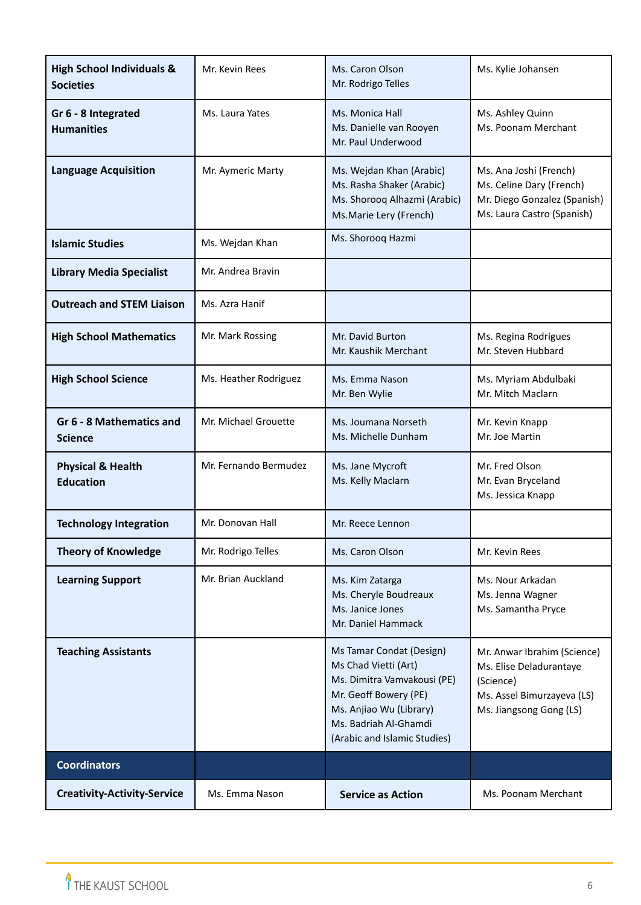| | | | |
|---|---|---|---|
| **High School Individuals & Societies** | Mr. Kevin Rees | Ms. Caron Olson<br>Mr. Rodrigo Telles | Ms. Kylie Johansen |
| **Gr 6 - 8 Integrated Humanities** | Ms. Laura Yates | Ms. Monica Hall<br>Ms. Danielle van Rooyen<br>Mr. Paul Underwood | Ms. Ashley Quinn<br>Ms. Poonam Merchant |
| **Language Acquisition** | Mr. Aymeric Marty | Ms. Wejdan Khan (Arabic)<br>Ms. Rasha Shaker (Arabic)<br>Ms. Shorooq Alhazmi (Arabic)<br>Ms.Marie Lery (French) | Ms. Ana Joshi (French)<br>Ms. Celine Dary (French)<br>Mr. Diego Gonzalez (Spanish)<br>Ms. Laura Castro (Spanish) |
| **Islamic Studies** | Ms. Wejdan Khan | Ms. Shorooq Hazmi | |
| **Library Media Specialist** | Mr. Andrea Bravin | | |
| **Outreach and STEM Liaison** | Ms. Azra Hanif | | |
| **High School Mathematics** | Mr. Mark Rossing | Mr. David Burton<br>Mr. Kaushik Merchant | Ms. Regina Rodrigues<br>Mr. Steven Hubbard |
| **High School Science** | Ms. Heather Rodriguez | Ms. Emma Nason<br>Mr. Ben Wylie | Ms. Myriam Abdulbaki<br>Mr. Mitch Maclarn |
| **Gr 6 - 8 Mathematics and Science** | Mr. Michael Grouette | Ms. Joumana Norseth<br>Ms. Michelle Dunham | Mr. Kevin Knapp<br>Mr. Joe Martin |
| **Physical & Health Education** | Mr. Fernando Bermudez | Ms. Jane Mycroft<br>Ms. Kelly Maclarn | Mr. Fred Olson<br>Mr. Evan Bryceland<br>Ms. Jessica Knapp |
| **Technology Integration** | Mr. Donovan Hall | Mr. Reece Lennon | |
| **Theory of Knowledge** | Mr. Rodrigo Telles | Ms. Caron Olson | Mr. Kevin Rees |
| **Learning Support** | Mr. Brian Auckland | Ms. Kim Zatarga<br>Ms. Cheryle Boudreaux<br>Ms. Janice Jones<br>Mr. Daniel Hammack | Ms. Nour Arkadan<br>Ms. Jenna Wagner<br>Ms. Samantha Pryce |
| **Teaching Assistants** | | Ms Tamar Condat (Design)<br>Ms Chad Vietti (Art)<br>Ms. Dimitra Vamvakousi (PE)<br>Mr. Geoff Bowery (PE)<br>Ms. Anjiao Wu (Library)<br>Ms. Badriah Al-Ghamdi (Arabic and Islamic Studies) | Mr. Anwar Ibrahim (Science)<br>Ms. Elise Deladurantaye (Science)<br>Ms. Assel Bimurzayeva (LS)<br>Ms. Jiangsong Gong (LS) |
| **Coordinators** | | | |
| **Creativity-Activity-Service** | Ms. Emma Nason | **Service as Action** | Ms. Poonam Merchant |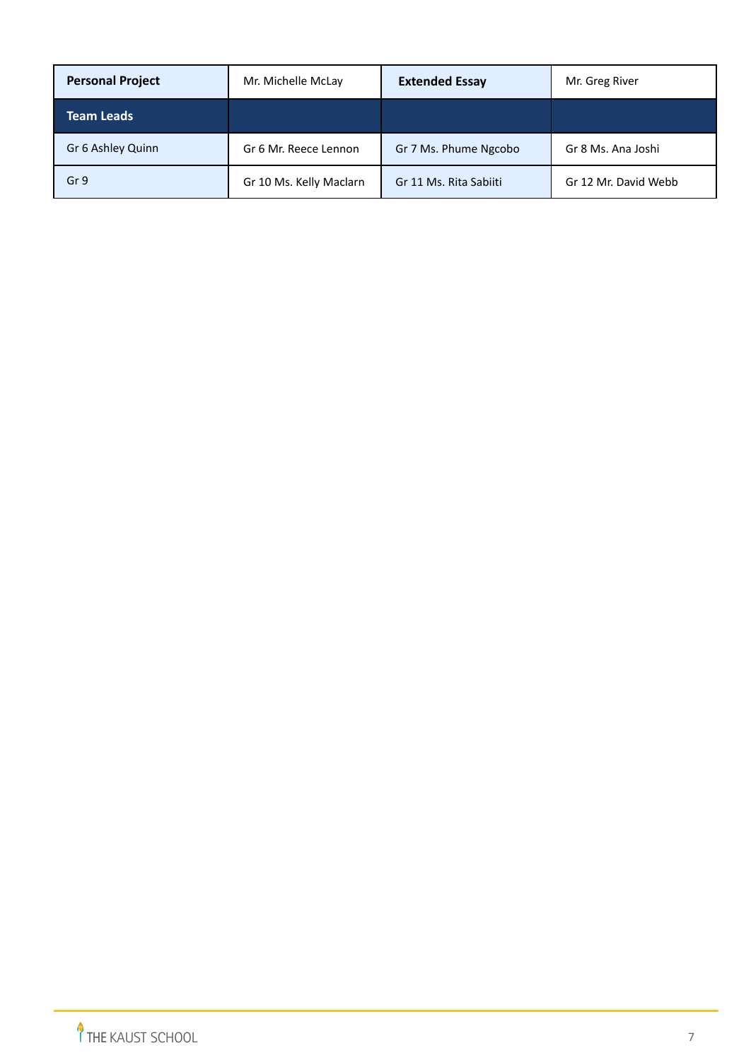| **Personal Project** | Mr. Michelle McLay | **Extended Essay** | Mr. Greg River |
|---|---|---|---|
| **Team Leads** | | | |
| Gr 6 Ashley Quinn | Gr 6 Mr. Reece Lennon | Gr 7 Ms. Phume Ngcobo | Gr 8 Ms. Ana Joshi |
| Gr 9 | Gr 10 Ms. Kelly Maclarn | Gr 11 Ms. Rita Sabiiti | Gr 12 Mr. David Webb |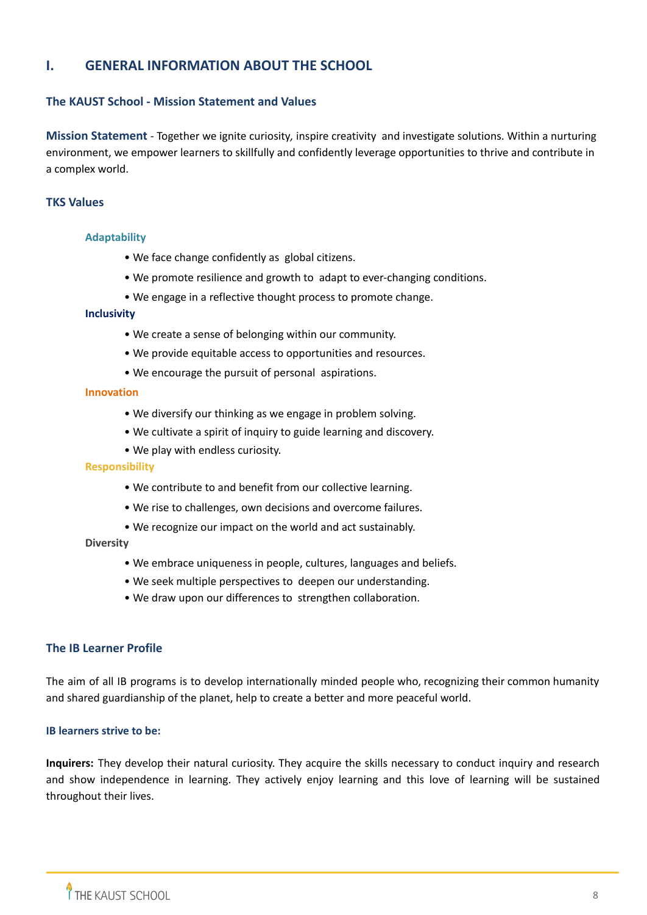# I. GENERAL INFORMATION ABOUT THE SCHOOL

## The KAUST School - Mission Statement and Values

**Mission Statement** - Together we ignite curiosity, inspire creativity and investigate solutions. Within a nurturing environment, we empower learners to skillfully and confidently leverage opportunities to thrive and contribute in a complex world.

### TKS Values

#### Adaptability

- We face change confidently as global citizens.
- We promote resilience and growth to adapt to ever-changing conditions.
- We engage in a reflective thought process to promote change.

#### Inclusivity

- We create a sense of belonging within our community.
- We provide equitable access to opportunities and resources.
- We encourage the pursuit of personal aspirations.

#### Innovation

- We diversify our thinking as we engage in problem solving.
- We cultivate a spirit of inquiry to guide learning and discovery.
- We play with endless curiosity.

#### Responsibility

- We contribute to and benefit from our collective learning.
- We rise to challenges, own decisions and overcome failures.
- We recognize our impact on the world and act sustainably.

#### Diversity

- We embrace uniqueness in people, cultures, languages and beliefs.
- We seek multiple perspectives to deepen our understanding.
- We draw upon our differences to strengthen collaboration.

## The IB Learner Profile

The aim of all IB programs is to develop internationally minded people who, recognizing their common humanity and shared guardianship of the planet, help to create a better and more peaceful world.

### IB learners strive to be:

**Inquirers:** They develop their natural curiosity. They acquire the skills necessary to conduct inquiry and research and show independence in learning. They actively enjoy learning and this love of learning will be sustained throughout their lives.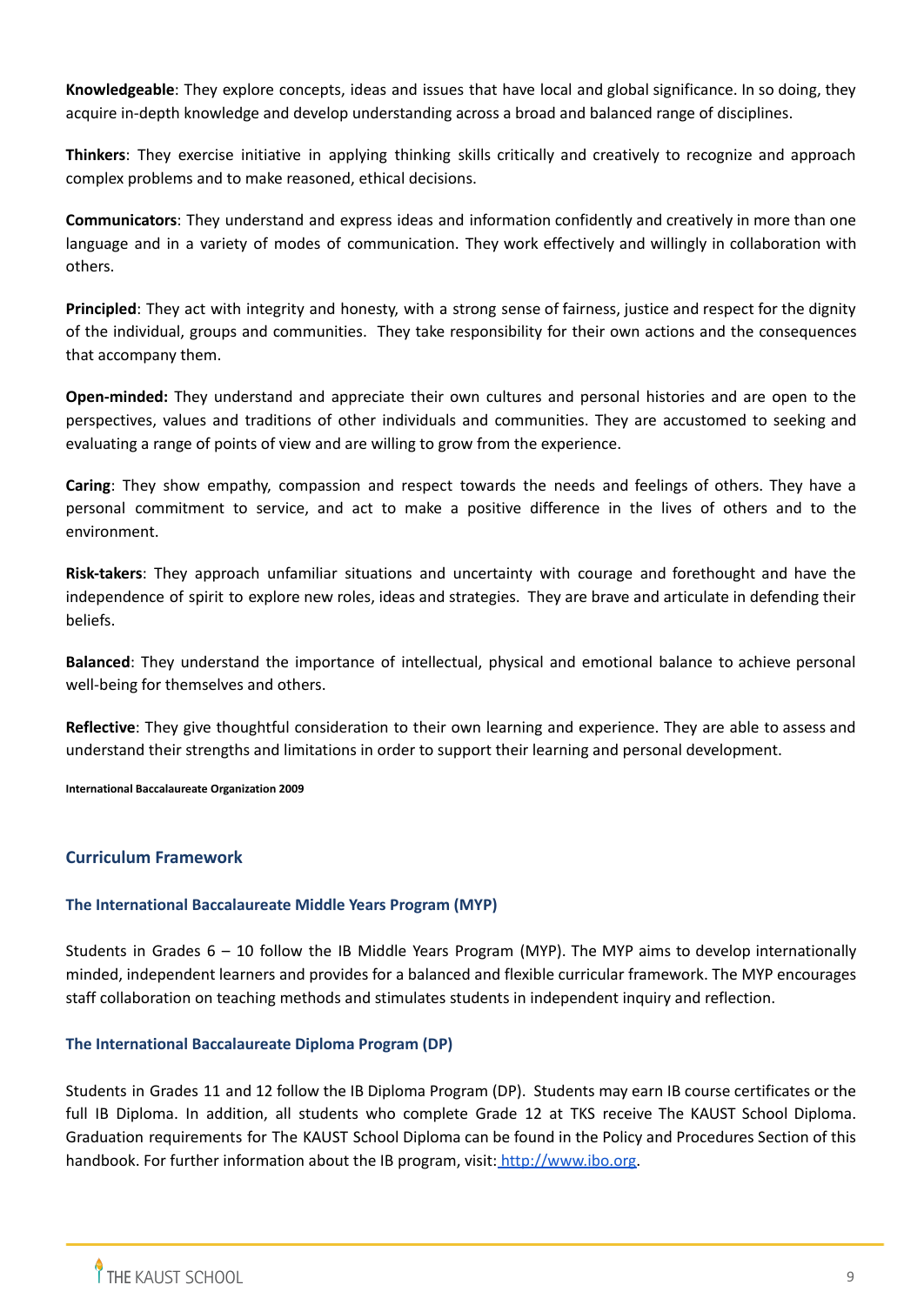**Knowledgeable**: They explore concepts, ideas and issues that have local and global significance. In so doing, they acquire in-depth knowledge and develop understanding across a broad and balanced range of disciplines.

**Thinkers**: They exercise initiative in applying thinking skills critically and creatively to recognize and approach complex problems and to make reasoned, ethical decisions.

**Communicators**: They understand and express ideas and information confidently and creatively in more than one language and in a variety of modes of communication. They work effectively and willingly in collaboration with others.

**Principled**: They act with integrity and honesty, with a strong sense of fairness, justice and respect for the dignity of the individual, groups and communities. They take responsibility for their own actions and the consequences that accompany them.

**Open-minded:** They understand and appreciate their own cultures and personal histories and are open to the perspectives, values and traditions of other individuals and communities. They are accustomed to seeking and evaluating a range of points of view and are willing to grow from the experience.

**Caring**: They show empathy, compassion and respect towards the needs and feelings of others. They have a personal commitment to service, and act to make a positive difference in the lives of others and to the environment.

**Risk-takers**: They approach unfamiliar situations and uncertainty with courage and forethought and have the independence of spirit to explore new roles, ideas and strategies. They are brave and articulate in defending their beliefs.

**Balanced**: They understand the importance of intellectual, physical and emotional balance to achieve personal well-being for themselves and others.

**Reflective**: They give thoughtful consideration to their own learning and experience. They are able to assess and understand their strengths and limitations in order to support their learning and personal development.

**International Baccalaureate Organization 2009**

## Curriculum Framework

### The International Baccalaureate Middle Years Program (MYP)

Students in Grades 6 – 10 follow the IB Middle Years Program (MYP). The MYP aims to develop internationally minded, independent learners and provides for a balanced and flexible curricular framework. The MYP encourages staff collaboration on teaching methods and stimulates students in independent inquiry and reflection.

### The International Baccalaureate Diploma Program (DP)

Students in Grades 11 and 12 follow the IB Diploma Program (DP). Students may earn IB course certificates or the full IB Diploma. In addition, all students who complete Grade 12 at TKS receive The KAUST School Diploma. Graduation requirements for The KAUST School Diploma can be found in the Policy and Procedures Section of this handbook. For further information about the IB program, visit: http://www.ibo.org.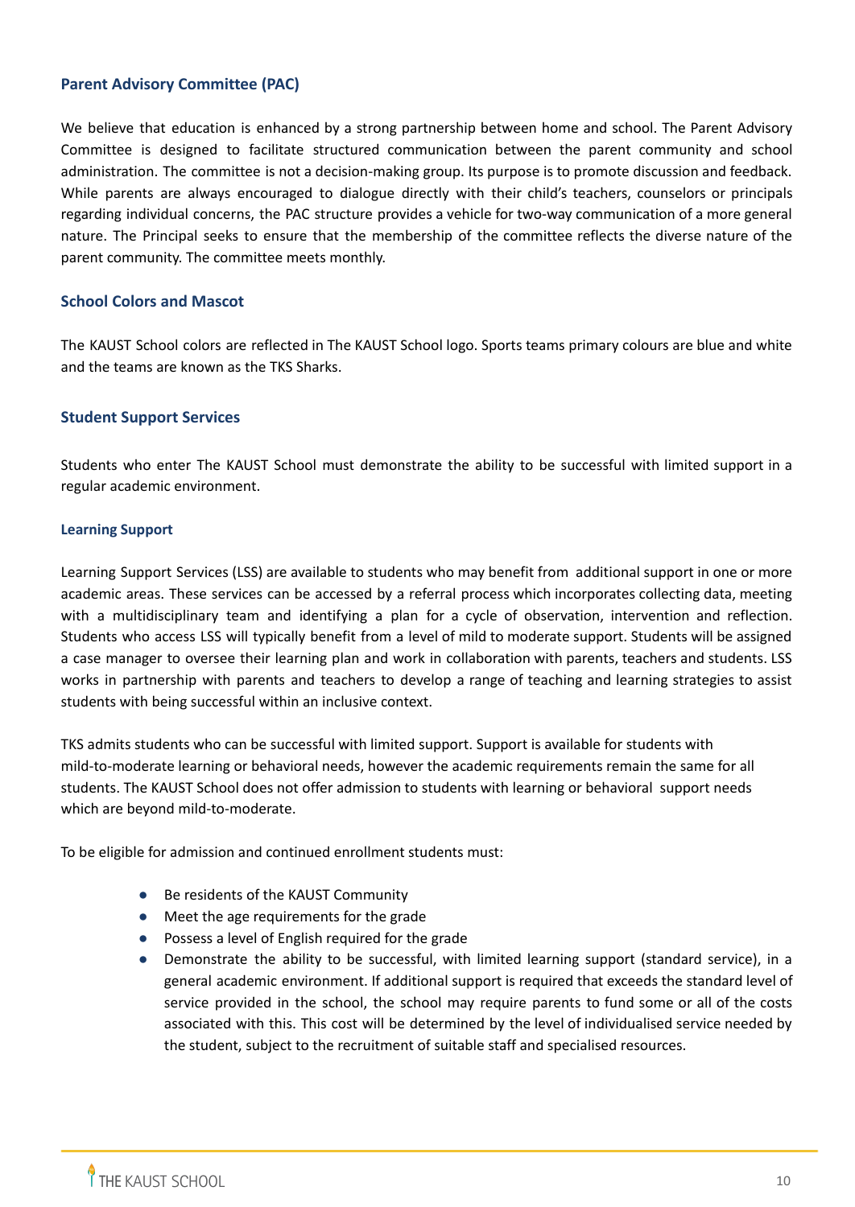## Parent Advisory Committee (PAC)

We believe that education is enhanced by a strong partnership between home and school. The Parent Advisory Committee is designed to facilitate structured communication between the parent community and school administration. The committee is not a decision-making group. Its purpose is to promote discussion and feedback. While parents are always encouraged to dialogue directly with their child's teachers, counselors or principals regarding individual concerns, the PAC structure provides a vehicle for two-way communication of a more general nature. The Principal seeks to ensure that the membership of the committee reflects the diverse nature of the parent community. The committee meets monthly.

## School Colors and Mascot

The KAUST School colors are reflected in The KAUST School logo. Sports teams primary colours are blue and white and the teams are known as the TKS Sharks.

## Student Support Services

Students who enter The KAUST School must demonstrate the ability to be successful with limited support in a regular academic environment.

### Learning Support

Learning Support Services (LSS) are available to students who may benefit from additional support in one or more academic areas. These services can be accessed by a referral process which incorporates collecting data, meeting with a multidisciplinary team and identifying a plan for a cycle of observation, intervention and reflection. Students who access LSS will typically benefit from a level of mild to moderate support. Students will be assigned a case manager to oversee their learning plan and work in collaboration with parents, teachers and students. LSS works in partnership with parents and teachers to develop a range of teaching and learning strategies to assist students with being successful within an inclusive context.

TKS admits students who can be successful with limited support. Support is available for students with mild-to-moderate learning or behavioral needs, however the academic requirements remain the same for all students. The KAUST School does not offer admission to students with learning or behavioral support needs which are beyond mild-to-moderate.

To be eligible for admission and continued enrollment students must:

- Be residents of the KAUST Community
- Meet the age requirements for the grade
- Possess a level of English required for the grade
- Demonstrate the ability to be successful, with limited learning support (standard service), in a general academic environment. If additional support is required that exceeds the standard level of service provided in the school, the school may require parents to fund some or all of the costs associated with this. This cost will be determined by the level of individualised service needed by the student, subject to the recruitment of suitable staff and specialised resources.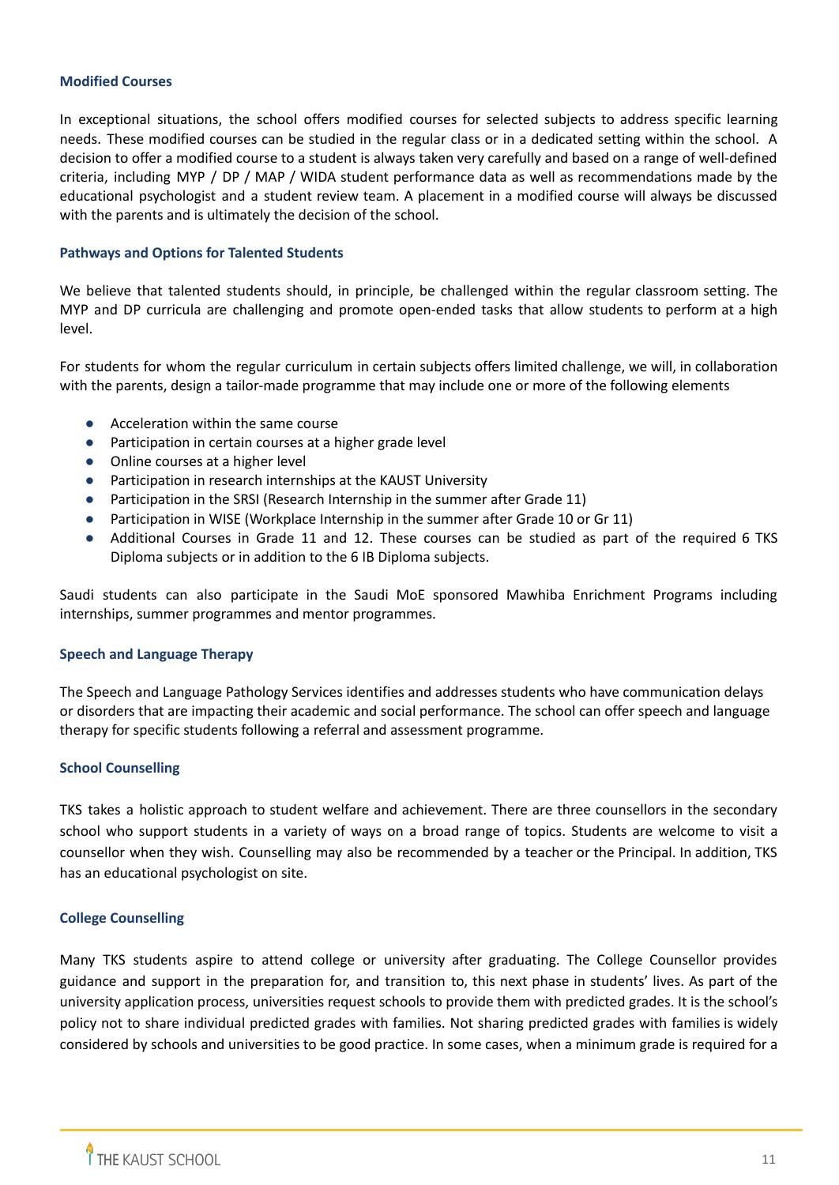### Modified Courses

In exceptional situations, the school offers modified courses for selected subjects to address specific learning needs. These modified courses can be studied in the regular class or in a dedicated setting within the school. A decision to offer a modified course to a student is always taken very carefully and based on a range of well-defined criteria, including MYP / DP / MAP / WIDA student performance data as well as recommendations made by the educational psychologist and a student review team. A placement in a modified course will always be discussed with the parents and is ultimately the decision of the school.

### Pathways and Options for Talented Students

We believe that talented students should, in principle, be challenged within the regular classroom setting. The MYP and DP curricula are challenging and promote open-ended tasks that allow students to perform at a high level.

For students for whom the regular curriculum in certain subjects offers limited challenge, we will, in collaboration with the parents, design a tailor-made programme that may include one or more of the following elements

- Acceleration within the same course
- Participation in certain courses at a higher grade level
- Online courses at a higher level
- Participation in research internships at the KAUST University
- Participation in the SRSI (Research Internship in the summer after Grade 11)
- Participation in WISE (Workplace Internship in the summer after Grade 10 or Gr 11)
- Additional Courses in Grade 11 and 12. These courses can be studied as part of the required 6 TKS Diploma subjects or in addition to the 6 IB Diploma subjects.

Saudi students can also participate in the Saudi MoE sponsored Mawhiba Enrichment Programs including internships, summer programmes and mentor programmes.

### Speech and Language Therapy

The Speech and Language Pathology Services identifies and addresses students who have communication delays or disorders that are impacting their academic and social performance. The school can offer speech and language therapy for specific students following a referral and assessment programme.

### School Counselling

TKS takes a holistic approach to student welfare and achievement. There are three counsellors in the secondary school who support students in a variety of ways on a broad range of topics. Students are welcome to visit a counsellor when they wish. Counselling may also be recommended by a teacher or the Principal. In addition, TKS has an educational psychologist on site.

### College Counselling

Many TKS students aspire to attend college or university after graduating. The College Counsellor provides guidance and support in the preparation for, and transition to, this next phase in students' lives. As part of the university application process, universities request schools to provide them with predicted grades. It is the school's policy not to share individual predicted grades with families. Not sharing predicted grades with families is widely considered by schools and universities to be good practice. In some cases, when a minimum grade is required for a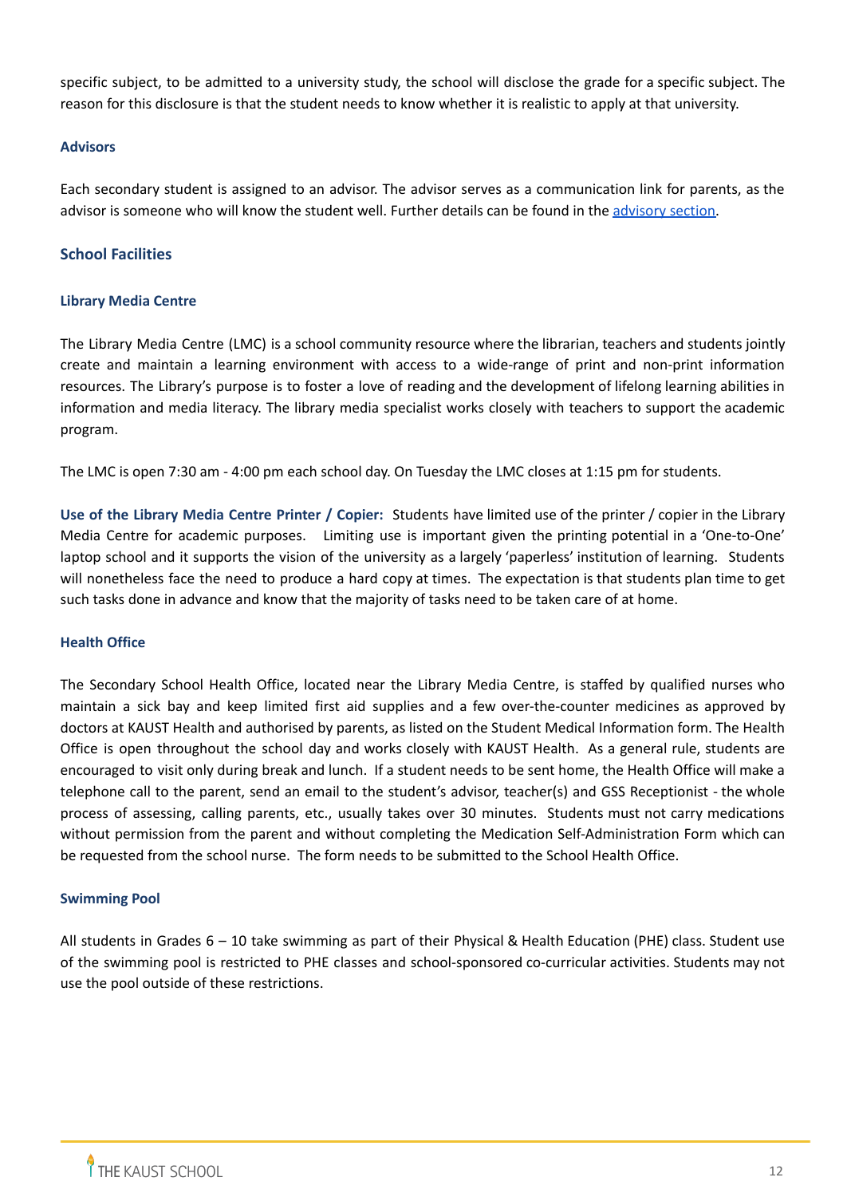specific subject, to be admitted to a university study, the school will disclose the grade for a specific subject. The reason for this disclosure is that the student needs to know whether it is realistic to apply at that university.

### Advisors

Each secondary student is assigned to an advisor. The advisor serves as a communication link for parents, as the advisor is someone who will know the student well. Further details can be found in the [advisory section](#).

## School Facilities

### Library Media Centre

The Library Media Centre (LMC) is a school community resource where the librarian, teachers and students jointly create and maintain a learning environment with access to a wide-range of print and non-print information resources. The Library's purpose is to foster a love of reading and the development of lifelong learning abilities in information and media literacy. The library media specialist works closely with teachers to support the academic program.

The LMC is open 7:30 am - 4:00 pm each school day. On Tuesday the LMC closes at 1:15 pm for students.

**Use of the Library Media Centre Printer / Copier:** Students have limited use of the printer / copier in the Library Media Centre for academic purposes. Limiting use is important given the printing potential in a 'One-to-One' laptop school and it supports the vision of the university as a largely 'paperless' institution of learning. Students will nonetheless face the need to produce a hard copy at times. The expectation is that students plan time to get such tasks done in advance and know that the majority of tasks need to be taken care of at home.

### Health Office

The Secondary School Health Office, located near the Library Media Centre, is staffed by qualified nurses who maintain a sick bay and keep limited first aid supplies and a few over-the-counter medicines as approved by doctors at KAUST Health and authorised by parents, as listed on the Student Medical Information form. The Health Office is open throughout the school day and works closely with KAUST Health. As a general rule, students are encouraged to visit only during break and lunch. If a student needs to be sent home, the Health Office will make a telephone call to the parent, send an email to the student's advisor, teacher(s) and GSS Receptionist - the whole process of assessing, calling parents, etc., usually takes over 30 minutes. Students must not carry medications without permission from the parent and without completing the Medication Self-Administration Form which can be requested from the school nurse. The form needs to be submitted to the School Health Office.

### Swimming Pool

All students in Grades 6 – 10 take swimming as part of their Physical & Health Education (PHE) class. Student use of the swimming pool is restricted to PHE classes and school-sponsored co-curricular activities. Students may not use the pool outside of these restrictions.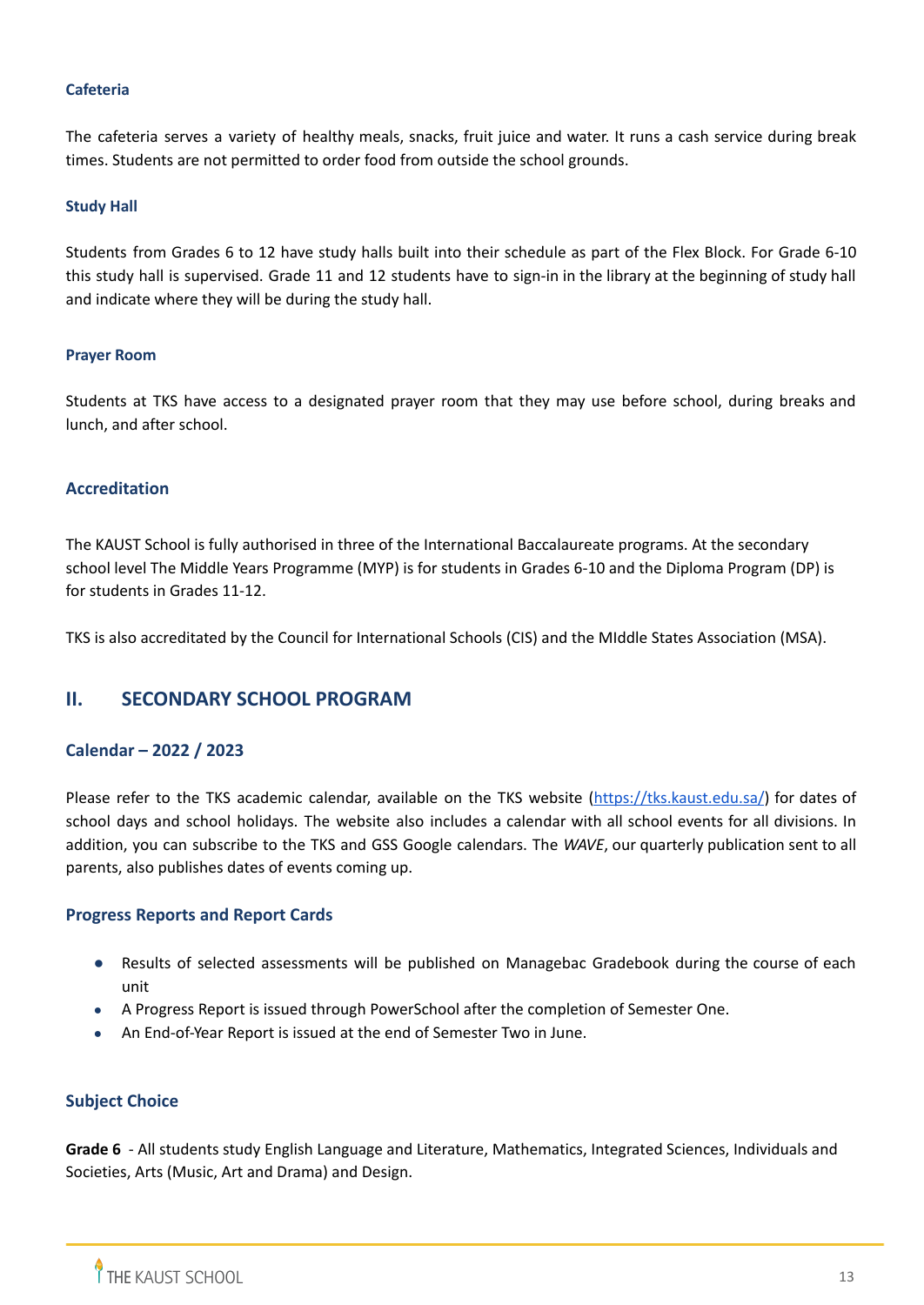#### Cafeteria

The cafeteria serves a variety of healthy meals, snacks, fruit juice and water. It runs a cash service during break times. Students are not permitted to order food from outside the school grounds.

#### Study Hall

Students from Grades 6 to 12 have study halls built into their schedule as part of the Flex Block. For Grade 6-10 this study hall is supervised. Grade 11 and 12 students have to sign-in in the library at the beginning of study hall and indicate where they will be during the study hall.

#### Prayer Room

Students at TKS have access to a designated prayer room that they may use before school, during breaks and lunch, and after school.

### Accreditation

The KAUST School is fully authorised in three of the International Baccalaureate programs. At the secondary school level The Middle Years Programme (MYP) is for students in Grades 6-10 and the Diploma Program (DP) is for students in Grades 11-12.

TKS is also accreditated by the Council for International Schools (CIS) and the MIddle States Association (MSA).

## II. SECONDARY SCHOOL PROGRAM

### Calendar – 2022 / 2023

Please refer to the TKS academic calendar, available on the TKS website (https://tks.kaust.edu.sa/) for dates of school days and school holidays. The website also includes a calendar with all school events for all divisions. In addition, you can subscribe to the TKS and GSS Google calendars. The *WAVE*, our quarterly publication sent to all parents, also publishes dates of events coming up.

### Progress Reports and Report Cards

- Results of selected assessments will be published on Managebac Gradebook during the course of each unit
- A Progress Report is issued through PowerSchool after the completion of Semester One.
- An End-of-Year Report is issued at the end of Semester Two in June.

### Subject Choice

**Grade 6** - All students study English Language and Literature, Mathematics, Integrated Sciences, Individuals and Societies, Arts (Music, Art and Drama) and Design.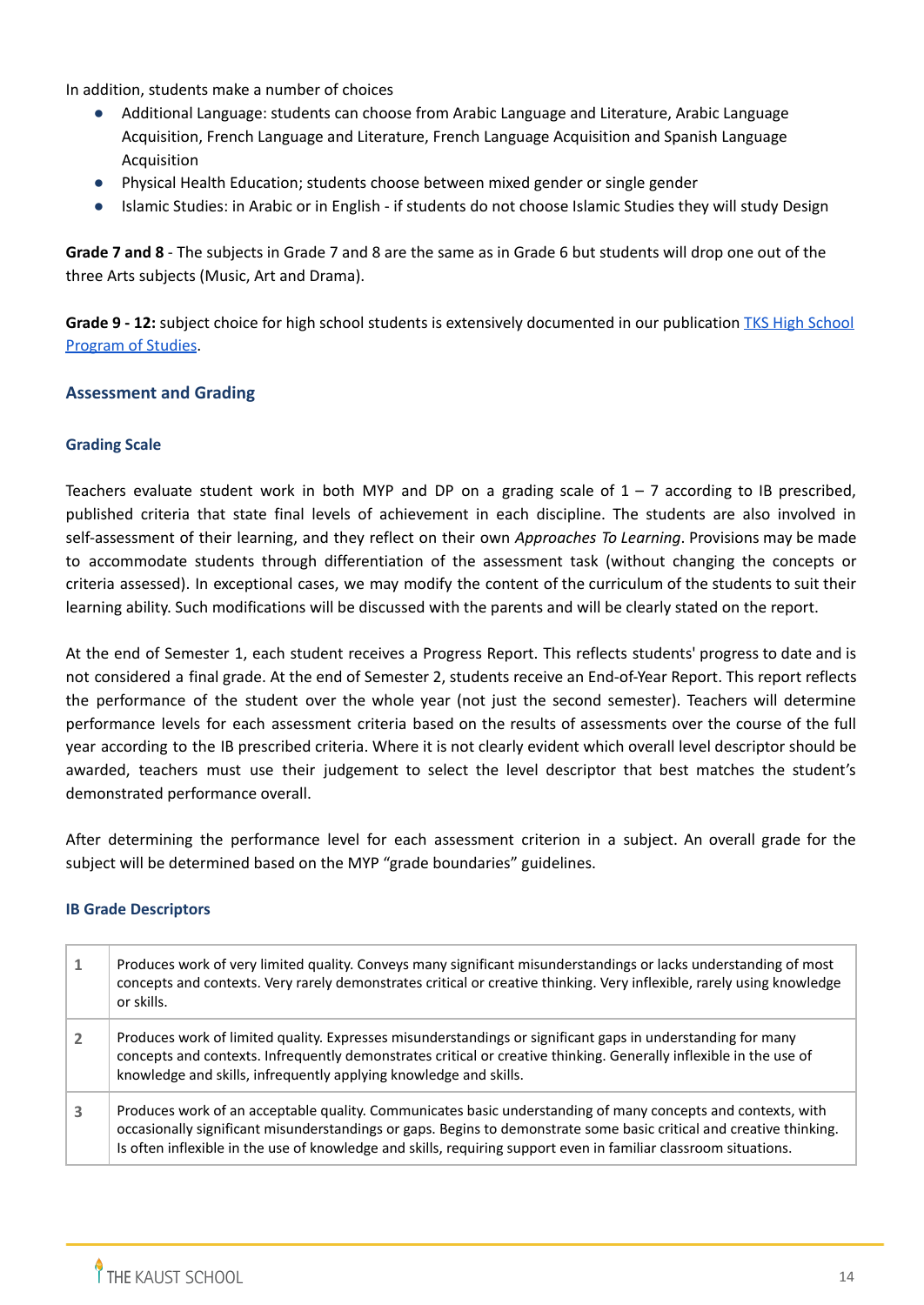In addition, students make a number of choices

- Additional Language: students can choose from Arabic Language and Literature, Arabic Language Acquisition, French Language and Literature, French Language Acquisition and Spanish Language Acquisition
- Physical Health Education; students choose between mixed gender or single gender
- Islamic Studies: in Arabic or in English - if students do not choose Islamic Studies they will study Design

**Grade 7 and 8** - The subjects in Grade 7 and 8 are the same as in Grade 6 but students will drop one out of the three Arts subjects (Music, Art and Drama).

**Grade 9 - 12:** subject choice for high school students is extensively documented in our publication [TKS High School Program of Studies].

## Assessment and Grading

### Grading Scale

Teachers evaluate student work in both MYP and DP on a grading scale of 1 – 7 according to IB prescribed, published criteria that state final levels of achievement in each discipline. The students are also involved in self-assessment of their learning, and they reflect on their own *Approaches To Learning*. Provisions may be made to accommodate students through differentiation of the assessment task (without changing the concepts or criteria assessed). In exceptional cases, we may modify the content of the curriculum of the students to suit their learning ability. Such modifications will be discussed with the parents and will be clearly stated on the report.

At the end of Semester 1, each student receives a Progress Report. This reflects students' progress to date and is not considered a final grade. At the end of Semester 2, students receive an End-of-Year Report. This report reflects the performance of the student over the whole year (not just the second semester). Teachers will determine performance levels for each assessment criteria based on the results of assessments over the course of the full year according to the IB prescribed criteria. Where it is not clearly evident which overall level descriptor should be awarded, teachers must use their judgement to select the level descriptor that best matches the student's demonstrated performance overall.

After determining the performance level for each assessment criterion in a subject. An overall grade for the subject will be determined based on the MYP "grade boundaries" guidelines.

### IB Grade Descriptors

| | |
|---|---|
| 1 | Produces work of very limited quality. Conveys many significant misunderstandings or lacks understanding of most concepts and contexts. Very rarely demonstrates critical or creative thinking. Very inflexible, rarely using knowledge or skills. |
| 2 | Produces work of limited quality. Expresses misunderstandings or significant gaps in understanding for many concepts and contexts. Infrequently demonstrates critical or creative thinking. Generally inflexible in the use of knowledge and skills, infrequently applying knowledge and skills. |
| 3 | Produces work of an acceptable quality. Communicates basic understanding of many concepts and contexts, with occasionally significant misunderstandings or gaps. Begins to demonstrate some basic critical and creative thinking. Is often inflexible in the use of knowledge and skills, requiring support even in familiar classroom situations. |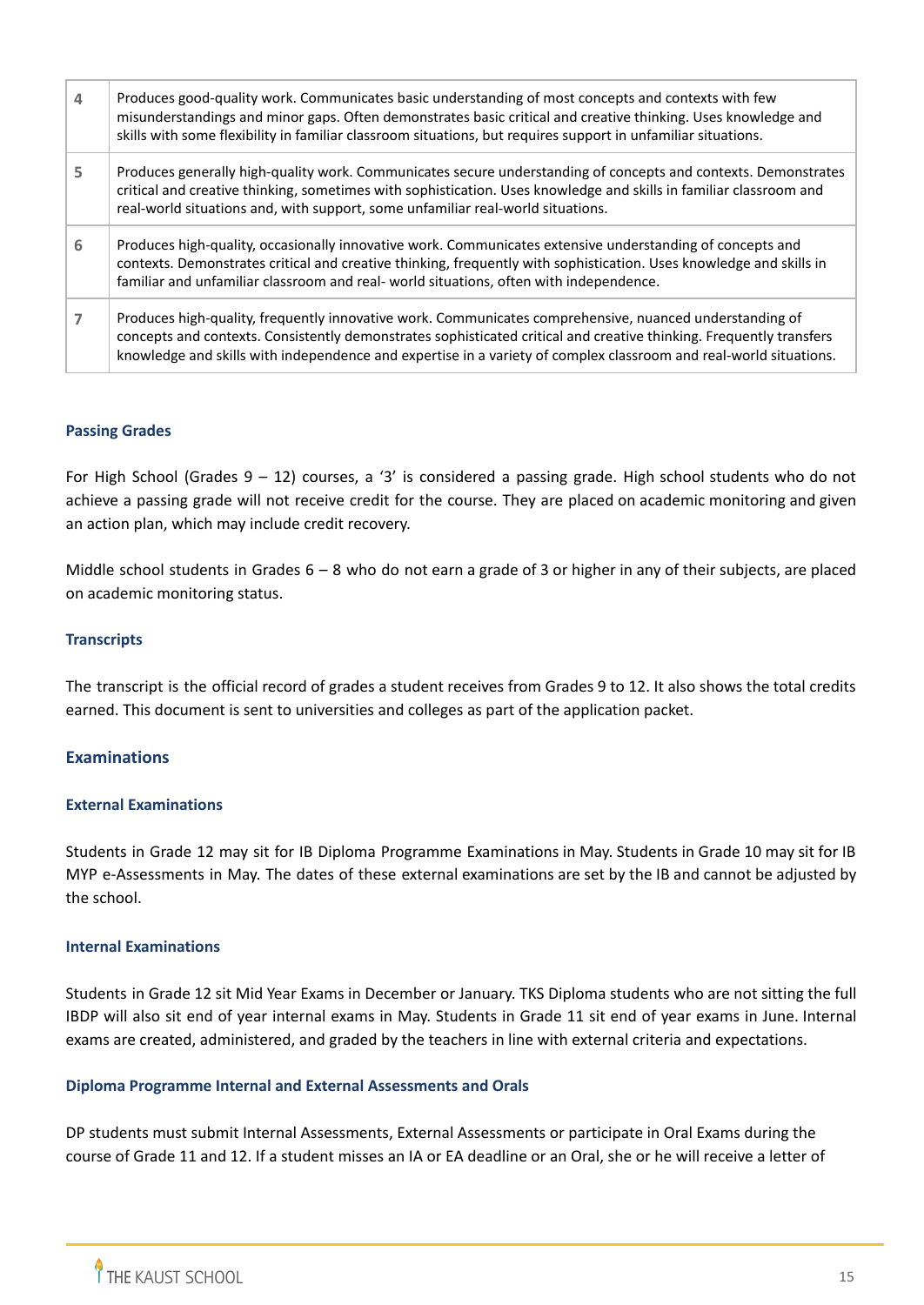| | |
|---|---|
| 4 | Produces good-quality work. Communicates basic understanding of most concepts and contexts with few misunderstandings and minor gaps. Often demonstrates basic critical and creative thinking. Uses knowledge and skills with some flexibility in familiar classroom situations, but requires support in unfamiliar situations. |
| 5 | Produces generally high-quality work. Communicates secure understanding of concepts and contexts. Demonstrates critical and creative thinking, sometimes with sophistication. Uses knowledge and skills in familiar classroom and real-world situations and, with support, some unfamiliar real-world situations. |
| 6 | Produces high-quality, occasionally innovative work. Communicates extensive understanding of concepts and contexts. Demonstrates critical and creative thinking, frequently with sophistication. Uses knowledge and skills in familiar and unfamiliar classroom and real- world situations, often with independence. |
| 7 | Produces high-quality, frequently innovative work. Communicates comprehensive, nuanced understanding of concepts and contexts. Consistently demonstrates sophisticated critical and creative thinking. Frequently transfers knowledge and skills with independence and expertise in a variety of complex classroom and real-world situations. |

### Passing Grades

For High School (Grades 9 – 12) courses, a '3' is considered a passing grade. High school students who do not achieve a passing grade will not receive credit for the course. They are placed on academic monitoring and given an action plan, which may include credit recovery.

Middle school students in Grades 6 – 8 who do not earn a grade of 3 or higher in any of their subjects, are placed on academic monitoring status.

### Transcripts

The transcript is the official record of grades a student receives from Grades 9 to 12. It also shows the total credits earned. This document is sent to universities and colleges as part of the application packet.

## Examinations

### External Examinations

Students in Grade 12 may sit for IB Diploma Programme Examinations in May. Students in Grade 10 may sit for IB MYP e-Assessments in May. The dates of these external examinations are set by the IB and cannot be adjusted by the school.

### Internal Examinations

Students in Grade 12 sit Mid Year Exams in December or January. TKS Diploma students who are not sitting the full IBDP will also sit end of year internal exams in May. Students in Grade 11 sit end of year exams in June. Internal exams are created, administered, and graded by the teachers in line with external criteria and expectations.

### Diploma Programme Internal and External Assessments and Orals

DP students must submit Internal Assessments, External Assessments or participate in Oral Exams during the course of Grade 11 and 12. If a student misses an IA or EA deadline or an Oral, she or he will receive a letter of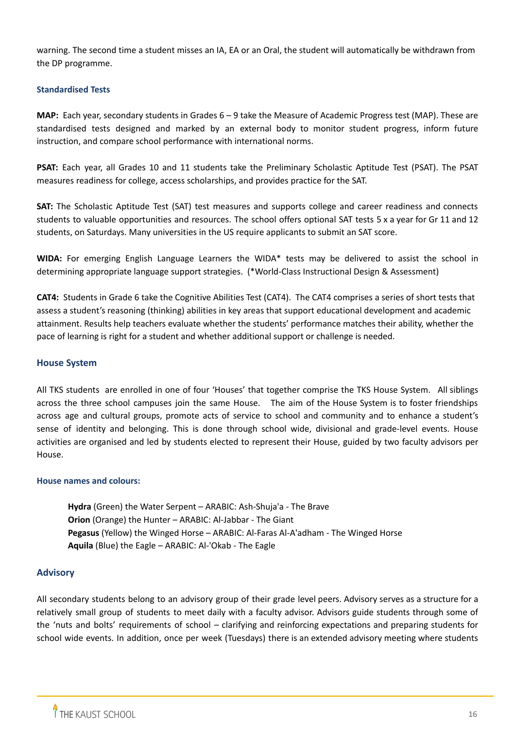warning. The second time a student misses an IA, EA or an Oral, the student will automatically be withdrawn from the DP programme.

### Standardised Tests

**MAP:** Each year, secondary students in Grades 6 – 9 take the Measure of Academic Progress test (MAP). These are standardised tests designed and marked by an external body to monitor student progress, inform future instruction, and compare school performance with international norms.

**PSAT:** Each year, all Grades 10 and 11 students take the Preliminary Scholastic Aptitude Test (PSAT). The PSAT measures readiness for college, access scholarships, and provides practice for the SAT.

**SAT:** The Scholastic Aptitude Test (SAT) test measures and supports college and career readiness and connects students to valuable opportunities and resources. The school offers optional SAT tests 5 x a year for Gr 11 and 12 students, on Saturdays. Many universities in the US require applicants to submit an SAT score.

**WIDA:** For emerging English Language Learners the WIDA* tests may be delivered to assist the school in determining appropriate language support strategies. (*World-Class Instructional Design & Assessment)

**CAT4:** Students in Grade 6 take the Cognitive Abilities Test (CAT4). The CAT4 comprises a series of short tests that assess a student's reasoning (thinking) abilities in key areas that support educational development and academic attainment. Results help teachers evaluate whether the students' performance matches their ability, whether the pace of learning is right for a student and whether additional support or challenge is needed.

## House System

All TKS students are enrolled in one of four 'Houses' that together comprise the TKS House System. All siblings across the three school campuses join the same House. The aim of the House System is to foster friendships across age and cultural groups, promote acts of service to school and community and to enhance a student's sense of identity and belonging. This is done through school wide, divisional and grade-level events. House activities are organised and led by students elected to represent their House, guided by two faculty advisors per House.

### House names and colours:

**Hydra** (Green) the Water Serpent – ARABIC: Ash-Shuja'a - The Brave
**Orion** (Orange) the Hunter – ARABIC: Al-Jabbar - The Giant
**Pegasus** (Yellow) the Winged Horse – ARABIC: Al-Faras Al-A'adham - The Winged Horse
**Aquila** (Blue) the Eagle – ARABIC: Al-'Okab - The Eagle

## Advisory

All secondary students belong to an advisory group of their grade level peers. Advisory serves as a structure for a relatively small group of students to meet daily with a faculty advisor. Advisors guide students through some of the 'nuts and bolts' requirements of school – clarifying and reinforcing expectations and preparing students for school wide events. In addition, once per week (Tuesdays) there is an extended advisory meeting where students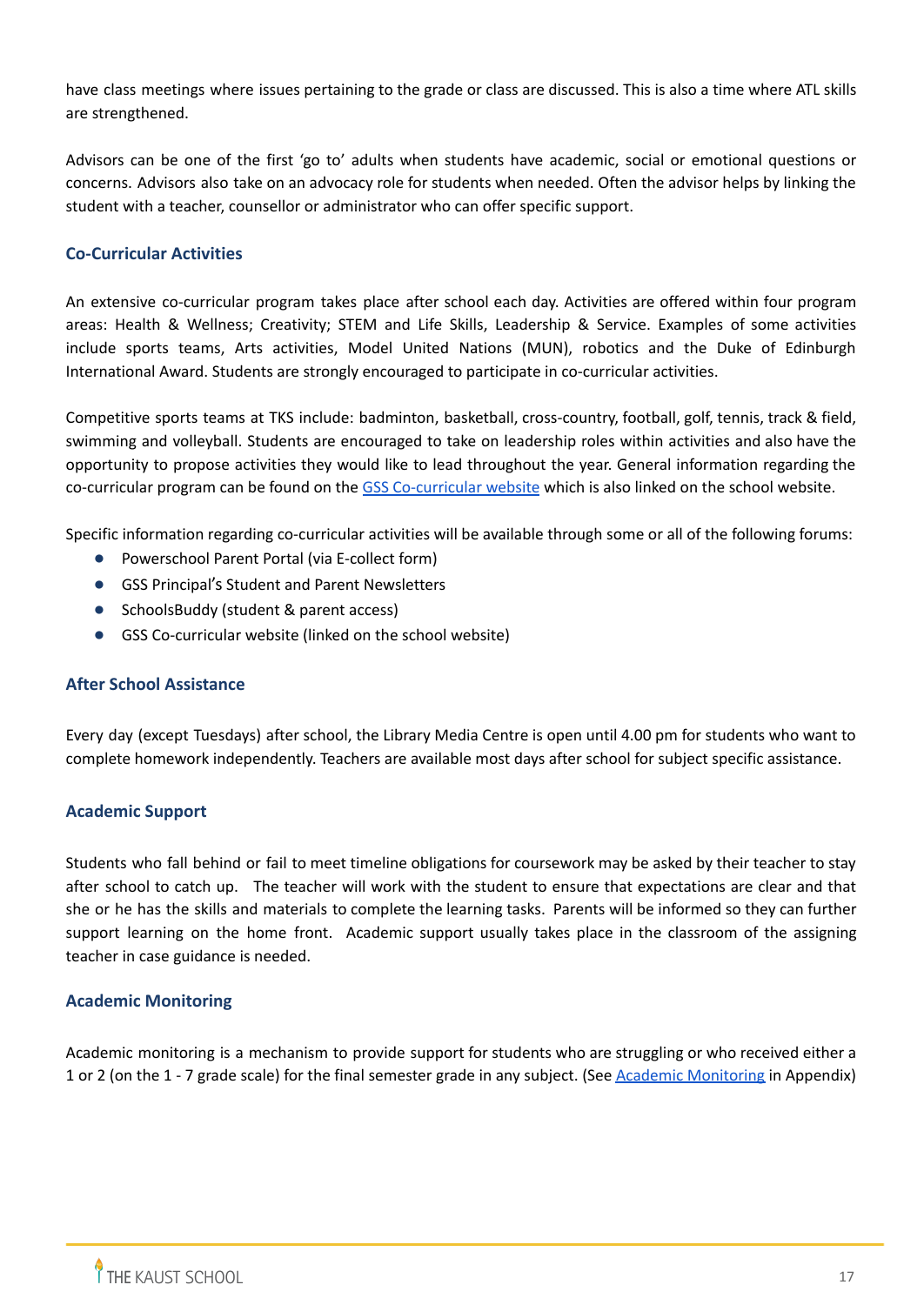have class meetings where issues pertaining to the grade or class are discussed. This is also a time where ATL skills are strengthened.

Advisors can be one of the first 'go to' adults when students have academic, social or emotional questions or concerns. Advisors also take on an advocacy role for students when needed. Often the advisor helps by linking the student with a teacher, counsellor or administrator who can offer specific support.

### Co-Curricular Activities

An extensive co-curricular program takes place after school each day. Activities are offered within four program areas: Health & Wellness; Creativity; STEM and Life Skills, Leadership & Service. Examples of some activities include sports teams, Arts activities, Model United Nations (MUN), robotics and the Duke of Edinburgh International Award. Students are strongly encouraged to participate in co-curricular activities.

Competitive sports teams at TKS include: badminton, basketball, cross-country, football, golf, tennis, track & field, swimming and volleyball. Students are encouraged to take on leadership roles within activities and also have the opportunity to propose activities they would like to lead throughout the year. General information regarding the co-curricular program can be found on the [GSS Co-curricular website]() which is also linked on the school website.

Specific information regarding co-curricular activities will be available through some or all of the following forums:

- Powerschool Parent Portal (via E-collect form)
- GSS Principal's Student and Parent Newsletters
- SchoolsBuddy (student & parent access)
- GSS Co-curricular website (linked on the school website)

### After School Assistance

Every day (except Tuesdays) after school, the Library Media Centre is open until 4.00 pm for students who want to complete homework independently. Teachers are available most days after school for subject specific assistance.

### Academic Support

Students who fall behind or fail to meet timeline obligations for coursework may be asked by their teacher to stay after school to catch up. The teacher will work with the student to ensure that expectations are clear and that she or he has the skills and materials to complete the learning tasks. Parents will be informed so they can further support learning on the home front. Academic support usually takes place in the classroom of the assigning teacher in case guidance is needed.

### Academic Monitoring

Academic monitoring is a mechanism to provide support for students who are struggling or who received either a 1 or 2 (on the 1 - 7 grade scale) for the final semester grade in any subject. (See [Academic Monitoring]() in Appendix)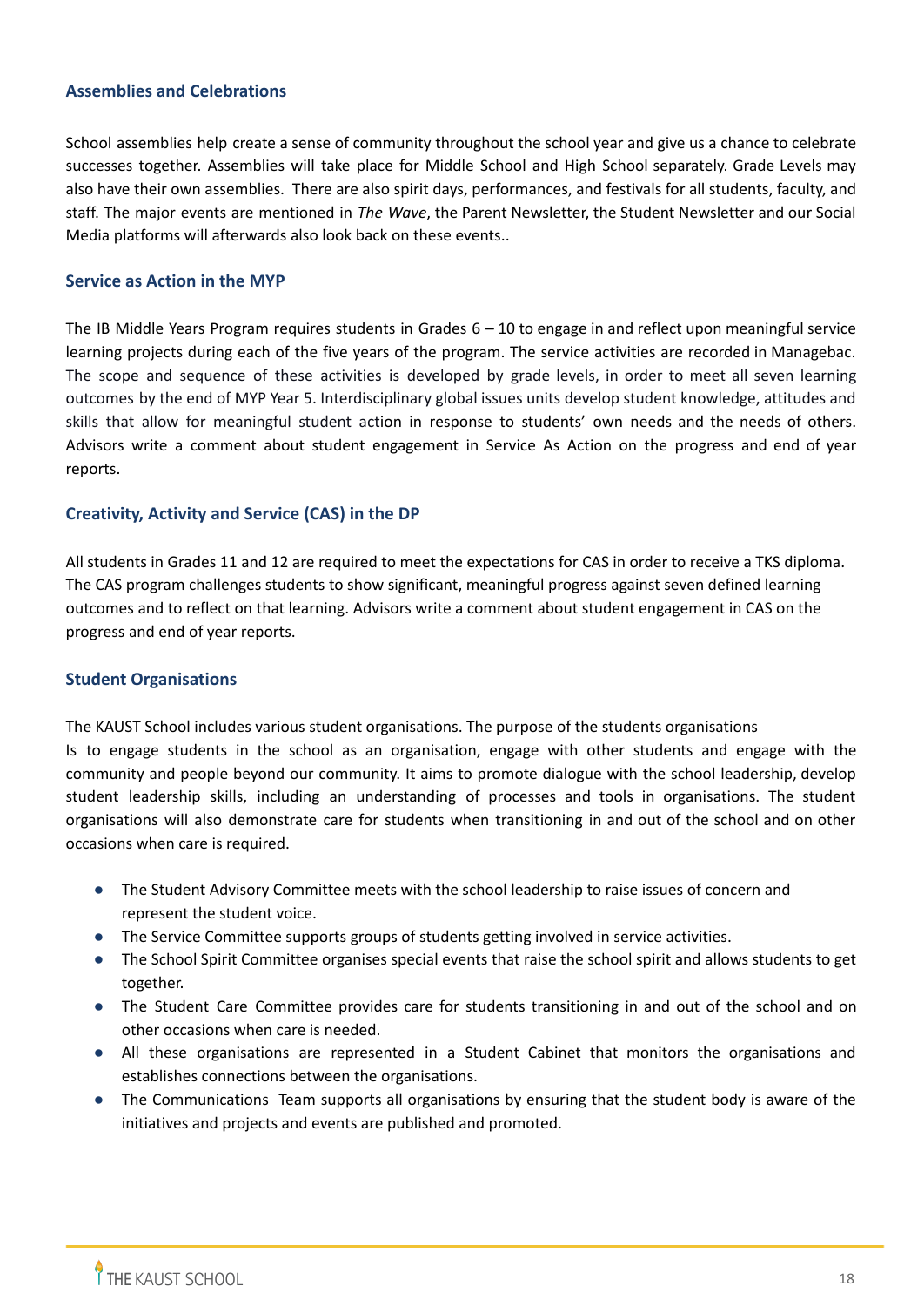### Assemblies and Celebrations

School assemblies help create a sense of community throughout the school year and give us a chance to celebrate successes together. Assemblies will take place for Middle School and High School separately. Grade Levels may also have their own assemblies. There are also spirit days, performances, and festivals for all students, faculty, and staff. The major events are mentioned in *The Wave*, the Parent Newsletter, the Student Newsletter and our Social Media platforms will afterwards also look back on these events..

### Service as Action in the MYP

The IB Middle Years Program requires students in Grades 6 – 10 to engage in and reflect upon meaningful service learning projects during each of the five years of the program. The service activities are recorded in Managebac. The scope and sequence of these activities is developed by grade levels, in order to meet all seven learning outcomes by the end of MYP Year 5. Interdisciplinary global issues units develop student knowledge, attitudes and skills that allow for meaningful student action in response to students' own needs and the needs of others. Advisors write a comment about student engagement in Service As Action on the progress and end of year reports.

### Creativity, Activity and Service (CAS) in the DP

All students in Grades 11 and 12 are required to meet the expectations for CAS in order to receive a TKS diploma. The CAS program challenges students to show significant, meaningful progress against seven defined learning outcomes and to reflect on that learning. Advisors write a comment about student engagement in CAS on the progress and end of year reports.

### Student Organisations

The KAUST School includes various student organisations. The purpose of the students organisations
Is to engage students in the school as an organisation, engage with other students and engage with the community and people beyond our community. It aims to promote dialogue with the school leadership, develop student leadership skills, including an understanding of processes and tools in organisations. The student organisations will also demonstrate care for students when transitioning in and out of the school and on other occasions when care is required.

- The Student Advisory Committee meets with the school leadership to raise issues of concern and represent the student voice.
- The Service Committee supports groups of students getting involved in service activities.
- The School Spirit Committee organises special events that raise the school spirit and allows students to get together.
- The Student Care Committee provides care for students transitioning in and out of the school and on other occasions when care is needed.
- All these organisations are represented in a Student Cabinet that monitors the organisations and establishes connections between the organisations.
- The Communications Team supports all organisations by ensuring that the student body is aware of the initiatives and projects and events are published and promoted.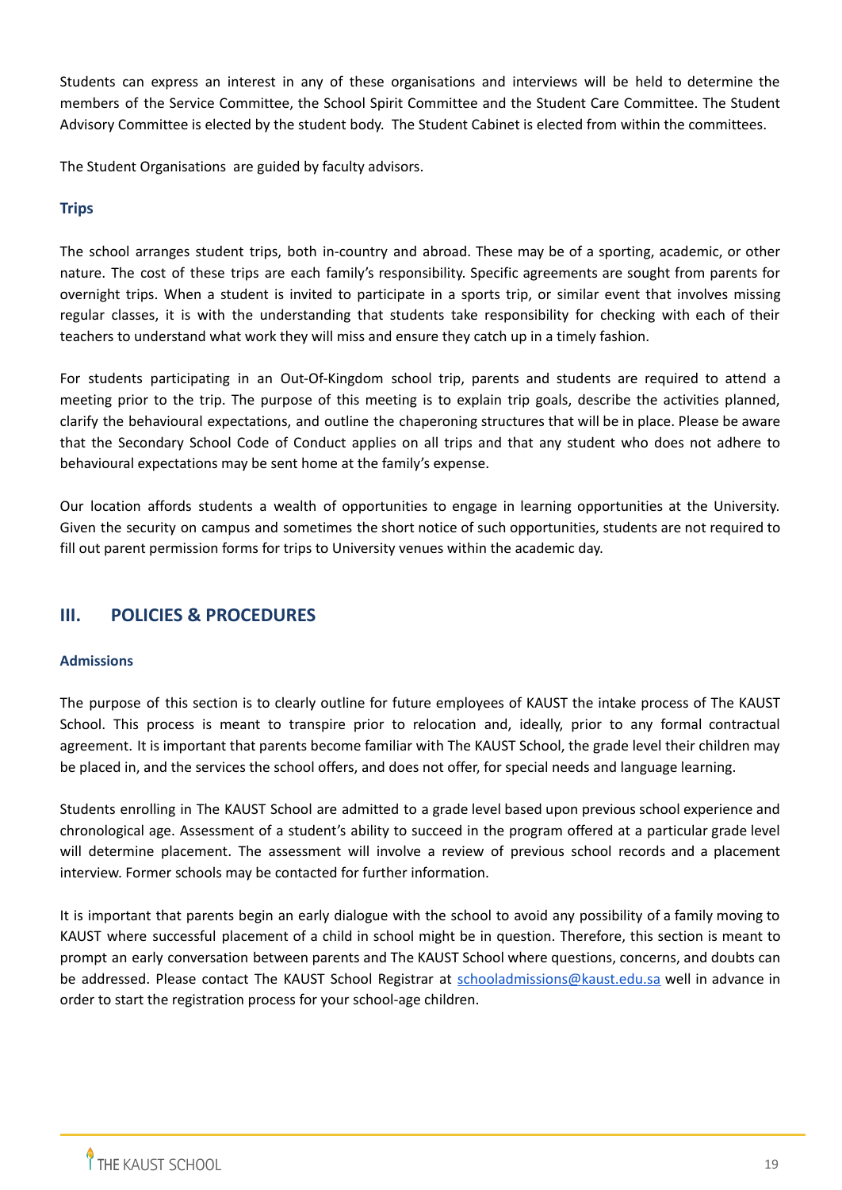Students can express an interest in any of these organisations and interviews will be held to determine the members of the Service Committee, the School Spirit Committee and the Student Care Committee. The Student Advisory Committee is elected by the student body. The Student Cabinet is elected from within the committees.

The Student Organisations are guided by faculty advisors.

### Trips

The school arranges student trips, both in-country and abroad. These may be of a sporting, academic, or other nature. The cost of these trips are each family's responsibility. Specific agreements are sought from parents for overnight trips. When a student is invited to participate in a sports trip, or similar event that involves missing regular classes, it is with the understanding that students take responsibility for checking with each of their teachers to understand what work they will miss and ensure they catch up in a timely fashion.

For students participating in an Out-Of-Kingdom school trip, parents and students are required to attend a meeting prior to the trip. The purpose of this meeting is to explain trip goals, describe the activities planned, clarify the behavioural expectations, and outline the chaperoning structures that will be in place. Please be aware that the Secondary School Code of Conduct applies on all trips and that any student who does not adhere to behavioural expectations may be sent home at the family's expense.

Our location affords students a wealth of opportunities to engage in learning opportunities at the University. Given the security on campus and sometimes the short notice of such opportunities, students are not required to fill out parent permission forms for trips to University venues within the academic day.

## III. POLICIES & PROCEDURES

### Admissions

The purpose of this section is to clearly outline for future employees of KAUST the intake process of The KAUST School. This process is meant to transpire prior to relocation and, ideally, prior to any formal contractual agreement. It is important that parents become familiar with The KAUST School, the grade level their children may be placed in, and the services the school offers, and does not offer, for special needs and language learning.

Students enrolling in The KAUST School are admitted to a grade level based upon previous school experience and chronological age. Assessment of a student's ability to succeed in the program offered at a particular grade level will determine placement. The assessment will involve a review of previous school records and a placement interview. Former schools may be contacted for further information.

It is important that parents begin an early dialogue with the school to avoid any possibility of a family moving to KAUST where successful placement of a child in school might be in question. Therefore, this section is meant to prompt an early conversation between parents and The KAUST School where questions, concerns, and doubts can be addressed. Please contact The KAUST School Registrar at schooladmissions@kaust.edu.sa well in advance in order to start the registration process for your school-age children.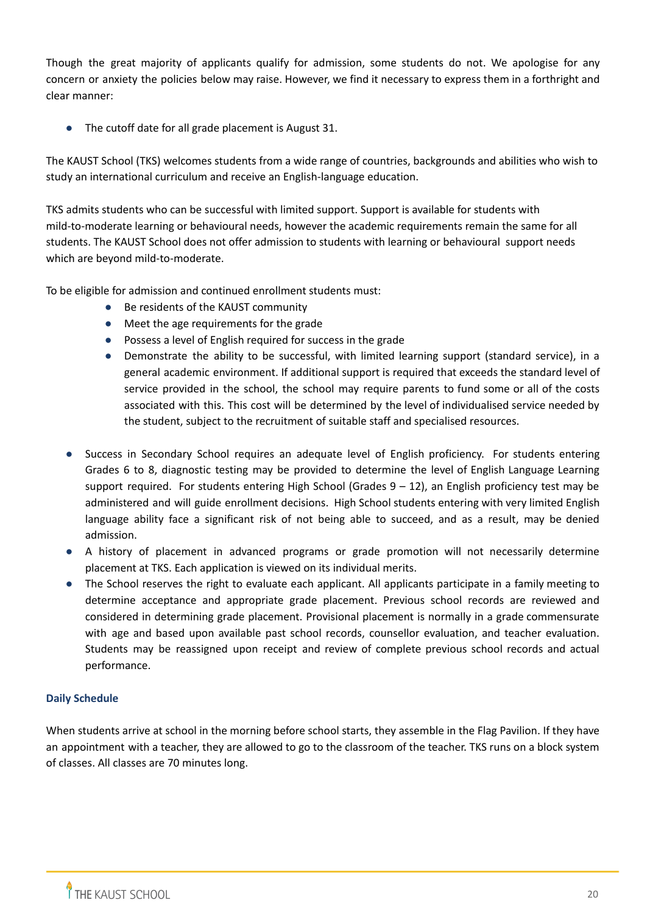Though the great majority of applicants qualify for admission, some students do not. We apologise for any concern or anxiety the policies below may raise. However, we find it necessary to express them in a forthright and clear manner:

- The cutoff date for all grade placement is August 31.

The KAUST School (TKS) welcomes students from a wide range of countries, backgrounds and abilities who wish to study an international curriculum and receive an English-language education.

TKS admits students who can be successful with limited support. Support is available for students with mild-to-moderate learning or behavioural needs, however the academic requirements remain the same for all students. The KAUST School does not offer admission to students with learning or behavioural support needs which are beyond mild-to-moderate.

To be eligible for admission and continued enrollment students must:

- Be residents of the KAUST community
- Meet the age requirements for the grade
- Possess a level of English required for success in the grade
- Demonstrate the ability to be successful, with limited learning support (standard service), in a general academic environment. If additional support is required that exceeds the standard level of service provided in the school, the school may require parents to fund some or all of the costs associated with this. This cost will be determined by the level of individualised service needed by the student, subject to the recruitment of suitable staff and specialised resources.

- Success in Secondary School requires an adequate level of English proficiency. For students entering Grades 6 to 8, diagnostic testing may be provided to determine the level of English Language Learning support required. For students entering High School (Grades 9 – 12), an English proficiency test may be administered and will guide enrollment decisions. High School students entering with very limited English language ability face a significant risk of not being able to succeed, and as a result, may be denied admission.
- A history of placement in advanced programs or grade promotion will not necessarily determine placement at TKS. Each application is viewed on its individual merits.
- The School reserves the right to evaluate each applicant. All applicants participate in a family meeting to determine acceptance and appropriate grade placement. Previous school records are reviewed and considered in determining grade placement. Provisional placement is normally in a grade commensurate with age and based upon available past school records, counsellor evaluation, and teacher evaluation. Students may be reassigned upon receipt and review of complete previous school records and actual performance.

### Daily Schedule

When students arrive at school in the morning before school starts, they assemble in the Flag Pavilion. If they have an appointment with a teacher, they are allowed to go to the classroom of the teacher. TKS runs on a block system of classes. All classes are 70 minutes long.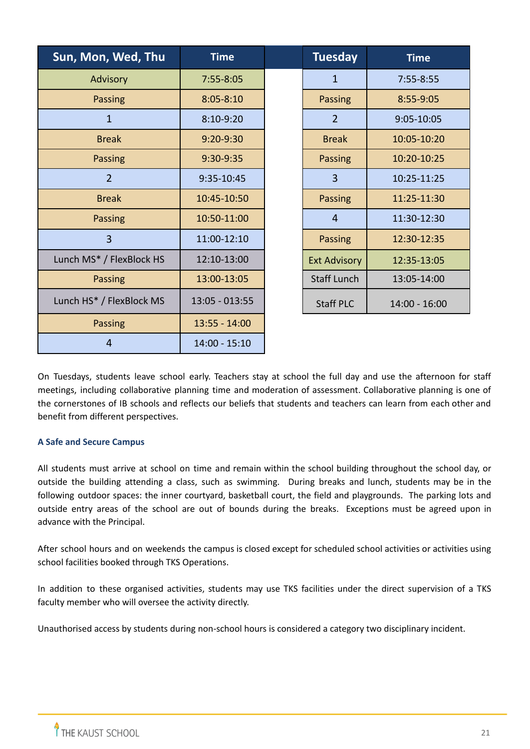| Sun, Mon, Wed, Thu | Time |
|---|---|
| Advisory | 7:55-8:05 |
| Passing | 8:05-8:10 |
| 1 | 8:10-9:20 |
| Break | 9:20-9:30 |
| Passing | 9:30-9:35 |
| 2 | 9:35-10:45 |
| Break | 10:45-10:50 |
| Passing | 10:50-11:00 |
| 3 | 11:00-12:10 |
| Lunch MS* / FlexBlock HS | 12:10-13:00 |
| Passing | 13:00-13:05 |
| Lunch HS* / FlexBlock MS | 13:05 - 013:55 |
| Passing | 13:55 - 14:00 |
| 4 | 14:00 - 15:10 |

| Tuesday | Time |
|---|---|
| 1 | 7:55-8:55 |
| Passing | 8:55-9:05 |
| 2 | 9:05-10:05 |
| Break | 10:05-10:20 |
| Passing | 10:20-10:25 |
| 3 | 10:25-11:25 |
| Passing | 11:25-11:30 |
| 4 | 11:30-12:30 |
| Passing | 12:30-12:35 |
| Ext Advisory | 12:35-13:05 |
| Staff Lunch | 13:05-14:00 |
| Staff PLC | 14:00 - 16:00 |

On Tuesdays, students leave school early. Teachers stay at school the full day and use the afternoon for staff meetings, including collaborative planning time and moderation of assessment. Collaborative planning is one of the cornerstones of IB schools and reflects our beliefs that students and teachers can learn from each other and benefit from different perspectives.

### A Safe and Secure Campus

All students must arrive at school on time and remain within the school building throughout the school day, or outside the building attending a class, such as swimming. During breaks and lunch, students may be in the following outdoor spaces: the inner courtyard, basketball court, the field and playgrounds. The parking lots and outside entry areas of the school are out of bounds during the breaks. Exceptions must be agreed upon in advance with the Principal.

After school hours and on weekends the campus is closed except for scheduled school activities or activities using school facilities booked through TKS Operations.

In addition to these organised activities, students may use TKS facilities under the direct supervision of a TKS faculty member who will oversee the activity directly.

Unauthorised access by students during non-school hours is considered a category two disciplinary incident.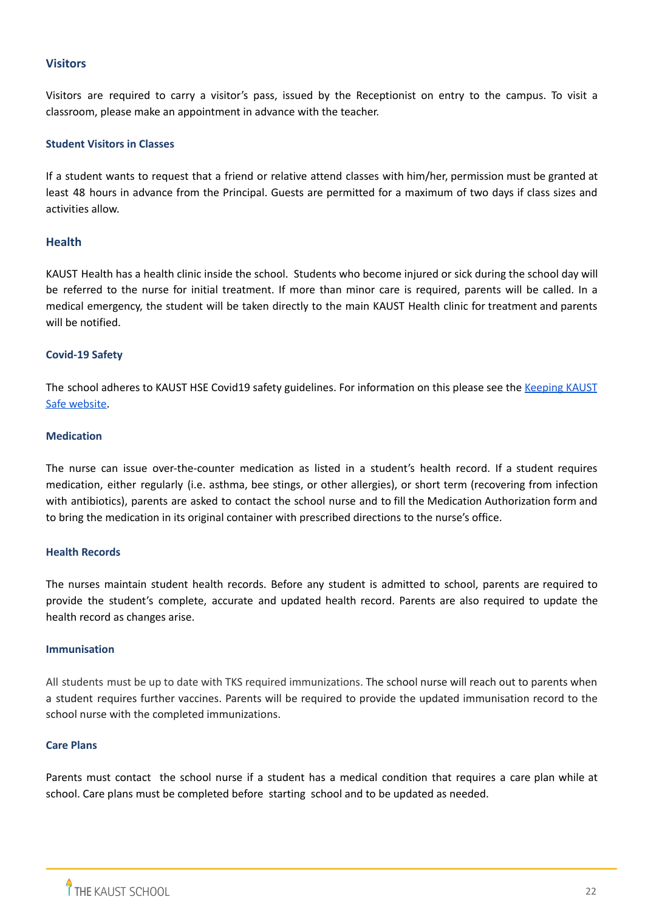## Visitors

Visitors are required to carry a visitor's pass, issued by the Receptionist on entry to the campus. To visit a classroom, please make an appointment in advance with the teacher.

### Student Visitors in Classes

If a student wants to request that a friend or relative attend classes with him/her, permission must be granted at least 48 hours in advance from the Principal. Guests are permitted for a maximum of two days if class sizes and activities allow.

## Health

KAUST Health has a health clinic inside the school. Students who become injured or sick during the school day will be referred to the nurse for initial treatment. If more than minor care is required, parents will be called. In a medical emergency, the student will be taken directly to the main KAUST Health clinic for treatment and parents will be notified.

### Covid-19 Safety

The school adheres to KAUST HSE Covid19 safety guidelines. For information on this please see the [Keeping KAUST Safe website](#).

### Medication

The nurse can issue over-the-counter medication as listed in a student's health record. If a student requires medication, either regularly (i.e. asthma, bee stings, or other allergies), or short term (recovering from infection with antibiotics), parents are asked to contact the school nurse and to fill the Medication Authorization form and to bring the medication in its original container with prescribed directions to the nurse's office.

### Health Records

The nurses maintain student health records. Before any student is admitted to school, parents are required to provide the student's complete, accurate and updated health record. Parents are also required to update the health record as changes arise.

### Immunisation

All students must be up to date with TKS required immunizations. The school nurse will reach out to parents when a student requires further vaccines. Parents will be required to provide the updated immunisation record to the school nurse with the completed immunizations.

### Care Plans

Parents must contact the school nurse if a student has a medical condition that requires a care plan while at school. Care plans must be completed before starting school and to be updated as needed.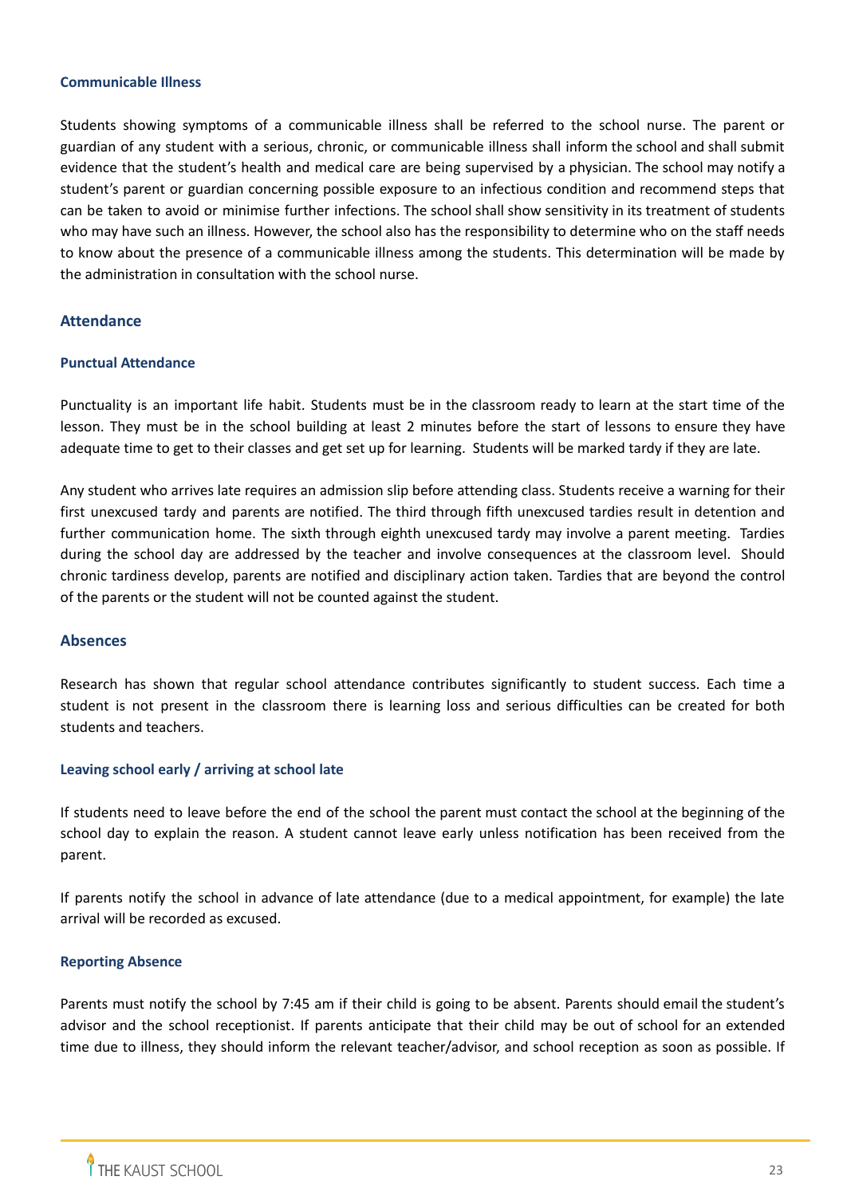### Communicable Illness

Students showing symptoms of a communicable illness shall be referred to the school nurse. The parent or guardian of any student with a serious, chronic, or communicable illness shall inform the school and shall submit evidence that the student's health and medical care are being supervised by a physician. The school may notify a student's parent or guardian concerning possible exposure to an infectious condition and recommend steps that can be taken to avoid or minimise further infections. The school shall show sensitivity in its treatment of students who may have such an illness. However, the school also has the responsibility to determine who on the staff needs to know about the presence of a communicable illness among the students. This determination will be made by the administration in consultation with the school nurse.

## Attendance

### Punctual Attendance

Punctuality is an important life habit. Students must be in the classroom ready to learn at the start time of the lesson. They must be in the school building at least 2 minutes before the start of lessons to ensure they have adequate time to get to their classes and get set up for learning. Students will be marked tardy if they are late.

Any student who arrives late requires an admission slip before attending class. Students receive a warning for their first unexcused tardy and parents are notified. The third through fifth unexcused tardies result in detention and further communication home. The sixth through eighth unexcused tardy may involve a parent meeting. Tardies during the school day are addressed by the teacher and involve consequences at the classroom level. Should chronic tardiness develop, parents are notified and disciplinary action taken. Tardies that are beyond the control of the parents or the student will not be counted against the student.

## Absences

Research has shown that regular school attendance contributes significantly to student success. Each time a student is not present in the classroom there is learning loss and serious difficulties can be created for both students and teachers.

### Leaving school early / arriving at school late

If students need to leave before the end of the school the parent must contact the school at the beginning of the school day to explain the reason. A student cannot leave early unless notification has been received from the parent.

If parents notify the school in advance of late attendance (due to a medical appointment, for example) the late arrival will be recorded as excused.

### Reporting Absence

Parents must notify the school by 7:45 am if their child is going to be absent. Parents should email the student's advisor and the school receptionist. If parents anticipate that their child may be out of school for an extended time due to illness, they should inform the relevant teacher/advisor, and school reception as soon as possible. If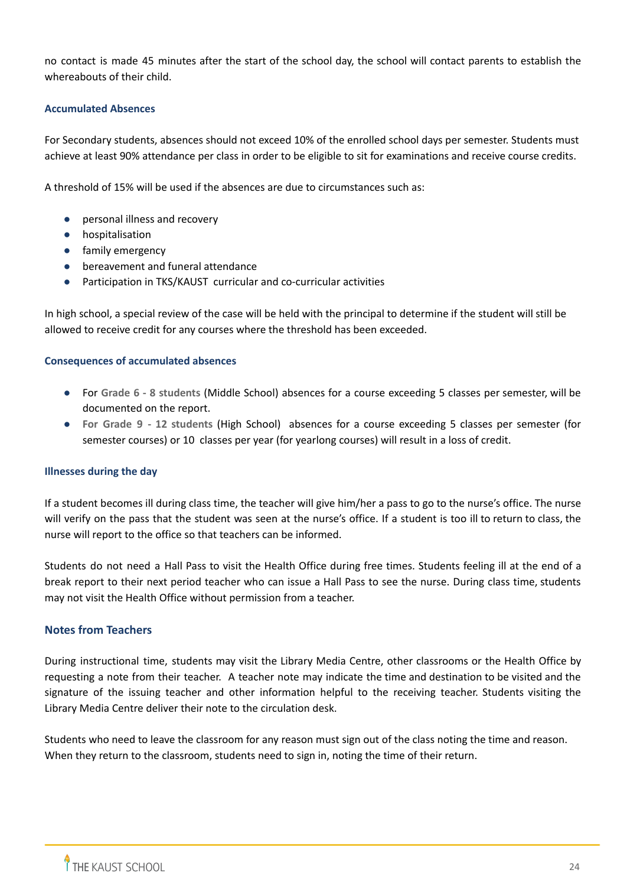no contact is made 45 minutes after the start of the school day, the school will contact parents to establish the whereabouts of their child.

### Accumulated Absences

For Secondary students, absences should not exceed 10% of the enrolled school days per semester. Students must achieve at least 90% attendance per class in order to be eligible to sit for examinations and receive course credits.

A threshold of 15% will be used if the absences are due to circumstances such as:

- personal illness and recovery
- hospitalisation
- family emergency
- bereavement and funeral attendance
- Participation in TKS/KAUST curricular and co-curricular activities

In high school, a special review of the case will be held with the principal to determine if the student will still be allowed to receive credit for any courses where the threshold has been exceeded.

### Consequences of accumulated absences

- For **Grade 6 - 8 students** (Middle School) absences for a course exceeding 5 classes per semester, will be documented on the report.
- **For Grade 9 - 12 students** (High School) absences for a course exceeding 5 classes per semester (for semester courses) or 10 classes per year (for yearlong courses) will result in a loss of credit.

### Illnesses during the day

If a student becomes ill during class time, the teacher will give him/her a pass to go to the nurse's office. The nurse will verify on the pass that the student was seen at the nurse's office. If a student is too ill to return to class, the nurse will report to the office so that teachers can be informed.

Students do not need a Hall Pass to visit the Health Office during free times. Students feeling ill at the end of a break report to their next period teacher who can issue a Hall Pass to see the nurse. During class time, students may not visit the Health Office without permission from a teacher.

## Notes from Teachers

During instructional time, students may visit the Library Media Centre, other classrooms or the Health Office by requesting a note from their teacher. A teacher note may indicate the time and destination to be visited and the signature of the issuing teacher and other information helpful to the receiving teacher. Students visiting the Library Media Centre deliver their note to the circulation desk.

Students who need to leave the classroom for any reason must sign out of the class noting the time and reason. When they return to the classroom, students need to sign in, noting the time of their return.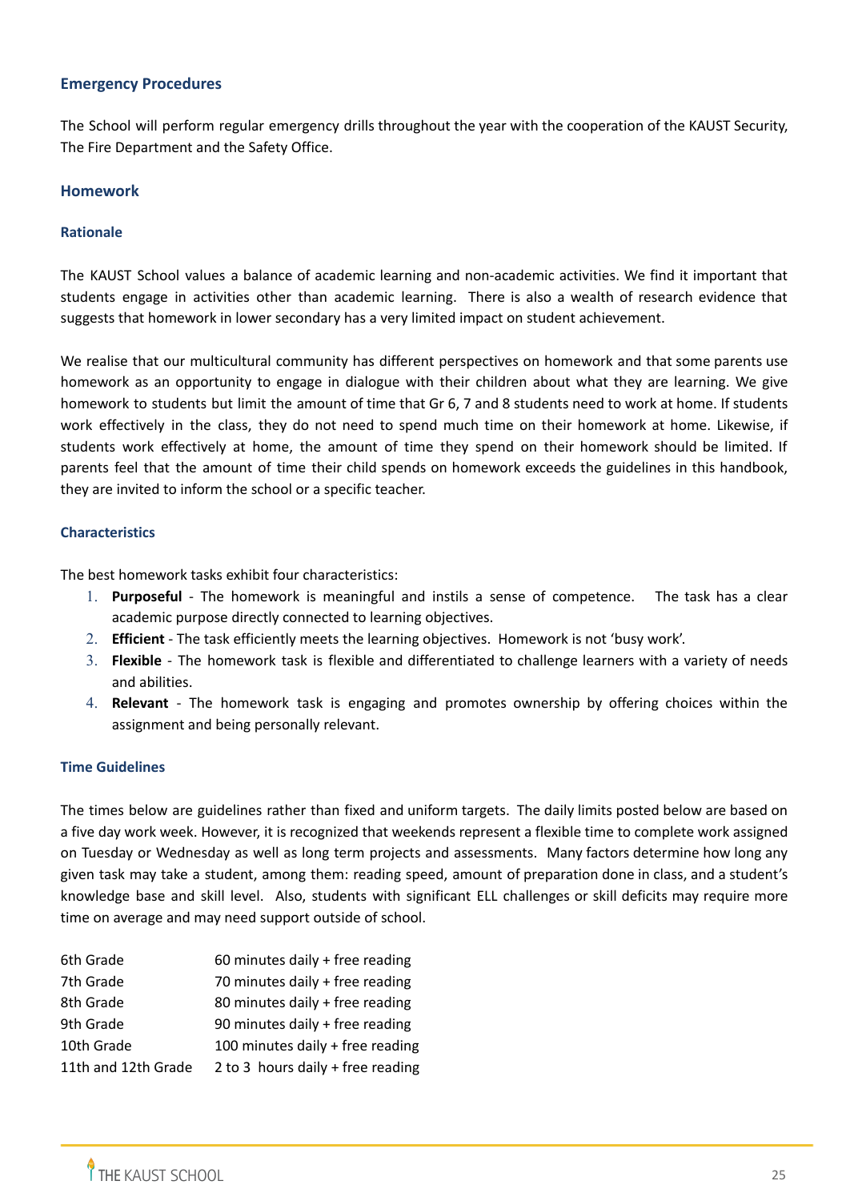## Emergency Procedures

The School will perform regular emergency drills throughout the year with the cooperation of the KAUST Security, The Fire Department and the Safety Office.

## Homework

### Rationale

The KAUST School values a balance of academic learning and non-academic activities. We find it important that students engage in activities other than academic learning. There is also a wealth of research evidence that suggests that homework in lower secondary has a very limited impact on student achievement.

We realise that our multicultural community has different perspectives on homework and that some parents use homework as an opportunity to engage in dialogue with their children about what they are learning. We give homework to students but limit the amount of time that Gr 6, 7 and 8 students need to work at home. If students work effectively in the class, they do not need to spend much time on their homework at home. Likewise, if students work effectively at home, the amount of time they spend on their homework should be limited. If parents feel that the amount of time their child spends on homework exceeds the guidelines in this handbook, they are invited to inform the school or a specific teacher.

### Characteristics

The best homework tasks exhibit four characteristics:

1. **Purposeful** - The homework is meaningful and instils a sense of competence. The task has a clear academic purpose directly connected to learning objectives.
2. **Efficient** - The task efficiently meets the learning objectives. Homework is not 'busy work'.
3. **Flexible** - The homework task is flexible and differentiated to challenge learners with a variety of needs and abilities.
4. **Relevant** - The homework task is engaging and promotes ownership by offering choices within the assignment and being personally relevant.

### Time Guidelines

The times below are guidelines rather than fixed and uniform targets. The daily limits posted below are based on a five day work week. However, it is recognized that weekends represent a flexible time to complete work assigned on Tuesday or Wednesday as well as long term projects and assessments. Many factors determine how long any given task may take a student, among them: reading speed, amount of preparation done in class, and a student's knowledge base and skill level. Also, students with significant ELL challenges or skill deficits may require more time on average and may need support outside of school.

| | |
|---|---|
| 6th Grade | 60 minutes daily + free reading |
| 7th Grade | 70 minutes daily + free reading |
| 8th Grade | 80 minutes daily + free reading |
| 9th Grade | 90 minutes daily + free reading |
| 10th Grade | 100 minutes daily + free reading |
| 11th and 12th Grade | 2 to 3 hours daily + free reading |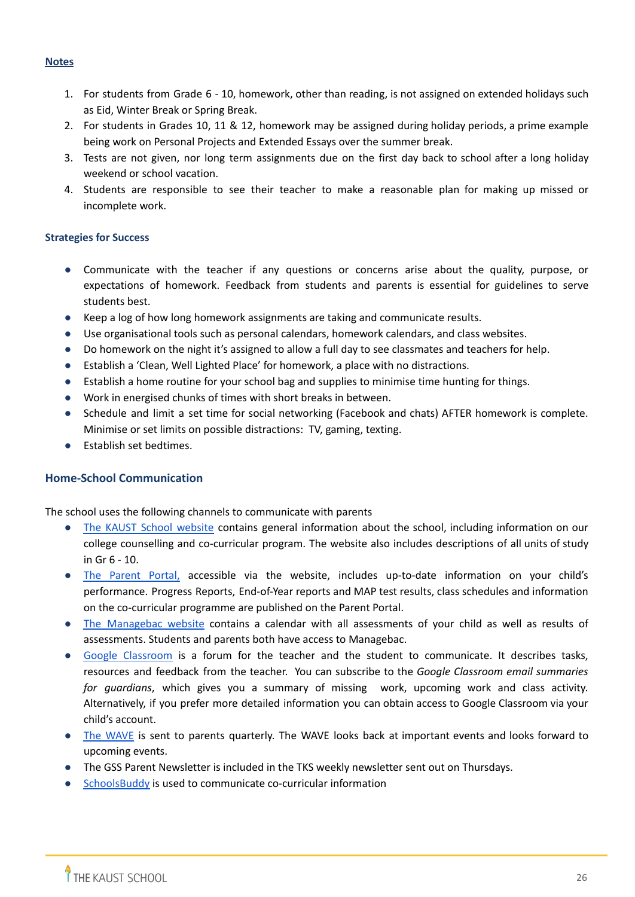**Notes**

1. For students from Grade 6 - 10, homework, other than reading, is not assigned on extended holidays such as Eid, Winter Break or Spring Break.
2. For students in Grades 10, 11 & 12, homework may be assigned during holiday periods, a prime example being work on Personal Projects and Extended Essays over the summer break.
3. Tests are not given, nor long term assignments due on the first day back to school after a long holiday weekend or school vacation.
4. Students are responsible to see their teacher to make a reasonable plan for making up missed or incomplete work.

### Strategies for Success

- Communicate with the teacher if any questions or concerns arise about the quality, purpose, or expectations of homework. Feedback from students and parents is essential for guidelines to serve students best.
- Keep a log of how long homework assignments are taking and communicate results.
- Use organisational tools such as personal calendars, homework calendars, and class websites.
- Do homework on the night it's assigned to allow a full day to see classmates and teachers for help.
- Establish a 'Clean, Well Lighted Place' for homework, a place with no distractions.
- Establish a home routine for your school bag and supplies to minimise time hunting for things.
- Work in energised chunks of times with short breaks in between.
- Schedule and limit a set time for social networking (Facebook and chats) AFTER homework is complete. Minimise or set limits on possible distractions: TV, gaming, texting.
- Establish set bedtimes.

## Home-School Communication

The school uses the following channels to communicate with parents

- The KAUST School website contains general information about the school, including information on our college counselling and co-curricular program. The website also includes descriptions of all units of study in Gr 6 - 10.
- The Parent Portal, accessible via the website, includes up-to-date information on your child's performance. Progress Reports, End-of-Year reports and MAP test results, class schedules and information on the co-curricular programme are published on the Parent Portal.
- The Managebac website contains a calendar with all assessments of your child as well as results of assessments. Students and parents both have access to Managebac.
- Google Classroom is a forum for the teacher and the student to communicate. It describes tasks, resources and feedback from the teacher. You can subscribe to the *Google Classroom email summaries for guardians*, which gives you a summary of missing work, upcoming work and class activity. Alternatively, if you prefer more detailed information you can obtain access to Google Classroom via your child's account.
- The WAVE is sent to parents quarterly. The WAVE looks back at important events and looks forward to upcoming events.
- The GSS Parent Newsletter is included in the TKS weekly newsletter sent out on Thursdays.
- SchoolsBuddy is used to communicate co-curricular information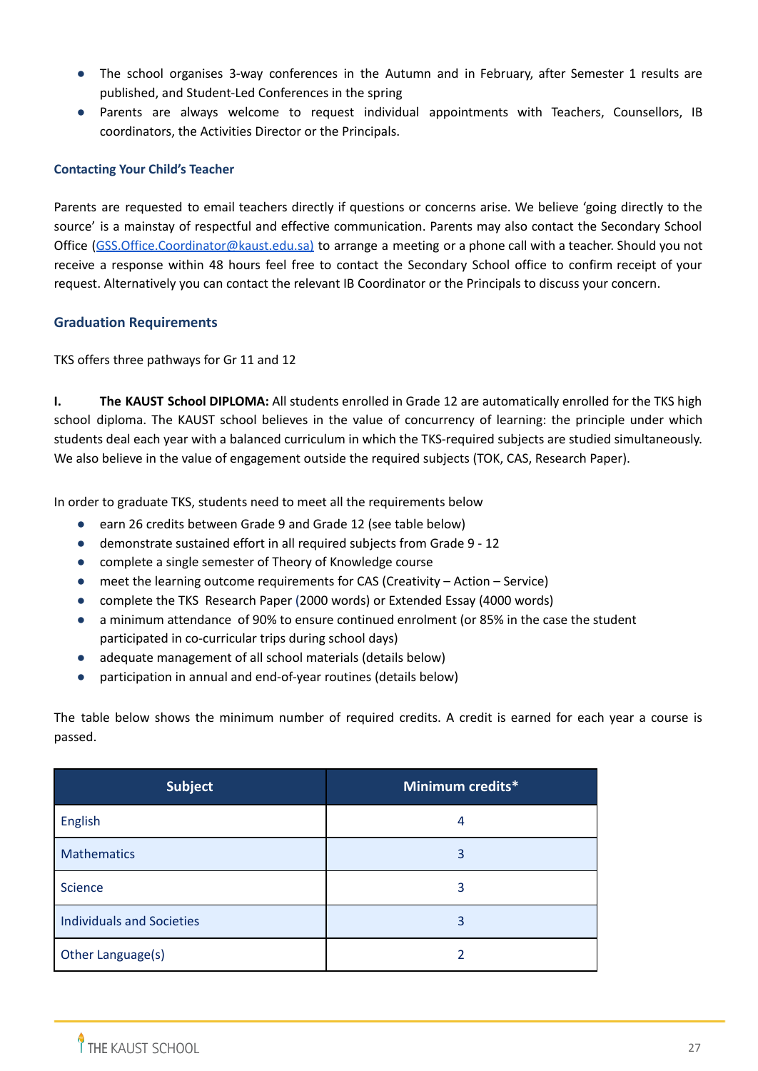- The school organises 3-way conferences in the Autumn and in February, after Semester 1 results are published, and Student-Led Conferences in the spring
- Parents are always welcome to request individual appointments with Teachers, Counsellors, IB coordinators, the Activities Director or the Principals.

#### Contacting Your Child's Teacher

Parents are requested to email teachers directly if questions or concerns arise. We believe 'going directly to the source' is a mainstay of respectful and effective communication. Parents may also contact the Secondary School Office (GSS.Office.Coordinator@kaust.edu.sa) to arrange a meeting or a phone call with a teacher. Should you not receive a response within 48 hours feel free to contact the Secondary School office to confirm receipt of your request. Alternatively you can contact the relevant IB Coordinator or the Principals to discuss your concern.

### Graduation Requirements

TKS offers three pathways for Gr 11 and 12

**I. The KAUST School DIPLOMA:** All students enrolled in Grade 12 are automatically enrolled for the TKS high school diploma. The KAUST school believes in the value of concurrency of learning: the principle under which students deal each year with a balanced curriculum in which the TKS-required subjects are studied simultaneously. We also believe in the value of engagement outside the required subjects (TOK, CAS, Research Paper).

In order to graduate TKS, students need to meet all the requirements below

- earn 26 credits between Grade 9 and Grade 12 (see table below)
- demonstrate sustained effort in all required subjects from Grade 9 - 12
- complete a single semester of Theory of Knowledge course
- meet the learning outcome requirements for CAS (Creativity – Action – Service)
- complete the TKS Research Paper (2000 words) or Extended Essay (4000 words)
- a minimum attendance of 90% to ensure continued enrolment (or 85% in the case the student participated in co-curricular trips during school days)
- adequate management of all school materials (details below)
- participation in annual and end-of-year routines (details below)

The table below shows the minimum number of required credits. A credit is earned for each year a course is passed.

| Subject | Minimum credits* |
|---|---|
| English | 4 |
| Mathematics | 3 |
| Science | 3 |
| Individuals and Societies | 3 |
| Other Language(s) | 2 |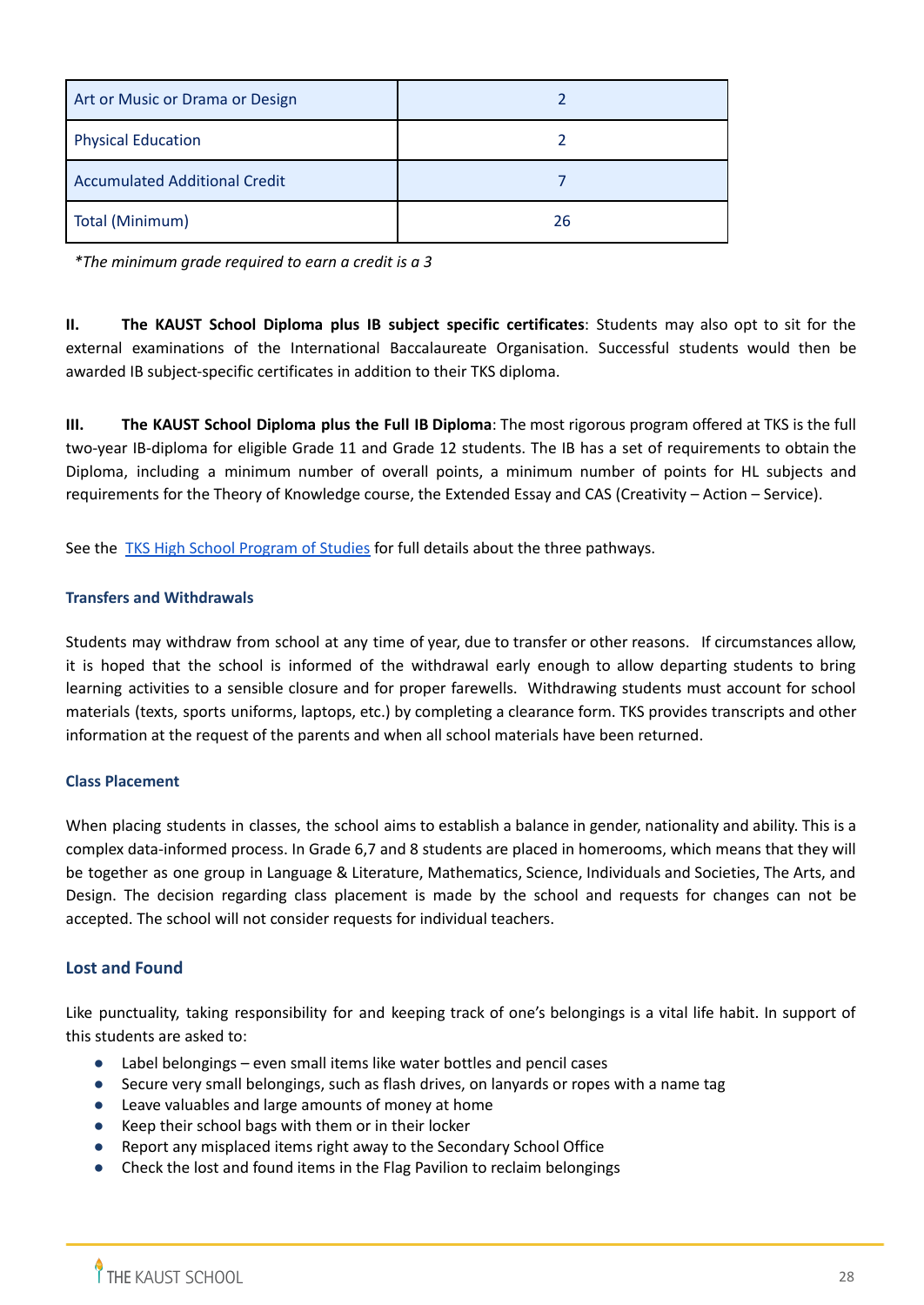| Art or Music or Drama or Design | 2 |
|---|---|
| Physical Education | 2 |
| Accumulated Additional Credit | 7 |
| Total (Minimum) | 26 |

*\*The minimum grade required to earn a credit is a 3*

**II. The KAUST School Diploma plus IB subject specific certificates**: Students may also opt to sit for the external examinations of the International Baccalaureate Organisation. Successful students would then be awarded IB subject-specific certificates in addition to their TKS diploma.

**III. The KAUST School Diploma plus the Full IB Diploma**: The most rigorous program offered at TKS is the full two-year IB-diploma for eligible Grade 11 and Grade 12 students. The IB has a set of requirements to obtain the Diploma, including a minimum number of overall points, a minimum number of points for HL subjects and requirements for the Theory of Knowledge course, the Extended Essay and CAS (Creativity – Action – Service).

See the [TKS High School Program of Studies]() for full details about the three pathways.

#### Transfers and Withdrawals

Students may withdraw from school at any time of year, due to transfer or other reasons. If circumstances allow, it is hoped that the school is informed of the withdrawal early enough to allow departing students to bring learning activities to a sensible closure and for proper farewells. Withdrawing students must account for school materials (texts, sports uniforms, laptops, etc.) by completing a clearance form. TKS provides transcripts and other information at the request of the parents and when all school materials have been returned.

#### Class Placement

When placing students in classes, the school aims to establish a balance in gender, nationality and ability. This is a complex data-informed process. In Grade 6,7 and 8 students are placed in homerooms, which means that they will be together as one group in Language & Literature, Mathematics, Science, Individuals and Societies, The Arts, and Design. The decision regarding class placement is made by the school and requests for changes can not be accepted. The school will not consider requests for individual teachers.

### Lost and Found

Like punctuality, taking responsibility for and keeping track of one's belongings is a vital life habit. In support of this students are asked to:

- Label belongings – even small items like water bottles and pencil cases
- Secure very small belongings, such as flash drives, on lanyards or ropes with a name tag
- Leave valuables and large amounts of money at home
- Keep their school bags with them or in their locker
- Report any misplaced items right away to the Secondary School Office
- Check the lost and found items in the Flag Pavilion to reclaim belongings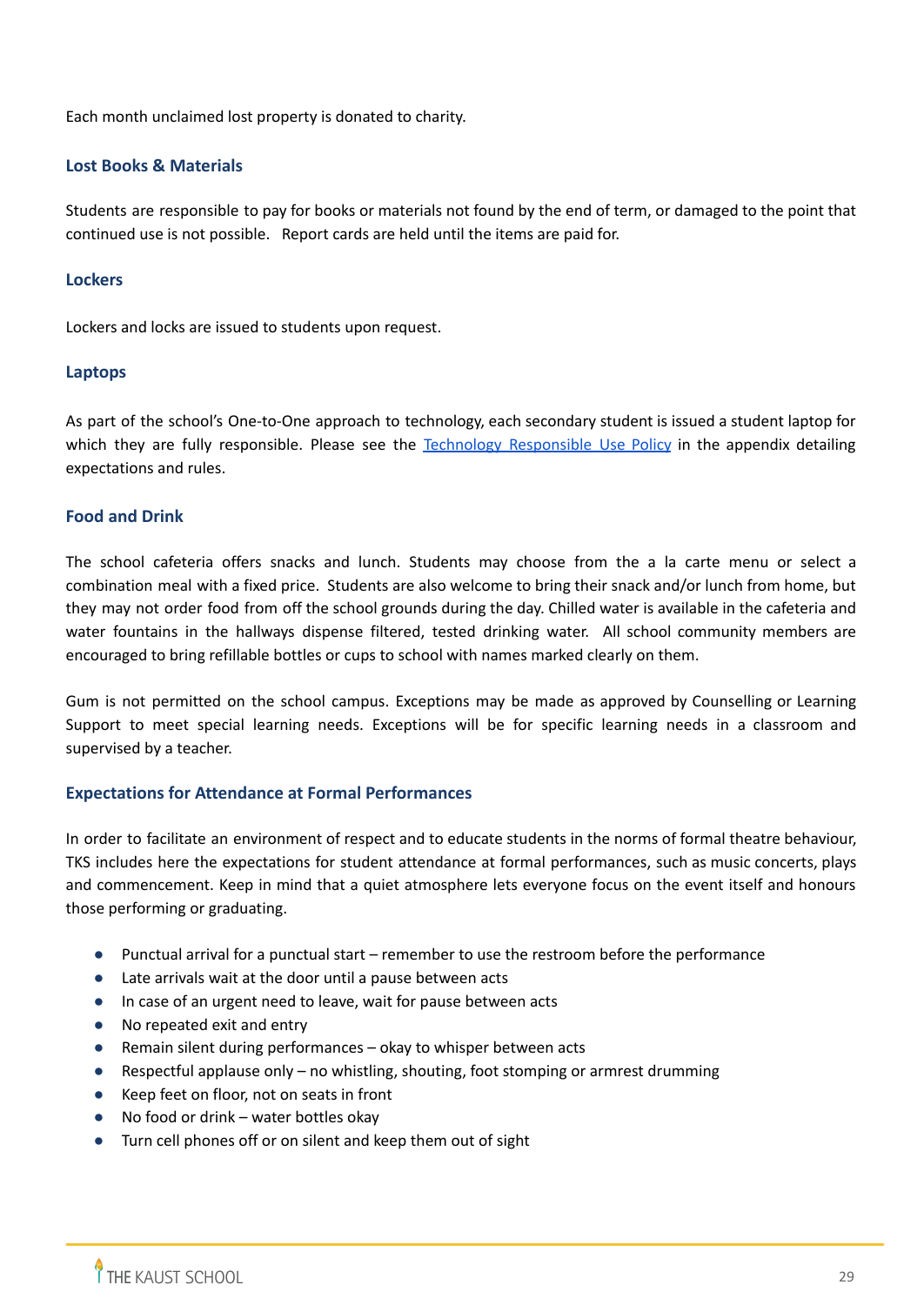Each month unclaimed lost property is donated to charity.

### Lost Books & Materials

Students are responsible to pay for books or materials not found by the end of term, or damaged to the point that continued use is not possible. Report cards are held until the items are paid for.

### Lockers

Lockers and locks are issued to students upon request.

### Laptops

As part of the school's One-to-One approach to technology, each secondary student is issued a student laptop for which they are fully responsible. Please see the [Technology Responsible Use Policy]() in the appendix detailing expectations and rules.

### Food and Drink

The school cafeteria offers snacks and lunch. Students may choose from the a la carte menu or select a combination meal with a fixed price. Students are also welcome to bring their snack and/or lunch from home, but they may not order food from off the school grounds during the day. Chilled water is available in the cafeteria and water fountains in the hallways dispense filtered, tested drinking water. All school community members are encouraged to bring refillable bottles or cups to school with names marked clearly on them.

Gum is not permitted on the school campus. Exceptions may be made as approved by Counselling or Learning Support to meet special learning needs. Exceptions will be for specific learning needs in a classroom and supervised by a teacher.

### Expectations for Attendance at Formal Performances

In order to facilitate an environment of respect and to educate students in the norms of formal theatre behaviour, TKS includes here the expectations for student attendance at formal performances, such as music concerts, plays and commencement. Keep in mind that a quiet atmosphere lets everyone focus on the event itself and honours those performing or graduating.

- Punctual arrival for a punctual start – remember to use the restroom before the performance
- Late arrivals wait at the door until a pause between acts
- In case of an urgent need to leave, wait for pause between acts
- No repeated exit and entry
- Remain silent during performances – okay to whisper between acts
- Respectful applause only – no whistling, shouting, foot stomping or armrest drumming
- Keep feet on floor, not on seats in front
- No food or drink – water bottles okay
- Turn cell phones off or on silent and keep them out of sight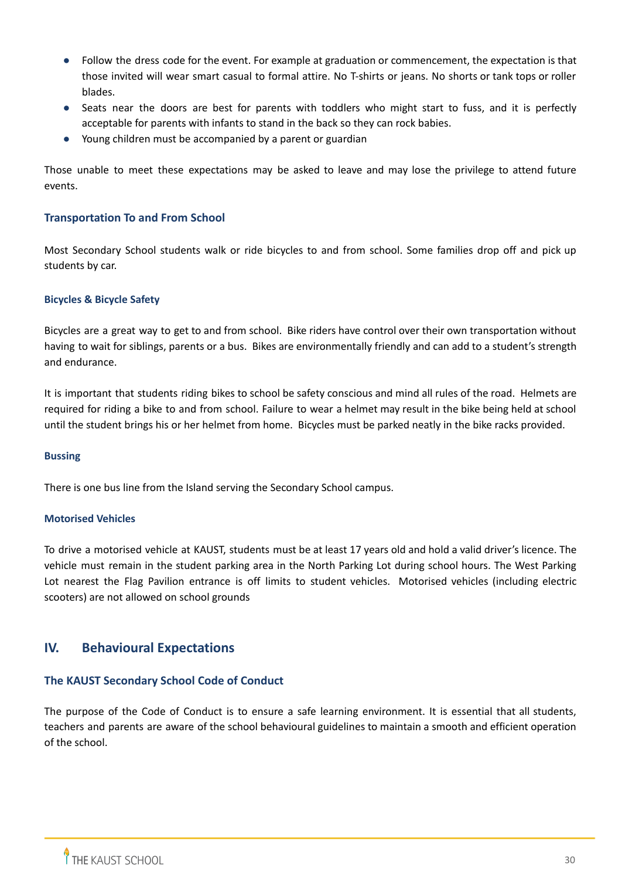- Follow the dress code for the event. For example at graduation or commencement, the expectation is that those invited will wear smart casual to formal attire. No T-shirts or jeans. No shorts or tank tops or roller blades.
- Seats near the doors are best for parents with toddlers who might start to fuss, and it is perfectly acceptable for parents with infants to stand in the back so they can rock babies.
- Young children must be accompanied by a parent or guardian

Those unable to meet these expectations may be asked to leave and may lose the privilege to attend future events.

### Transportation To and From School

Most Secondary School students walk or ride bicycles to and from school. Some families drop off and pick up students by car.

#### Bicycles & Bicycle Safety

Bicycles are a great way to get to and from school. Bike riders have control over their own transportation without having to wait for siblings, parents or a bus. Bikes are environmentally friendly and can add to a student's strength and endurance.

It is important that students riding bikes to school be safety conscious and mind all rules of the road. Helmets are required for riding a bike to and from school. Failure to wear a helmet may result in the bike being held at school until the student brings his or her helmet from home. Bicycles must be parked neatly in the bike racks provided.

#### Bussing

There is one bus line from the Island serving the Secondary School campus.

#### Motorised Vehicles

To drive a motorised vehicle at KAUST, students must be at least 17 years old and hold a valid driver's licence. The vehicle must remain in the student parking area in the North Parking Lot during school hours. The West Parking Lot nearest the Flag Pavilion entrance is off limits to student vehicles. Motorised vehicles (including electric scooters) are not allowed on school grounds

## IV. Behavioural Expectations

### The KAUST Secondary School Code of Conduct

The purpose of the Code of Conduct is to ensure a safe learning environment. It is essential that all students, teachers and parents are aware of the school behavioural guidelines to maintain a smooth and efficient operation of the school.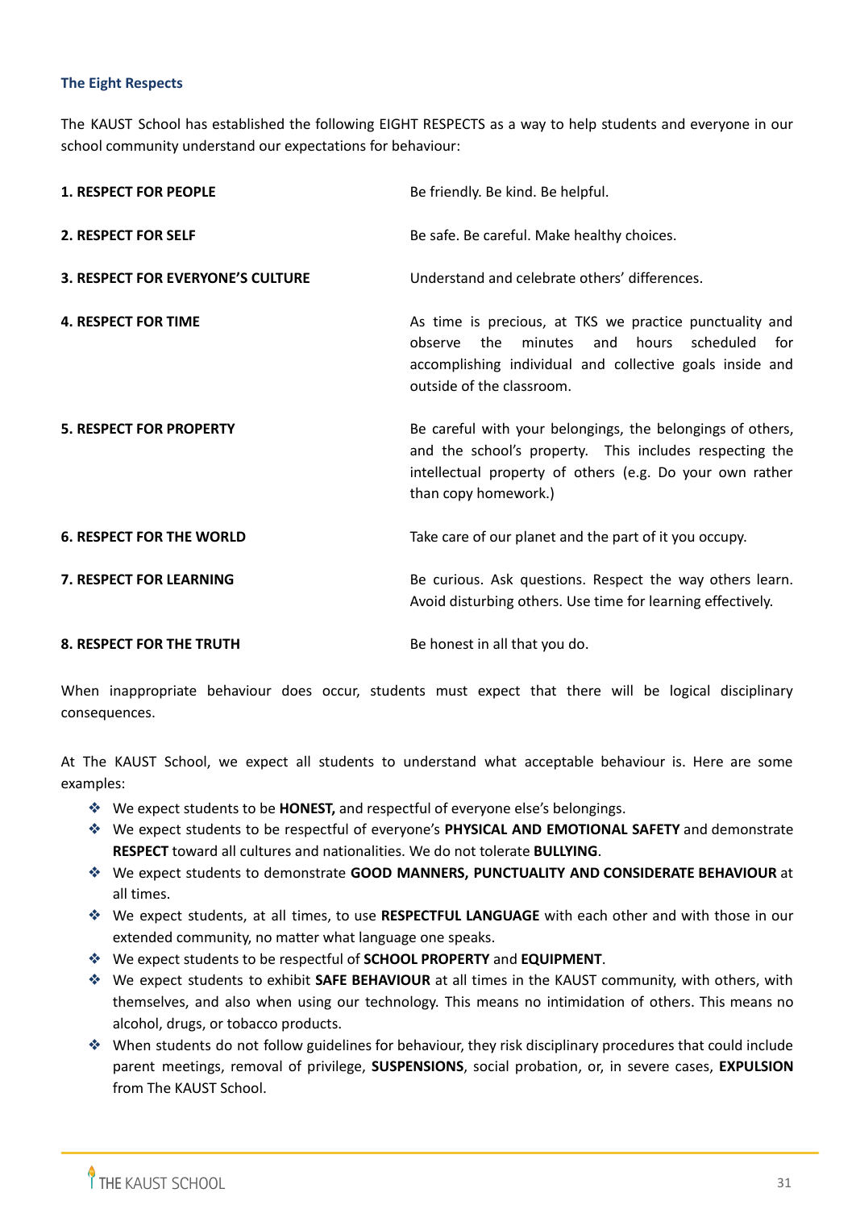### The Eight Respects

The KAUST School has established the following EIGHT RESPECTS as a way to help students and everyone in our school community understand our expectations for behaviour:

| | |
|---|---|
| **1. RESPECT FOR PEOPLE** | Be friendly. Be kind. Be helpful. |
| **2. RESPECT FOR SELF** | Be safe. Be careful. Make healthy choices. |
| **3. RESPECT FOR EVERYONE'S CULTURE** | Understand and celebrate others' differences. |
| **4. RESPECT FOR TIME** | As time is precious, at TKS we practice punctuality and observe the minutes and hours scheduled for accomplishing individual and collective goals inside and outside of the classroom. |
| **5. RESPECT FOR PROPERTY** | Be careful with your belongings, the belongings of others, and the school's property. This includes respecting the intellectual property of others (e.g. Do your own rather than copy homework.) |
| **6. RESPECT FOR THE WORLD** | Take care of our planet and the part of it you occupy. |
| **7. RESPECT FOR LEARNING** | Be curious. Ask questions. Respect the way others learn. Avoid disturbing others. Use time for learning effectively. |
| **8. RESPECT FOR THE TRUTH** | Be honest in all that you do. |

When inappropriate behaviour does occur, students must expect that there will be logical disciplinary consequences.

At The KAUST School, we expect all students to understand what acceptable behaviour is. Here are some examples:

- We expect students to be **HONEST,** and respectful of everyone else's belongings.
- We expect students to be respectful of everyone's **PHYSICAL AND EMOTIONAL SAFETY** and demonstrate **RESPECT** toward all cultures and nationalities. We do not tolerate **BULLYING**.
- We expect students to demonstrate **GOOD MANNERS, PUNCTUALITY AND CONSIDERATE BEHAVIOUR** at all times.
- We expect students, at all times, to use **RESPECTFUL LANGUAGE** with each other and with those in our extended community, no matter what language one speaks.
- We expect students to be respectful of **SCHOOL PROPERTY** and **EQUIPMENT**.
- We expect students to exhibit **SAFE BEHAVIOUR** at all times in the KAUST community, with others, with themselves, and also when using our technology. This means no intimidation of others. This means no alcohol, drugs, or tobacco products.
- When students do not follow guidelines for behaviour, they risk disciplinary procedures that could include parent meetings, removal of privilege, **SUSPENSIONS**, social probation, or, in severe cases, **EXPULSION** from The KAUST School.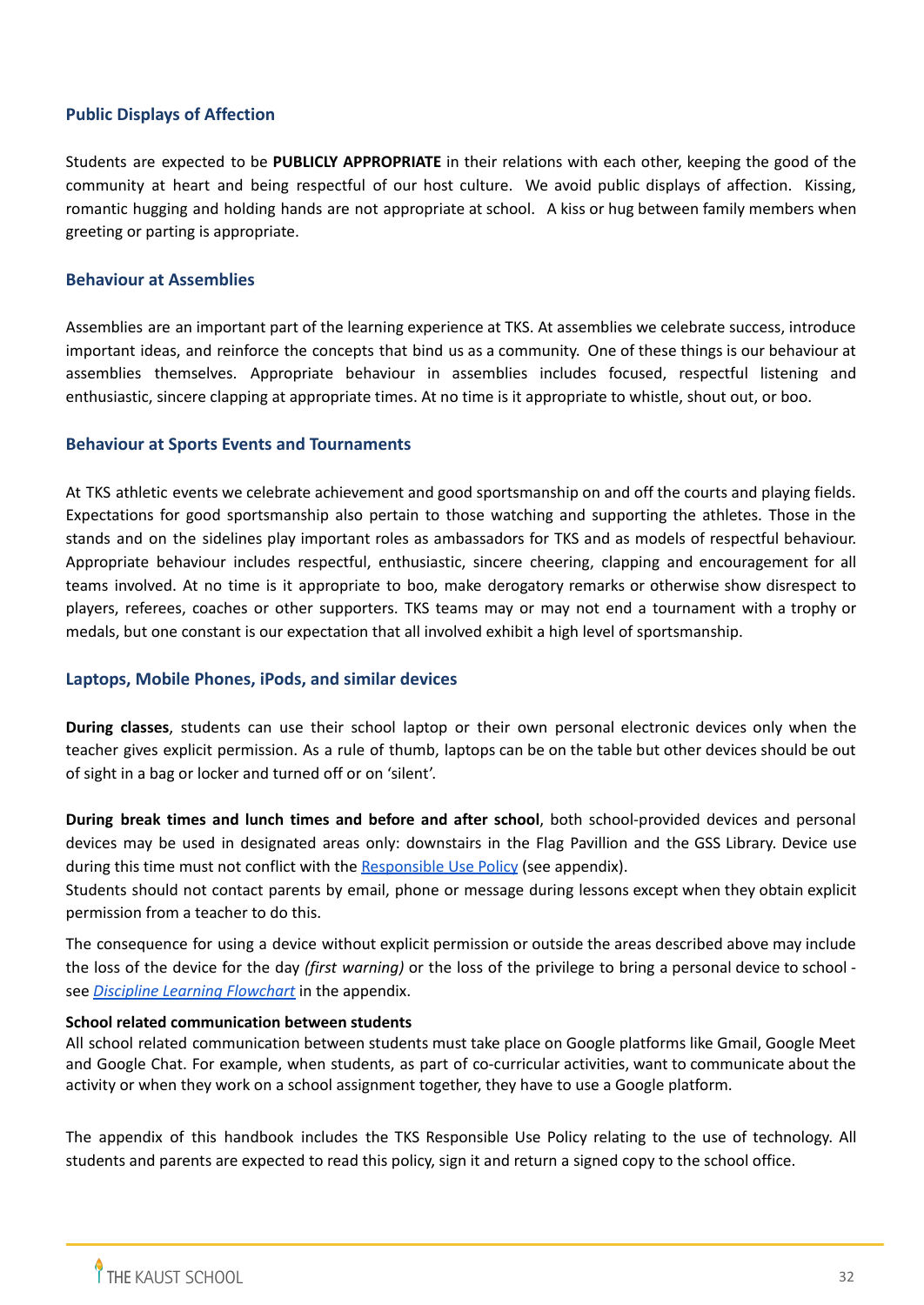### Public Displays of Affection

Students are expected to be **PUBLICLY APPROPRIATE** in their relations with each other, keeping the good of the community at heart and being respectful of our host culture. We avoid public displays of affection. Kissing, romantic hugging and holding hands are not appropriate at school. A kiss or hug between family members when greeting or parting is appropriate.

### Behaviour at Assemblies

Assemblies are an important part of the learning experience at TKS. At assemblies we celebrate success, introduce important ideas, and reinforce the concepts that bind us as a community. One of these things is our behaviour at assemblies themselves. Appropriate behaviour in assemblies includes focused, respectful listening and enthusiastic, sincere clapping at appropriate times. At no time is it appropriate to whistle, shout out, or boo.

### Behaviour at Sports Events and Tournaments

At TKS athletic events we celebrate achievement and good sportsmanship on and off the courts and playing fields. Expectations for good sportsmanship also pertain to those watching and supporting the athletes. Those in the stands and on the sidelines play important roles as ambassadors for TKS and as models of respectful behaviour. Appropriate behaviour includes respectful, enthusiastic, sincere cheering, clapping and encouragement for all teams involved. At no time is it appropriate to boo, make derogatory remarks or otherwise show disrespect to players, referees, coaches or other supporters. TKS teams may or may not end a tournament with a trophy or medals, but one constant is our expectation that all involved exhibit a high level of sportsmanship.

### Laptops, Mobile Phones, iPods, and similar devices

**During classes**, students can use their school laptop or their own personal electronic devices only when the teacher gives explicit permission. As a rule of thumb, laptops can be on the table but other devices should be out of sight in a bag or locker and turned off or on 'silent'.

**During break times and lunch times and before and after school**, both school-provided devices and personal devices may be used in designated areas only: downstairs in the Flag Pavillion and the GSS Library. Device use during this time must not conflict with the Responsible Use Policy (see appendix).
Students should not contact parents by email, phone or message during lessons except when they obtain explicit permission from a teacher to do this.

The consequence for using a device without explicit permission or outside the areas described above may include the loss of the device for the day *(first warning)* or the loss of the privilege to bring a personal device to school - see *Discipline Learning Flowchart* in the appendix.

**School related communication between students**
All school related communication between students must take place on Google platforms like Gmail, Google Meet and Google Chat. For example, when students, as part of co-curricular activities, want to communicate about the activity or when they work on a school assignment together, they have to use a Google platform.

The appendix of this handbook includes the TKS Responsible Use Policy relating to the use of technology. All students and parents are expected to read this policy, sign it and return a signed copy to the school office.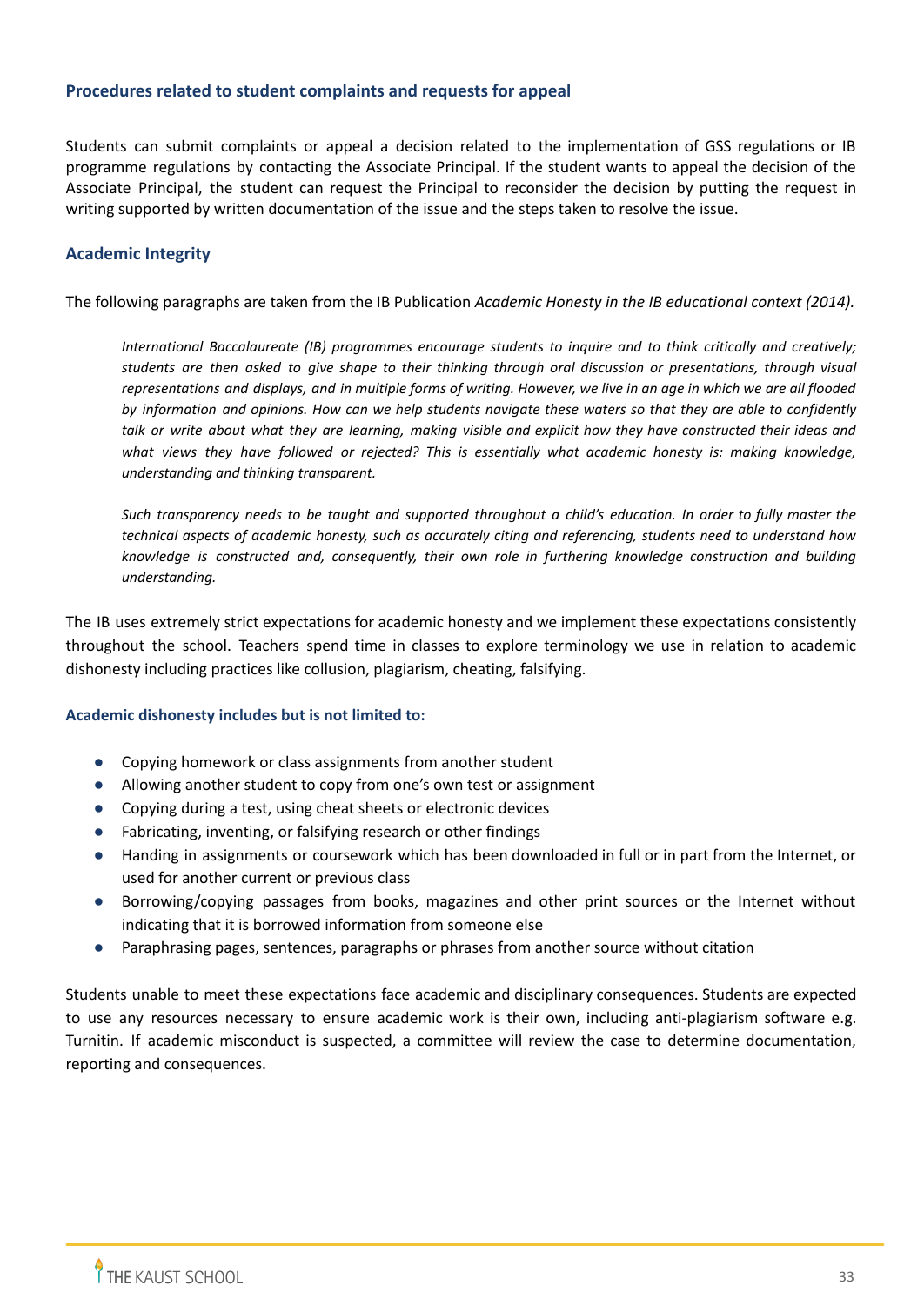## Procedures related to student complaints and requests for appeal

Students can submit complaints or appeal a decision related to the implementation of GSS regulations or IB programme regulations by contacting the Associate Principal. If the student wants to appeal the decision of the Associate Principal, the student can request the Principal to reconsider the decision by putting the request in writing supported by written documentation of the issue and the steps taken to resolve the issue.

## Academic Integrity

The following paragraphs are taken from the IB Publication *Academic Honesty in the IB educational context (2014).*

> *International Baccalaureate (IB) programmes encourage students to inquire and to think critically and creatively; students are then asked to give shape to their thinking through oral discussion or presentations, through visual representations and displays, and in multiple forms of writing. However, we live in an age in which we are all flooded by information and opinions. How can we help students navigate these waters so that they are able to confidently talk or write about what they are learning, making visible and explicit how they have constructed their ideas and what views they have followed or rejected? This is essentially what academic honesty is: making knowledge, understanding and thinking transparent.*
>
> *Such transparency needs to be taught and supported throughout a child's education. In order to fully master the technical aspects of academic honesty, such as accurately citing and referencing, students need to understand how knowledge is constructed and, consequently, their own role in furthering knowledge construction and building understanding.*

The IB uses extremely strict expectations for academic honesty and we implement these expectations consistently throughout the school. Teachers spend time in classes to explore terminology we use in relation to academic dishonesty including practices like collusion, plagiarism, cheating, falsifying.

### Academic dishonesty includes but is not limited to:

- Copying homework or class assignments from another student
- Allowing another student to copy from one's own test or assignment
- Copying during a test, using cheat sheets or electronic devices
- Fabricating, inventing, or falsifying research or other findings
- Handing in assignments or coursework which has been downloaded in full or in part from the Internet, or used for another current or previous class
- Borrowing/copying passages from books, magazines and other print sources or the Internet without indicating that it is borrowed information from someone else
- Paraphrasing pages, sentences, paragraphs or phrases from another source without citation

Students unable to meet these expectations face academic and disciplinary consequences. Students are expected to use any resources necessary to ensure academic work is their own, including anti-plagiarism software e.g. Turnitin. If academic misconduct is suspected, a committee will review the case to determine documentation, reporting and consequences.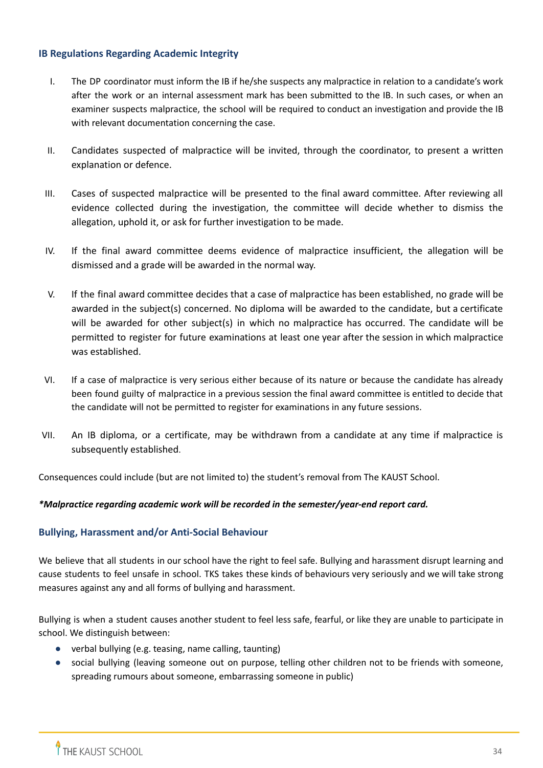## IB Regulations Regarding Academic Integrity

I. The DP coordinator must inform the IB if he/she suspects any malpractice in relation to a candidate's work after the work or an internal assessment mark has been submitted to the IB. In such cases, or when an examiner suspects malpractice, the school will be required to conduct an investigation and provide the IB with relevant documentation concerning the case.

II. Candidates suspected of malpractice will be invited, through the coordinator, to present a written explanation or defence.

III. Cases of suspected malpractice will be presented to the final award committee. After reviewing all evidence collected during the investigation, the committee will decide whether to dismiss the allegation, uphold it, or ask for further investigation to be made.

IV. If the final award committee deems evidence of malpractice insufficient, the allegation will be dismissed and a grade will be awarded in the normal way.

V. If the final award committee decides that a case of malpractice has been established, no grade will be awarded in the subject(s) concerned. No diploma will be awarded to the candidate, but a certificate will be awarded for other subject(s) in which no malpractice has occurred. The candidate will be permitted to register for future examinations at least one year after the session in which malpractice was established.

VI. If a case of malpractice is very serious either because of its nature or because the candidate has already been found guilty of malpractice in a previous session the final award committee is entitled to decide that the candidate will not be permitted to register for examinations in any future sessions.

VII. An IB diploma, or a certificate, may be withdrawn from a candidate at any time if malpractice is subsequently established.

Consequences could include (but are not limited to) the student's removal from The KAUST School.

***Malpractice regarding academic work will be recorded in the semester/year-end report card.***

## Bullying, Harassment and/or Anti-Social Behaviour

We believe that all students in our school have the right to feel safe. Bullying and harassment disrupt learning and cause students to feel unsafe in school. TKS takes these kinds of behaviours very seriously and we will take strong measures against any and all forms of bullying and harassment.

Bullying is when a student causes another student to feel less safe, fearful, or like they are unable to participate in school. We distinguish between:

- verbal bullying (e.g. teasing, name calling, taunting)
- social bullying (leaving someone out on purpose, telling other children not to be friends with someone, spreading rumours about someone, embarrassing someone in public)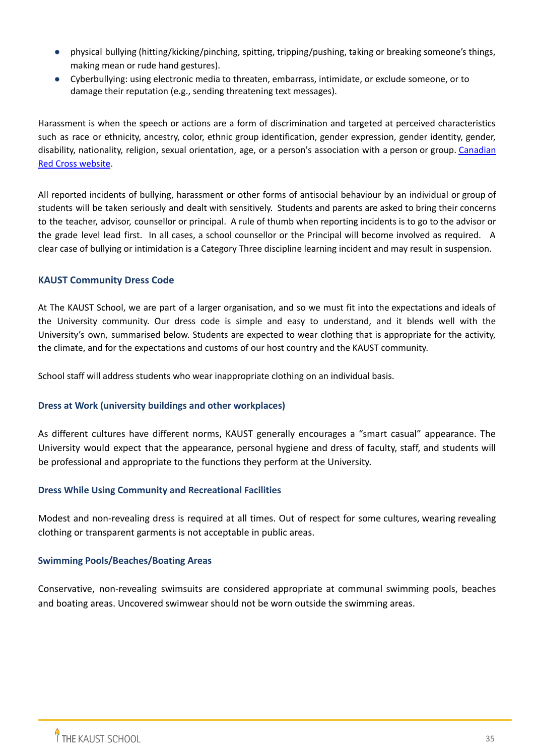- physical bullying (hitting/kicking/pinching, spitting, tripping/pushing, taking or breaking someone's things, making mean or rude hand gestures).
- Cyberbullying: using electronic media to threaten, embarrass, intimidate, or exclude someone, or to damage their reputation (e.g., sending threatening text messages).

Harassment is when the speech or actions are a form of discrimination and targeted at perceived characteristics such as race or ethnicity, ancestry, color, ethnic group identification, gender expression, gender identity, gender, disability, nationality, religion, sexual orientation, age, or a person's association with a person or group. [Canadian Red Cross website](#).

All reported incidents of bullying, harassment or other forms of antisocial behaviour by an individual or group of students will be taken seriously and dealt with sensitively. Students and parents are asked to bring their concerns to the teacher, advisor, counsellor or principal. A rule of thumb when reporting incidents is to go to the advisor or the grade level lead first. In all cases, a school counsellor or the Principal will become involved as required. A clear case of bullying or intimidation is a Category Three discipline learning incident and may result in suspension.

### KAUST Community Dress Code

At The KAUST School, we are part of a larger organisation, and so we must fit into the expectations and ideals of the University community. Our dress code is simple and easy to understand, and it blends well with the University's own, summarised below. Students are expected to wear clothing that is appropriate for the activity, the climate, and for the expectations and customs of our host country and the KAUST community.

School staff will address students who wear inappropriate clothing on an individual basis.

#### Dress at Work (university buildings and other workplaces)

As different cultures have different norms, KAUST generally encourages a "smart casual" appearance. The University would expect that the appearance, personal hygiene and dress of faculty, staff, and students will be professional and appropriate to the functions they perform at the University.

#### Dress While Using Community and Recreational Facilities

Modest and non-revealing dress is required at all times. Out of respect for some cultures, wearing revealing clothing or transparent garments is not acceptable in public areas.

#### Swimming Pools/Beaches/Boating Areas

Conservative, non-revealing swimsuits are considered appropriate at communal swimming pools, beaches and boating areas. Uncovered swimwear should not be worn outside the swimming areas.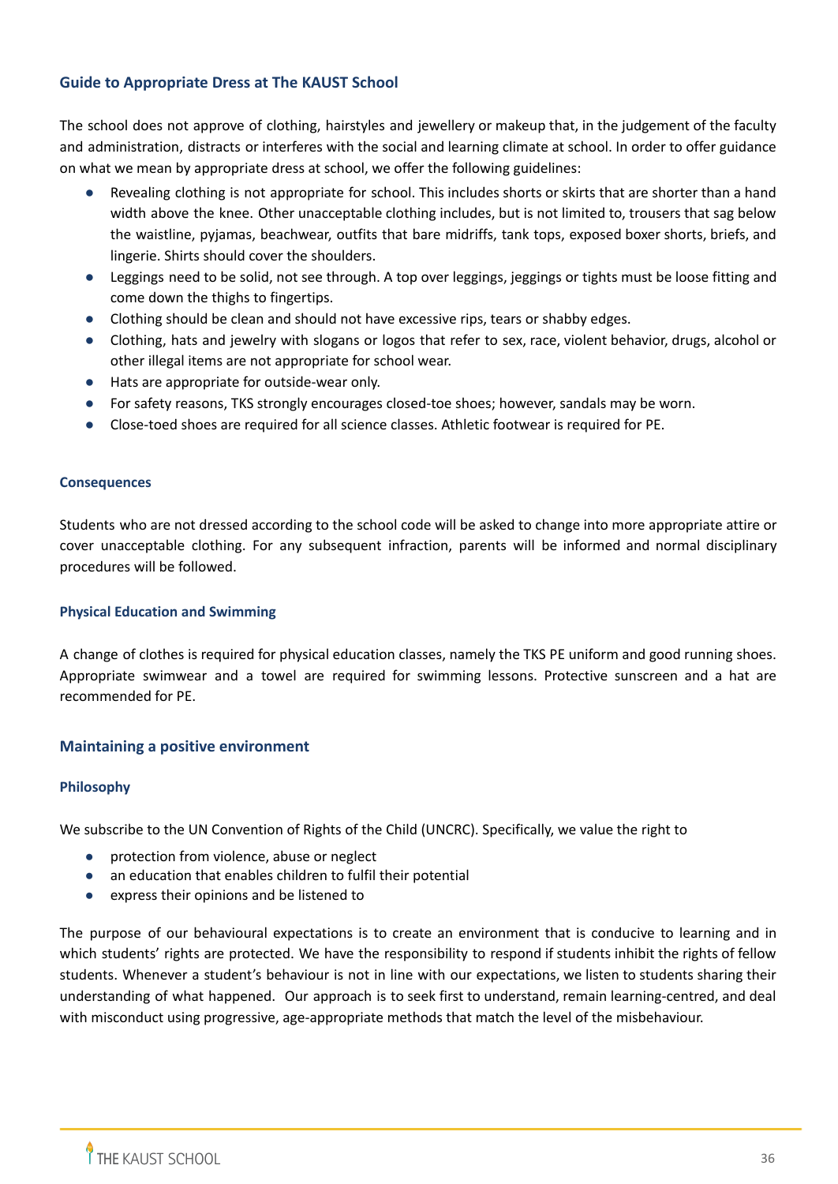## Guide to Appropriate Dress at The KAUST School

The school does not approve of clothing, hairstyles and jewellery or makeup that, in the judgement of the faculty and administration, distracts or interferes with the social and learning climate at school. In order to offer guidance on what we mean by appropriate dress at school, we offer the following guidelines:

- Revealing clothing is not appropriate for school. This includes shorts or skirts that are shorter than a hand width above the knee. Other unacceptable clothing includes, but is not limited to, trousers that sag below the waistline, pyjamas, beachwear, outfits that bare midriffs, tank tops, exposed boxer shorts, briefs, and lingerie. Shirts should cover the shoulders.
- Leggings need to be solid, not see through. A top over leggings, jeggings or tights must be loose fitting and come down the thighs to fingertips.
- Clothing should be clean and should not have excessive rips, tears or shabby edges.
- Clothing, hats and jewelry with slogans or logos that refer to sex, race, violent behavior, drugs, alcohol or other illegal items are not appropriate for school wear.
- Hats are appropriate for outside-wear only.
- For safety reasons, TKS strongly encourages closed-toe shoes; however, sandals may be worn.
- Close-toed shoes are required for all science classes. Athletic footwear is required for PE.

### Consequences

Students who are not dressed according to the school code will be asked to change into more appropriate attire or cover unacceptable clothing. For any subsequent infraction, parents will be informed and normal disciplinary procedures will be followed.

### Physical Education and Swimming

A change of clothes is required for physical education classes, namely the TKS PE uniform and good running shoes. Appropriate swimwear and a towel are required for swimming lessons. Protective sunscreen and a hat are recommended for PE.

## Maintaining a positive environment

### Philosophy

We subscribe to the UN Convention of Rights of the Child (UNCRC). Specifically, we value the right to

- protection from violence, abuse or neglect
- an education that enables children to fulfil their potential
- express their opinions and be listened to

The purpose of our behavioural expectations is to create an environment that is conducive to learning and in which students' rights are protected. We have the responsibility to respond if students inhibit the rights of fellow students. Whenever a student's behaviour is not in line with our expectations, we listen to students sharing their understanding of what happened. Our approach is to seek first to understand, remain learning-centred, and deal with misconduct using progressive, age-appropriate methods that match the level of the misbehaviour.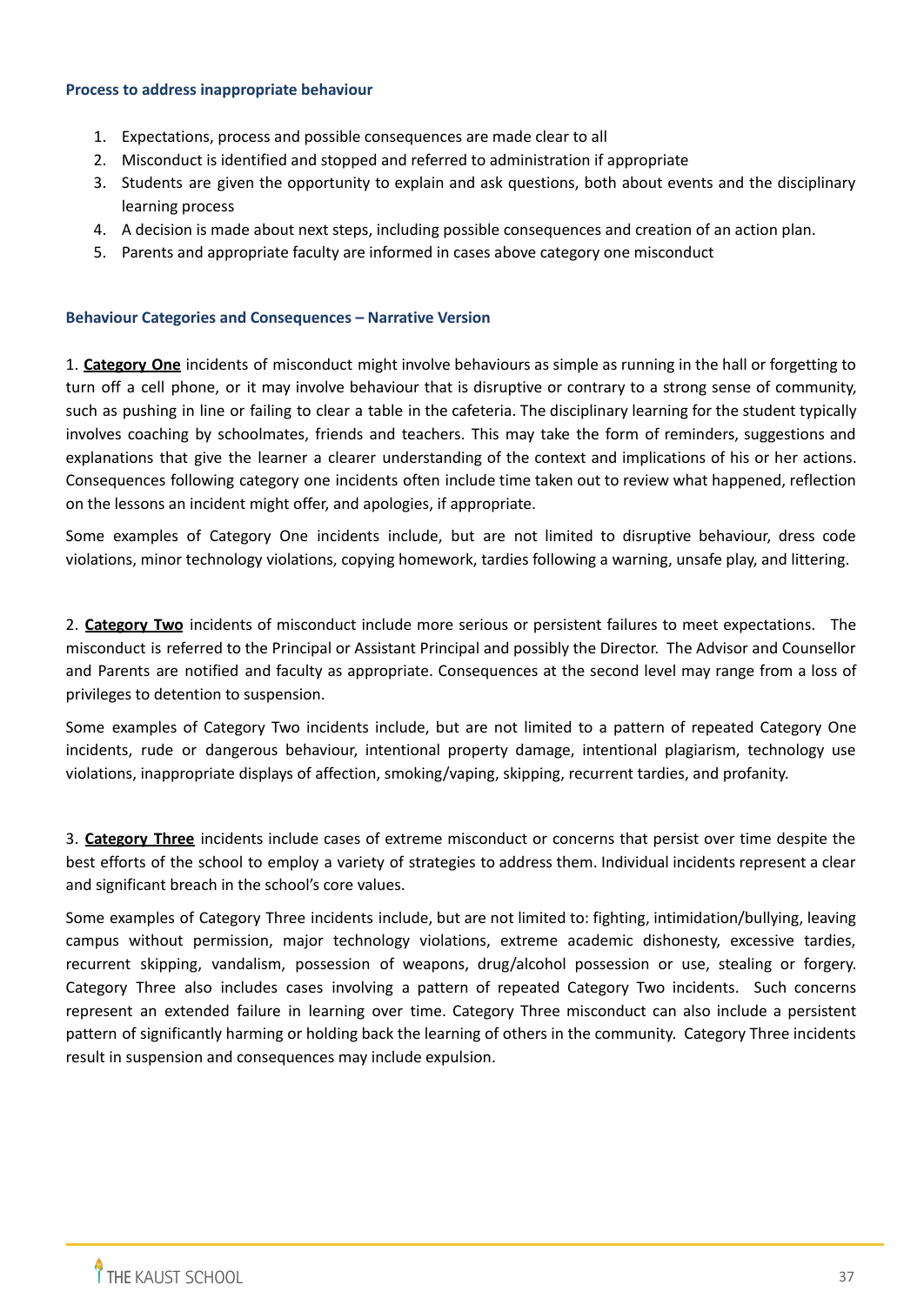### Process to address inappropriate behaviour

1. Expectations, process and possible consequences are made clear to all
2. Misconduct is identified and stopped and referred to administration if appropriate
3. Students are given the opportunity to explain and ask questions, both about events and the disciplinary learning process
4. A decision is made about next steps, including possible consequences and creation of an action plan.
5. Parents and appropriate faculty are informed in cases above category one misconduct

### Behaviour Categories and Consequences – Narrative Version

1. **Category One** incidents of misconduct might involve behaviours as simple as running in the hall or forgetting to turn off a cell phone, or it may involve behaviour that is disruptive or contrary to a strong sense of community, such as pushing in line or failing to clear a table in the cafeteria. The disciplinary learning for the student typically involves coaching by schoolmates, friends and teachers. This may take the form of reminders, suggestions and explanations that give the learner a clearer understanding of the context and implications of his or her actions. Consequences following category one incidents often include time taken out to review what happened, reflection on the lessons an incident might offer, and apologies, if appropriate.

Some examples of Category One incidents include, but are not limited to disruptive behaviour, dress code violations, minor technology violations, copying homework, tardies following a warning, unsafe play, and littering.

2. **Category Two** incidents of misconduct include more serious or persistent failures to meet expectations. The misconduct is referred to the Principal or Assistant Principal and possibly the Director. The Advisor and Counsellor and Parents are notified and faculty as appropriate. Consequences at the second level may range from a loss of privileges to detention to suspension.

Some examples of Category Two incidents include, but are not limited to a pattern of repeated Category One incidents, rude or dangerous behaviour, intentional property damage, intentional plagiarism, technology use violations, inappropriate displays of affection, smoking/vaping, skipping, recurrent tardies, and profanity.

3. **Category Three** incidents include cases of extreme misconduct or concerns that persist over time despite the best efforts of the school to employ a variety of strategies to address them. Individual incidents represent a clear and significant breach in the school's core values.

Some examples of Category Three incidents include, but are not limited to: fighting, intimidation/bullying, leaving campus without permission, major technology violations, extreme academic dishonesty, excessive tardies, recurrent skipping, vandalism, possession of weapons, drug/alcohol possession or use, stealing or forgery. Category Three also includes cases involving a pattern of repeated Category Two incidents. Such concerns represent an extended failure in learning over time. Category Three misconduct can also include a persistent pattern of significantly harming or holding back the learning of others in the community. Category Three incidents result in suspension and consequences may include expulsion.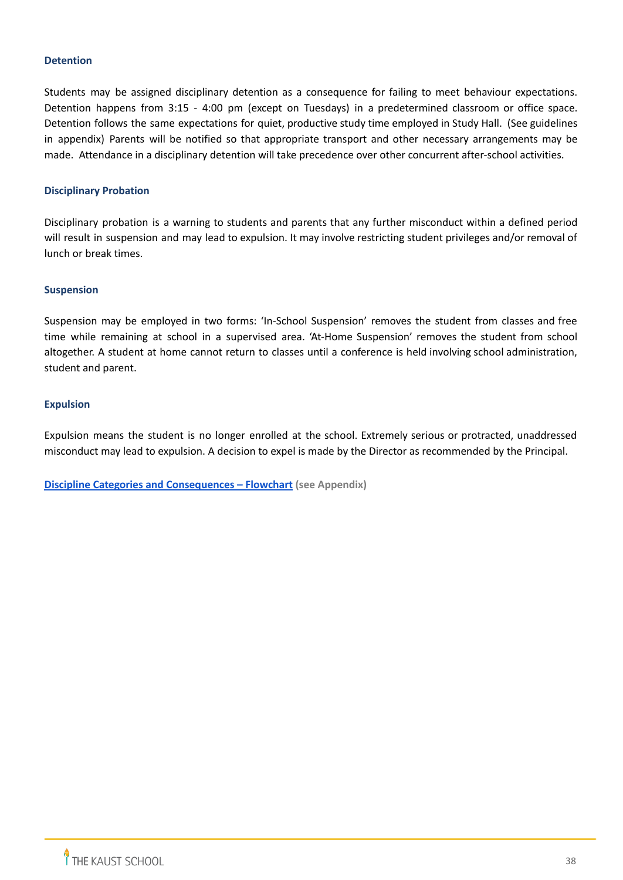### Detention

Students may be assigned disciplinary detention as a consequence for failing to meet behaviour expectations. Detention happens from 3:15 - 4:00 pm (except on Tuesdays) in a predetermined classroom or office space. Detention follows the same expectations for quiet, productive study time employed in Study Hall. (See guidelines in appendix) Parents will be notified so that appropriate transport and other necessary arrangements may be made. Attendance in a disciplinary detention will take precedence over other concurrent after-school activities.

### Disciplinary Probation

Disciplinary probation is a warning to students and parents that any further misconduct within a defined period will result in suspension and may lead to expulsion. It may involve restricting student privileges and/or removal of lunch or break times.

### Suspension

Suspension may be employed in two forms: 'In-School Suspension' removes the student from classes and free time while remaining at school in a supervised area. 'At-Home Suspension' removes the student from school altogether. A student at home cannot return to classes until a conference is held involving school administration, student and parent.

### Expulsion

Expulsion means the student is no longer enrolled at the school. Extremely serious or protracted, unaddressed misconduct may lead to expulsion. A decision to expel is made by the Director as recommended by the Principal.

**Discipline Categories and Consequences – Flowchart** **(see Appendix)**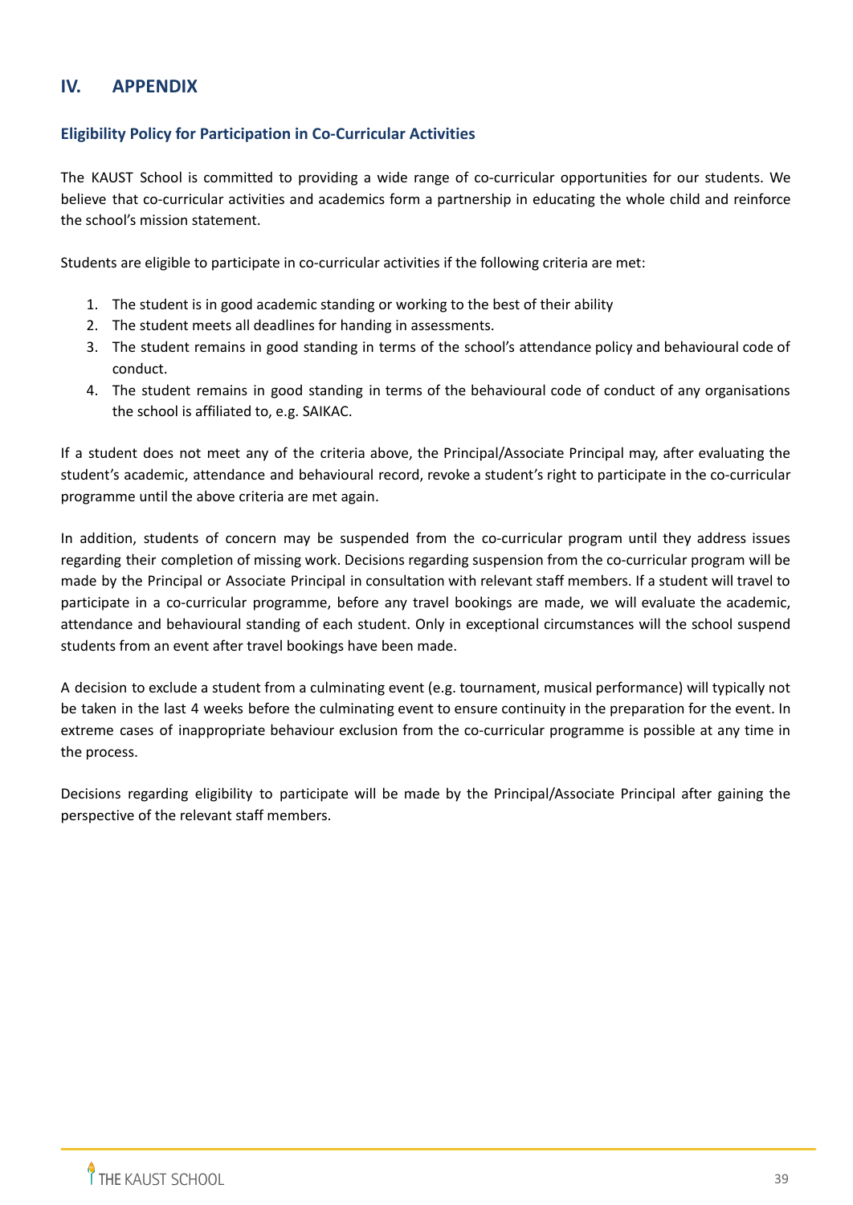# IV. APPENDIX

## Eligibility Policy for Participation in Co-Curricular Activities

The KAUST School is committed to providing a wide range of co-curricular opportunities for our students. We believe that co-curricular activities and academics form a partnership in educating the whole child and reinforce the school's mission statement.

Students are eligible to participate in co-curricular activities if the following criteria are met:

1. The student is in good academic standing or working to the best of their ability
2. The student meets all deadlines for handing in assessments.
3. The student remains in good standing in terms of the school's attendance policy and behavioural code of conduct.
4. The student remains in good standing in terms of the behavioural code of conduct of any organisations the school is affiliated to, e.g. SAIKAC.

If a student does not meet any of the criteria above, the Principal/Associate Principal may, after evaluating the student's academic, attendance and behavioural record, revoke a student's right to participate in the co-curricular programme until the above criteria are met again.

In addition, students of concern may be suspended from the co-curricular program until they address issues regarding their completion of missing work. Decisions regarding suspension from the co-curricular program will be made by the Principal or Associate Principal in consultation with relevant staff members. If a student will travel to participate in a co-curricular programme, before any travel bookings are made, we will evaluate the academic, attendance and behavioural standing of each student. Only in exceptional circumstances will the school suspend students from an event after travel bookings have been made.

A decision to exclude a student from a culminating event (e.g. tournament, musical performance) will typically not be taken in the last 4 weeks before the culminating event to ensure continuity in the preparation for the event. In extreme cases of inappropriate behaviour exclusion from the co-curricular programme is possible at any time in the process.

Decisions regarding eligibility to participate will be made by the Principal/Associate Principal after gaining the perspective of the relevant staff members.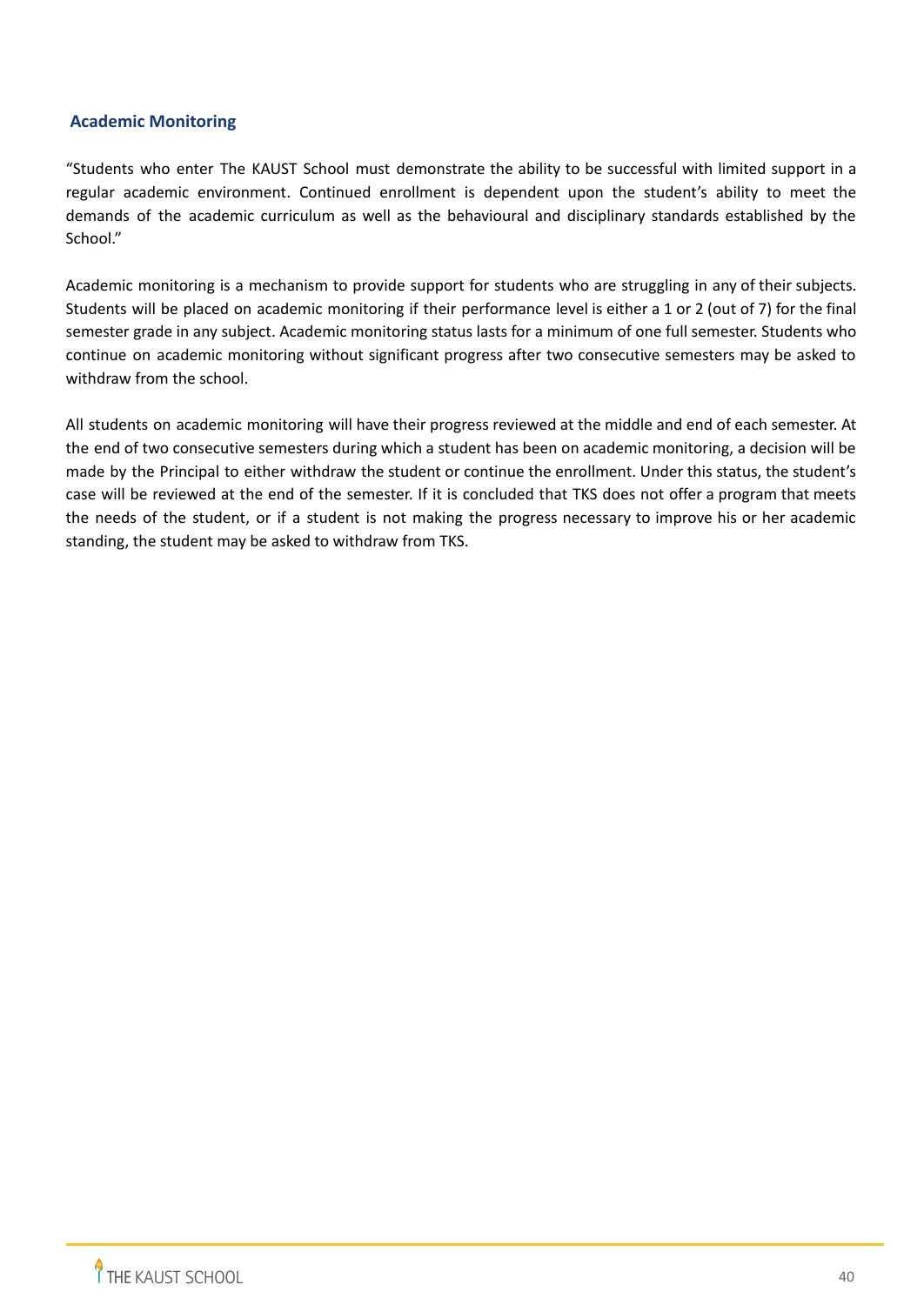### Academic Monitoring

"Students who enter The KAUST School must demonstrate the ability to be successful with limited support in a regular academic environment. Continued enrollment is dependent upon the student's ability to meet the demands of the academic curriculum as well as the behavioural and disciplinary standards established by the School."

Academic monitoring is a mechanism to provide support for students who are struggling in any of their subjects. Students will be placed on academic monitoring if their performance level is either a 1 or 2 (out of 7) for the final semester grade in any subject. Academic monitoring status lasts for a minimum of one full semester. Students who continue on academic monitoring without significant progress after two consecutive semesters may be asked to withdraw from the school.

All students on academic monitoring will have their progress reviewed at the middle and end of each semester. At the end of two consecutive semesters during which a student has been on academic monitoring, a decision will be made by the Principal to either withdraw the student or continue the enrollment. Under this status, the student's case will be reviewed at the end of the semester. If it is concluded that TKS does not offer a program that meets the needs of the student, or if a student is not making the progress necessary to improve his or her academic standing, the student may be asked to withdraw from TKS.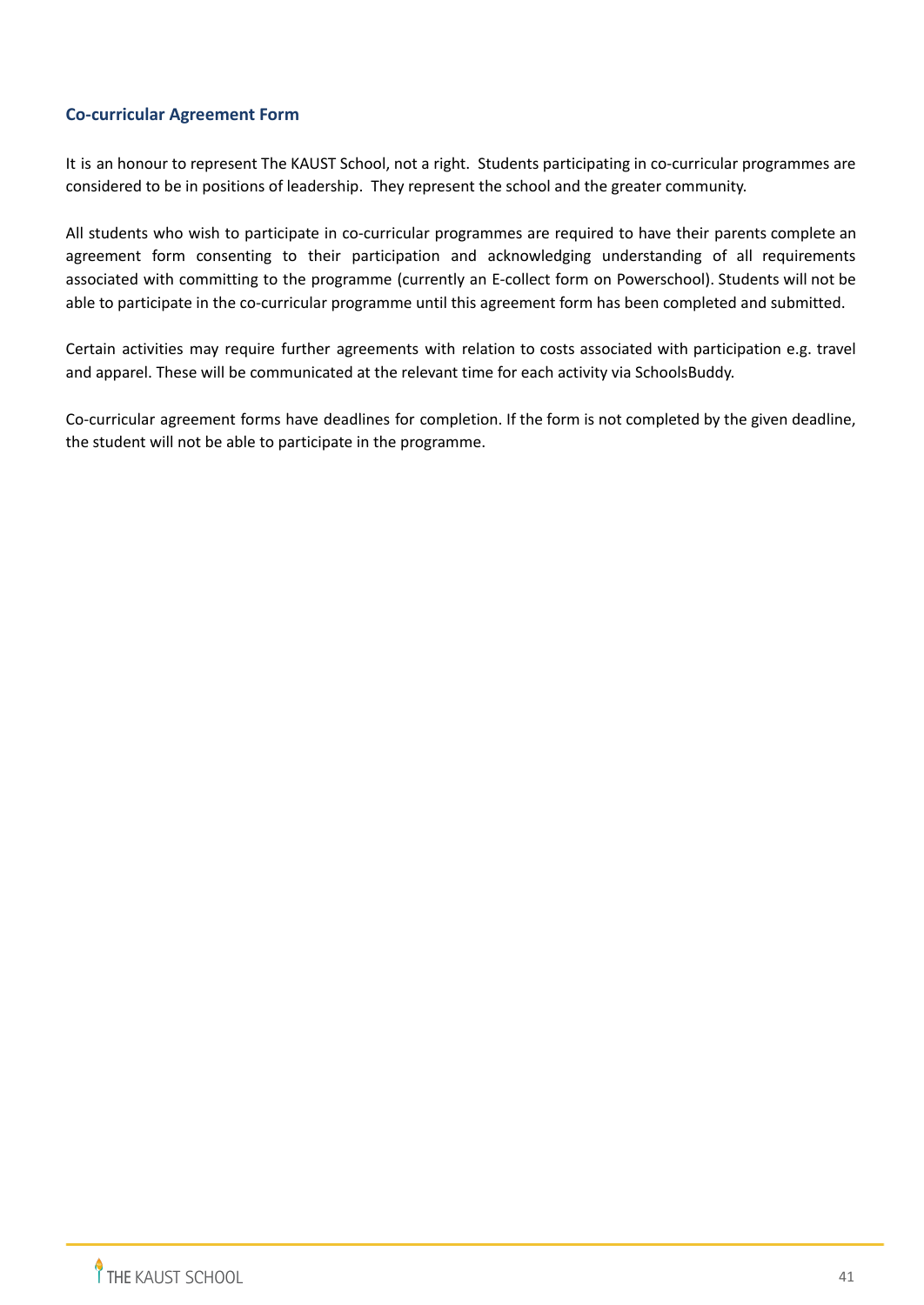## Co-curricular Agreement Form

It is an honour to represent The KAUST School, not a right. Students participating in co-curricular programmes are considered to be in positions of leadership. They represent the school and the greater community.

All students who wish to participate in co-curricular programmes are required to have their parents complete an agreement form consenting to their participation and acknowledging understanding of all requirements associated with committing to the programme (currently an E-collect form on Powerschool). Students will not be able to participate in the co-curricular programme until this agreement form has been completed and submitted.

Certain activities may require further agreements with relation to costs associated with participation e.g. travel and apparel. These will be communicated at the relevant time for each activity via SchoolsBuddy.

Co-curricular agreement forms have deadlines for completion. If the form is not completed by the given deadline, the student will not be able to participate in the programme.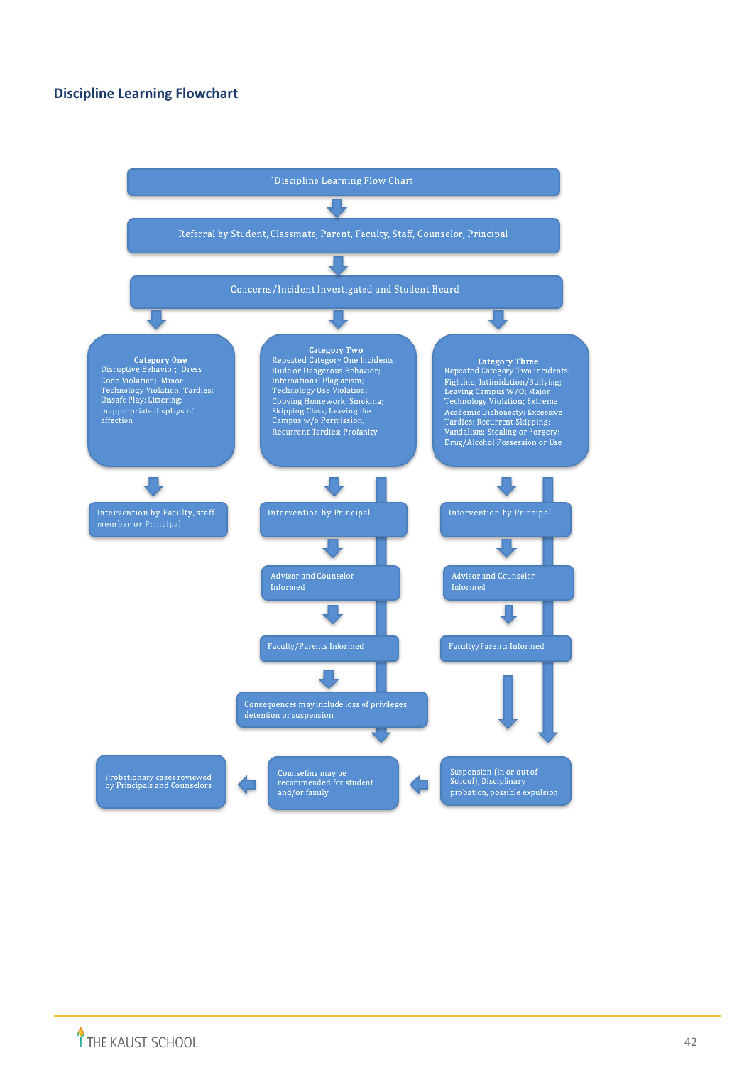## Discipline Learning Flowchart

`Discipline Learning Flow Chart

Referral by Student, Classmate, Parent, Faculty, Staff, Counselor, Principal

Concerns/Incident Investigated and Student Heard

**Category One**
Disruptive Behavior; Dress Code Violation; Minor Technology Violation; Tardies; Unsafe Play; Littering; inappropriate displays of affection

**Category Two**
Repeated Category One Incidents; Rude or Dangerous Behavior; International Plagiarism; Technology Use Violation; Copying Homework; Smoking; Skipping Class, Leaving the Campus w/o Permission, Recurrent Tardies; Profanity

**Category Three**
Repeated Category Two incidents; Fighting, Intimidation/Bullying; Leaving Campus W/O; Major Technology Violation; Extreme Academic Dishonesty; Excessive Tardies; Recurrent Skipping; Vandalism; Stealing or Forgery; Drug/Alcohol Possession or Use

Category One → Intervention by Faculty, staff member or Principal

Category Two → Intervention by Principal → Advisor and Counselor Informed → Faculty/Parents Informed → Consequences may include loss of privileges, detention or suspension → Counseling may be recommended for student and/or family

Category Three → Intervention by Principal → Advisor and Counselor Informed → Faculty/Parents Informed → Suspension (in or out of School), Disciplinary probation, possible expulsion → Counseling may be recommended for student and/or family

Counseling may be recommended for student and/or family → Probationary cases reviewed by Principals and Counselors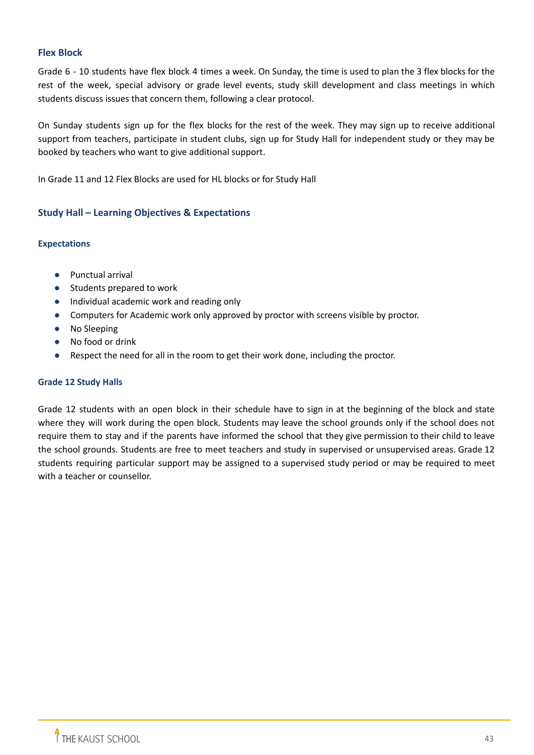## Flex Block

Grade 6 - 10 students have flex block 4 times a week. On Sunday, the time is used to plan the 3 flex blocks for the rest of the week, special advisory or grade level events, study skill development and class meetings in which students discuss issues that concern them, following a clear protocol.

On Sunday students sign up for the flex blocks for the rest of the week. They may sign up to receive additional support from teachers, participate in student clubs, sign up for Study Hall for independent study or they may be booked by teachers who want to give additional support.

In Grade 11 and 12 Flex Blocks are used for HL blocks or for Study Hall

## Study Hall – Learning Objectives & Expectations

### Expectations

- Punctual arrival
- Students prepared to work
- Individual academic work and reading only
- Computers for Academic work only approved by proctor with screens visible by proctor.
- No Sleeping
- No food or drink
- Respect the need for all in the room to get their work done, including the proctor.

### Grade 12 Study Halls

Grade 12 students with an open block in their schedule have to sign in at the beginning of the block and state where they will work during the open block. Students may leave the school grounds only if the school does not require them to stay and if the parents have informed the school that they give permission to their child to leave the school grounds. Students are free to meet teachers and study in supervised or unsupervised areas. Grade 12 students requiring particular support may be assigned to a supervised study period or may be required to meet with a teacher or counsellor.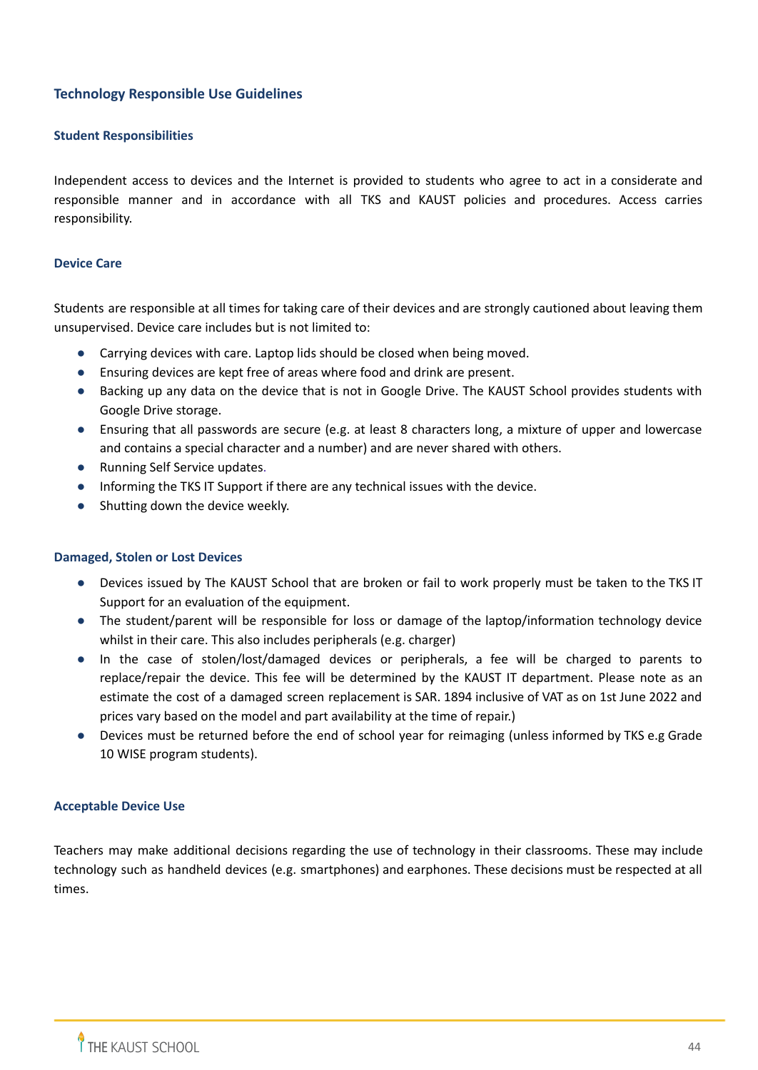## Technology Responsible Use Guidelines

### Student Responsibilities

Independent access to devices and the Internet is provided to students who agree to act in a considerate and responsible manner and in accordance with all TKS and KAUST policies and procedures. Access carries responsibility.

### Device Care

Students are responsible at all times for taking care of their devices and are strongly cautioned about leaving them unsupervised. Device care includes but is not limited to:

- Carrying devices with care. Laptop lids should be closed when being moved.
- Ensuring devices are kept free of areas where food and drink are present.
- Backing up any data on the device that is not in Google Drive. The KAUST School provides students with Google Drive storage.
- Ensuring that all passwords are secure (e.g. at least 8 characters long, a mixture of upper and lowercase and contains a special character and a number) and are never shared with others.
- Running Self Service updates.
- Informing the TKS IT Support if there are any technical issues with the device.
- Shutting down the device weekly.

### Damaged, Stolen or Lost Devices

- Devices issued by The KAUST School that are broken or fail to work properly must be taken to the TKS IT Support for an evaluation of the equipment.
- The student/parent will be responsible for loss or damage of the laptop/information technology device whilst in their care. This also includes peripherals (e.g. charger)
- In the case of stolen/lost/damaged devices or peripherals, a fee will be charged to parents to replace/repair the device. This fee will be determined by the KAUST IT department. Please note as an estimate the cost of a damaged screen replacement is SAR. 1894 inclusive of VAT as on 1st June 2022 and prices vary based on the model and part availability at the time of repair.)
- Devices must be returned before the end of school year for reimaging (unless informed by TKS e.g Grade 10 WISE program students).

### Acceptable Device Use

Teachers may make additional decisions regarding the use of technology in their classrooms. These may include technology such as handheld devices (e.g. smartphones) and earphones. These decisions must be respected at all times.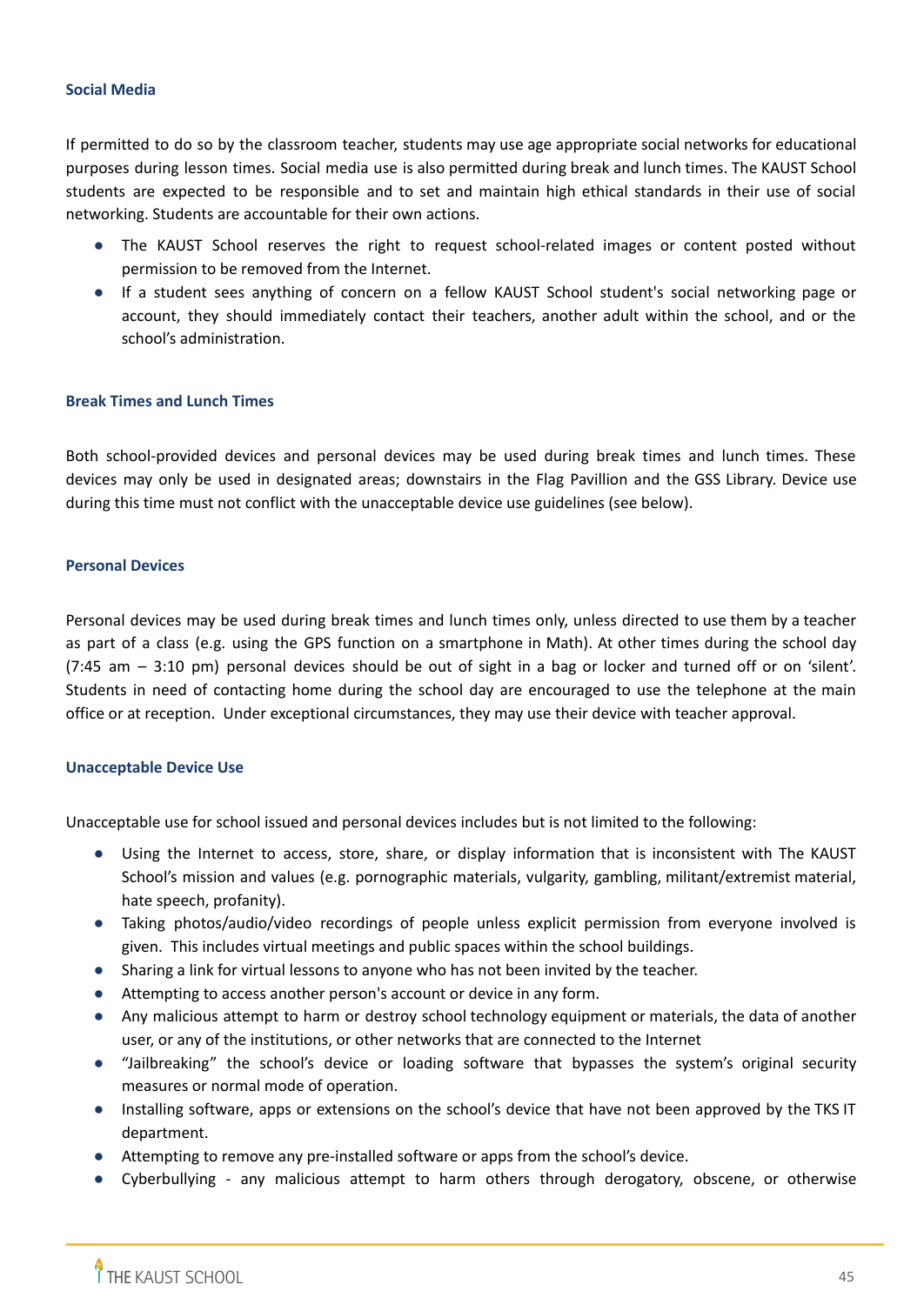### Social Media

If permitted to do so by the classroom teacher, students may use age appropriate social networks for educational purposes during lesson times. Social media use is also permitted during break and lunch times. The KAUST School students are expected to be responsible and to set and maintain high ethical standards in their use of social networking. Students are accountable for their own actions.

- The KAUST School reserves the right to request school-related images or content posted without permission to be removed from the Internet.
- If a student sees anything of concern on a fellow KAUST School student's social networking page or account, they should immediately contact their teachers, another adult within the school, and or the school's administration.

### Break Times and Lunch Times

Both school-provided devices and personal devices may be used during break times and lunch times. These devices may only be used in designated areas; downstairs in the Flag Pavillion and the GSS Library. Device use during this time must not conflict with the unacceptable device use guidelines (see below).

### Personal Devices

Personal devices may be used during break times and lunch times only, unless directed to use them by a teacher as part of a class (e.g. using the GPS function on a smartphone in Math). At other times during the school day (7:45 am – 3:10 pm) personal devices should be out of sight in a bag or locker and turned off or on 'silent'. Students in need of contacting home during the school day are encouraged to use the telephone at the main office or at reception. Under exceptional circumstances, they may use their device with teacher approval.

### Unacceptable Device Use

Unacceptable use for school issued and personal devices includes but is not limited to the following:

- Using the Internet to access, store, share, or display information that is inconsistent with The KAUST School's mission and values (e.g. pornographic materials, vulgarity, gambling, militant/extremist material, hate speech, profanity).
- Taking photos/audio/video recordings of people unless explicit permission from everyone involved is given. This includes virtual meetings and public spaces within the school buildings.
- Sharing a link for virtual lessons to anyone who has not been invited by the teacher.
- Attempting to access another person's account or device in any form.
- Any malicious attempt to harm or destroy school technology equipment or materials, the data of another user, or any of the institutions, or other networks that are connected to the Internet
- "Jailbreaking" the school's device or loading software that bypasses the system's original security measures or normal mode of operation.
- Installing software, apps or extensions on the school's device that have not been approved by the TKS IT department.
- Attempting to remove any pre-installed software or apps from the school's device.
- Cyberbullying - any malicious attempt to harm others through derogatory, obscene, or otherwise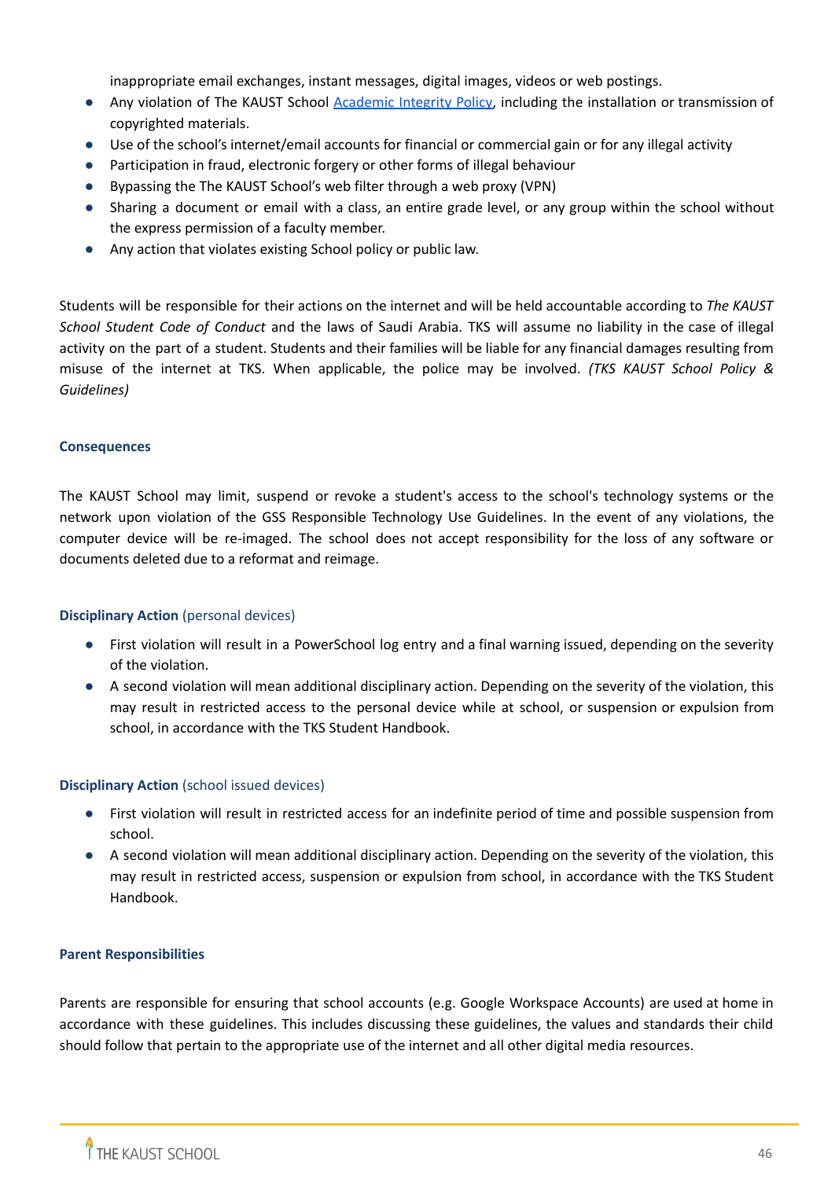inappropriate email exchanges, instant messages, digital images, videos or web postings.

- Any violation of The KAUST School Academic Integrity Policy, including the installation or transmission of copyrighted materials.
- Use of the school's internet/email accounts for financial or commercial gain or for any illegal activity
- Participation in fraud, electronic forgery or other forms of illegal behaviour
- Bypassing the The KAUST School's web filter through a web proxy (VPN)
- Sharing a document or email with a class, an entire grade level, or any group within the school without the express permission of a faculty member.
- Any action that violates existing School policy or public law.

Students will be responsible for their actions on the internet and will be held accountable according to *The KAUST School Student Code of Conduct* and the laws of Saudi Arabia. TKS will assume no liability in the case of illegal activity on the part of a student. Students and their families will be liable for any financial damages resulting from misuse of the internet at TKS. When applicable, the police may be involved. *(TKS KAUST School Policy & Guidelines)*

#### Consequences

The KAUST School may limit, suspend or revoke a student's access to the school's technology systems or the network upon violation of the GSS Responsible Technology Use Guidelines. In the event of any violations, the computer device will be re-imaged. The school does not accept responsibility for the loss of any software or documents deleted due to a reformat and reimage.

#### **Disciplinary Action** (personal devices)

- First violation will result in a PowerSchool log entry and a final warning issued, depending on the severity of the violation.
- A second violation will mean additional disciplinary action. Depending on the severity of the violation, this may result in restricted access to the personal device while at school, or suspension or expulsion from school, in accordance with the TKS Student Handbook.

#### **Disciplinary Action** (school issued devices)

- First violation will result in restricted access for an indefinite period of time and possible suspension from school.
- A second violation will mean additional disciplinary action. Depending on the severity of the violation, this may result in restricted access, suspension or expulsion from school, in accordance with the TKS Student Handbook.

#### Parent Responsibilities

Parents are responsible for ensuring that school accounts (e.g. Google Workspace Accounts) are used at home in accordance with these guidelines. This includes discussing these guidelines, the values and standards their child should follow that pertain to the appropriate use of the internet and all other digital media resources.